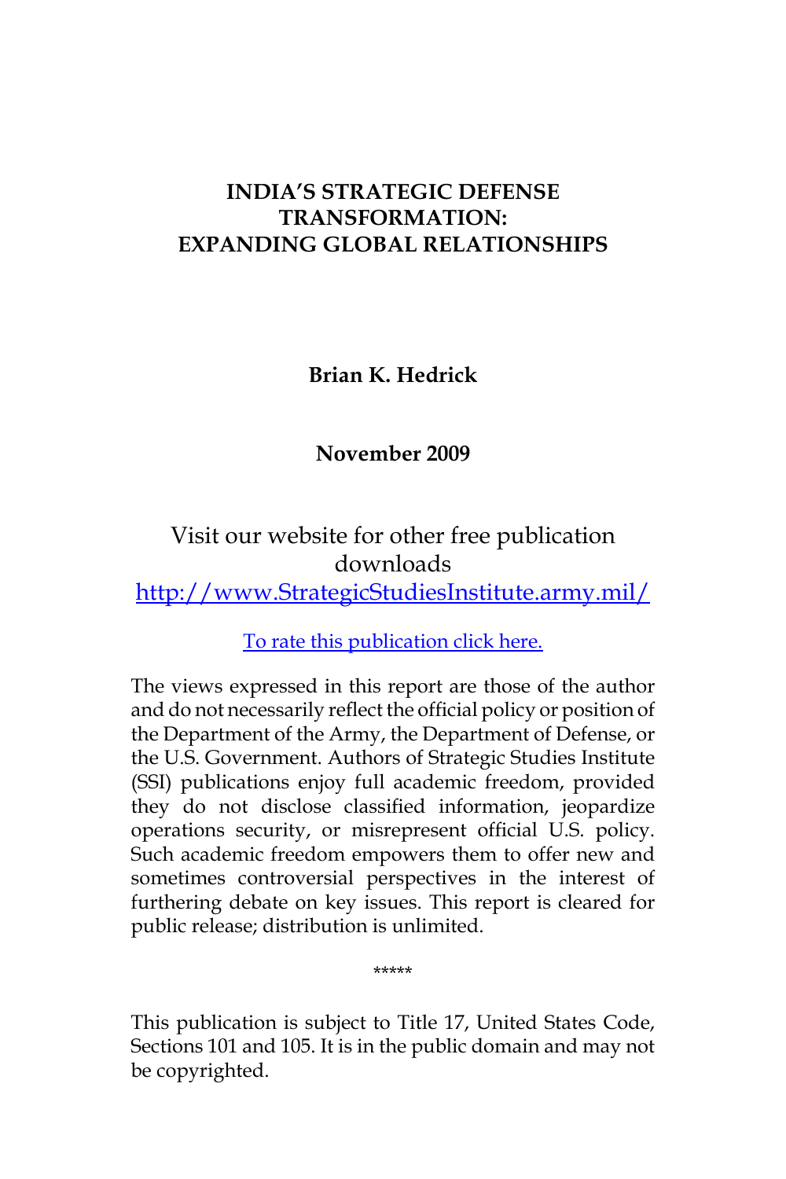# INDIA'S STRATEGIC DEFENSE TRANSFORMATION: EXPANDING GLOBAL RELATIONSHIPS

**Brian K. Hedrick**

**November 2009**

Visit our website for other free publication downloads
[http://www.StrategicStudiesInstitute.army.mil/](http://www.StrategicStudiesInstitute.army.mil/)

To rate this publication click here.

The views expressed in this report are those of the author and do not necessarily reflect the official policy or position of the Department of the Army, the Department of Defense, or the U.S. Government. Authors of Strategic Studies Institute (SSI) publications enjoy full academic freedom, provided they do not disclose classified information, jeopardize operations security, or misrepresent official U.S. policy. Such academic freedom empowers them to offer new and sometimes controversial perspectives in the interest of furthering debate on key issues. This report is cleared for public release; distribution is unlimited.

*****

This publication is subject to Title 17, United States Code, Sections 101 and 105. It is in the public domain and may not be copyrighted.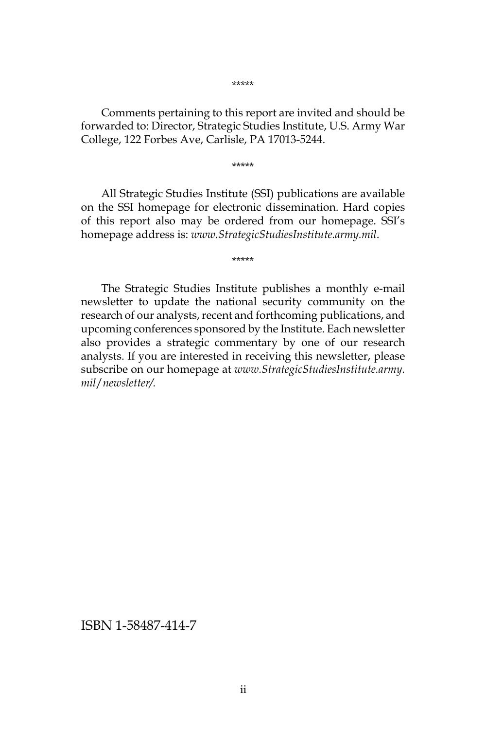*****

Comments pertaining to this report are invited and should be forwarded to: Director, Strategic Studies Institute, U.S. Army War College, 122 Forbes Ave, Carlisle, PA 17013-5244.

*****

All Strategic Studies Institute (SSI) publications are available on the SSI homepage for electronic dissemination. Hard copies of this report also may be ordered from our homepage. SSI's homepage address is: *www.StrategicStudiesInstitute.army.mil*.

*****

The Strategic Studies Institute publishes a monthly e-mail newsletter to update the national security community on the research of our analysts, recent and forthcoming publications, and upcoming conferences sponsored by the Institute. Each newsletter also provides a strategic commentary by one of our research analysts. If you are interested in receiving this newsletter, please subscribe on our homepage at *www.StrategicStudiesInstitute.army.mil/newsletter/.*

ISBN 1-58487-414-7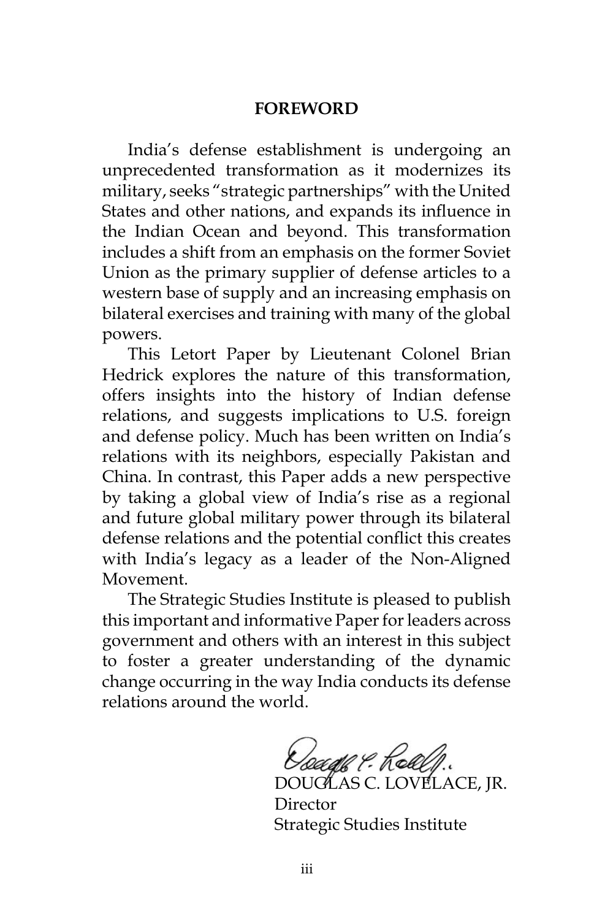## FOREWORD

India's defense establishment is undergoing an unprecedented transformation as it modernizes its military, seeks "strategic partnerships" with the United States and other nations, and expands its influence in the Indian Ocean and beyond. This transformation includes a shift from an emphasis on the former Soviet Union as the primary supplier of defense articles to a western base of supply and an increasing emphasis on bilateral exercises and training with many of the global powers.

This Letort Paper by Lieutenant Colonel Brian Hedrick explores the nature of this transformation, offers insights into the history of Indian defense relations, and suggests implications to U.S. foreign and defense policy. Much has been written on India's relations with its neighbors, especially Pakistan and China. In contrast, this Paper adds a new perspective by taking a global view of India's rise as a regional and future global military power through its bilateral defense relations and the potential conflict this creates with India's legacy as a leader of the Non-Aligned Movement.

The Strategic Studies Institute is pleased to publish this important and informative Paper for leaders across government and others with an interest in this subject to foster a greater understanding of the dynamic change occurring in the way India conducts its defense relations around the world.

DOUGLAS C. LOVELACE, JR.
Director
Strategic Studies Institute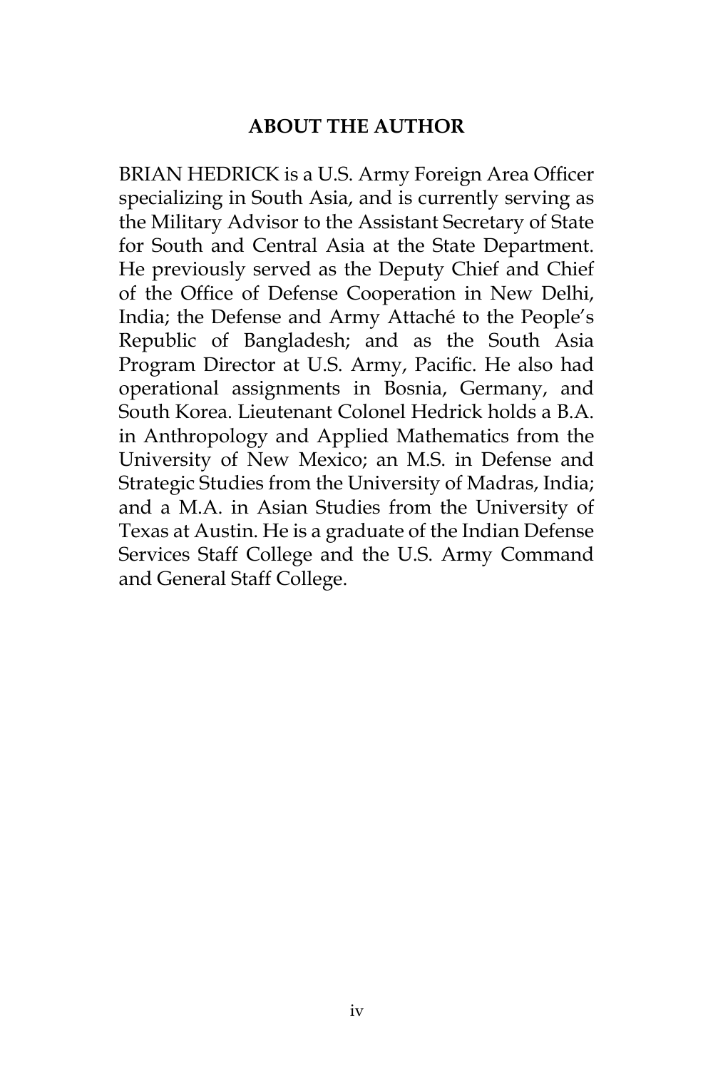## ABOUT THE AUTHOR

BRIAN HEDRICK is a U.S. Army Foreign Area Officer specializing in South Asia, and is currently serving as the Military Advisor to the Assistant Secretary of State for South and Central Asia at the State Department. He previously served as the Deputy Chief and Chief of the Office of Defense Cooperation in New Delhi, India; the Defense and Army Attaché to the People's Republic of Bangladesh; and as the South Asia Program Director at U.S. Army, Pacific. He also had operational assignments in Bosnia, Germany, and South Korea. Lieutenant Colonel Hedrick holds a B.A. in Anthropology and Applied Mathematics from the University of New Mexico; an M.S. in Defense and Strategic Studies from the University of Madras, India; and a M.A. in Asian Studies from the University of Texas at Austin. He is a graduate of the Indian Defense Services Staff College and the U.S. Army Command and General Staff College.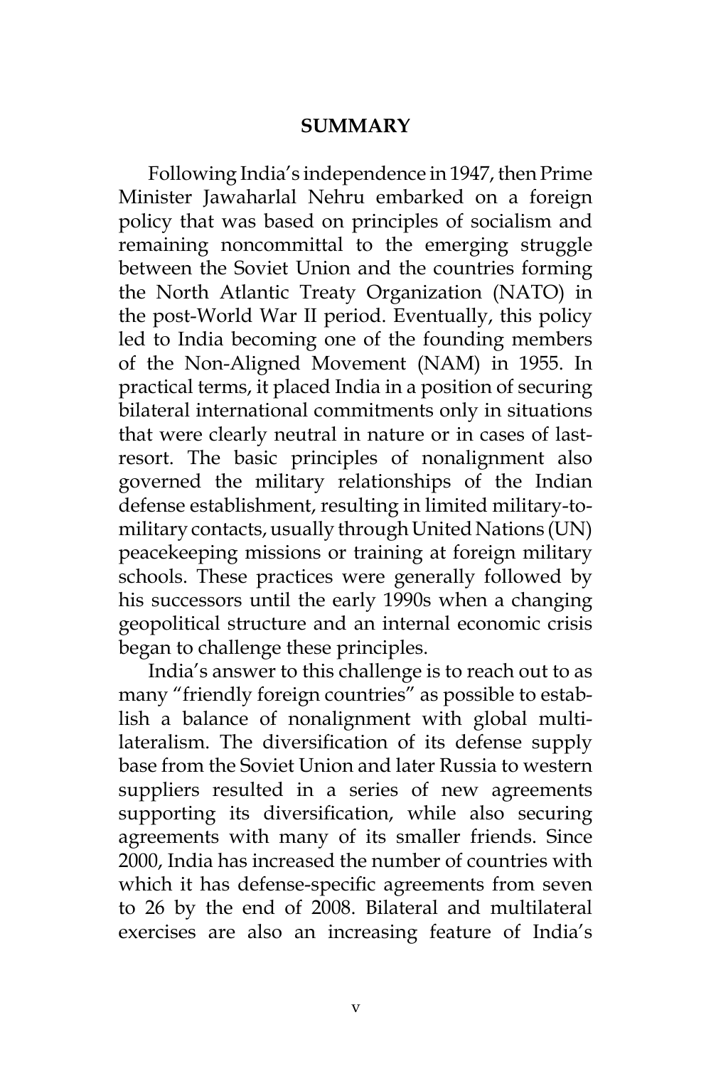## SUMMARY

Following India's independence in 1947, then Prime Minister Jawaharlal Nehru embarked on a foreign policy that was based on principles of socialism and remaining noncommittal to the emerging struggle between the Soviet Union and the countries forming the North Atlantic Treaty Organization (NATO) in the post-World War II period. Eventually, this policy led to India becoming one of the founding members of the Non-Aligned Movement (NAM) in 1955. In practical terms, it placed India in a position of securing bilateral international commitments only in situations that were clearly neutral in nature or in cases of last-resort. The basic principles of nonalignment also governed the military relationships of the Indian defense establishment, resulting in limited military-to-military contacts, usually through United Nations (UN) peacekeeping missions or training at foreign military schools. These practices were generally followed by his successors until the early 1990s when a changing geopolitical structure and an internal economic crisis began to challenge these principles.

India's answer to this challenge is to reach out to as many "friendly foreign countries" as possible to establish a balance of nonalignment with global multilateralism. The diversification of its defense supply base from the Soviet Union and later Russia to western suppliers resulted in a series of new agreements supporting its diversification, while also securing agreements with many of its smaller friends. Since 2000, India has increased the number of countries with which it has defense-specific agreements from seven to 26 by the end of 2008. Bilateral and multilateral exercises are also an increasing feature of India's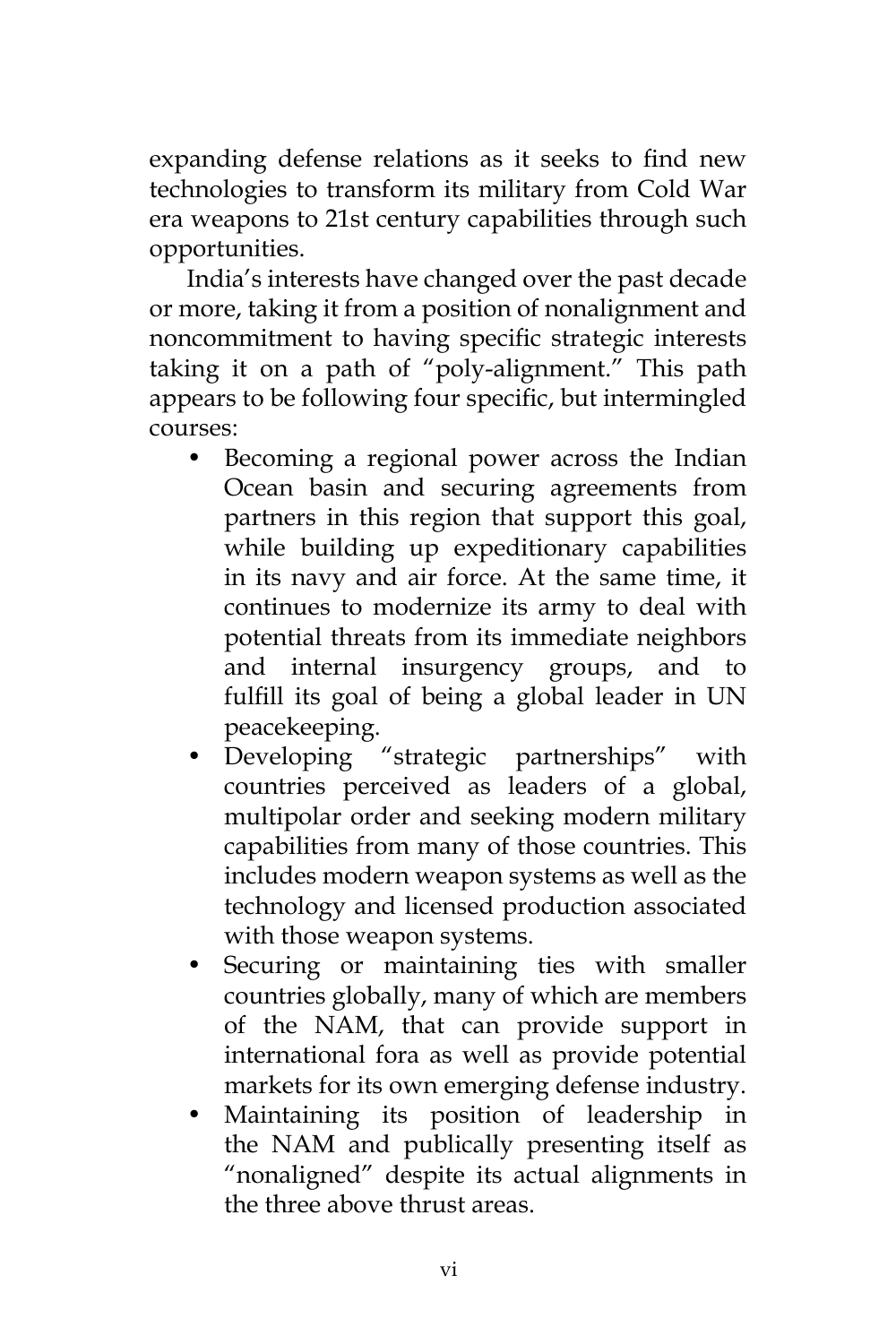expanding defense relations as it seeks to find new technologies to transform its military from Cold War era weapons to 21st century capabilities through such opportunities.

India's interests have changed over the past decade or more, taking it from a position of nonalignment and noncommitment to having specific strategic interests taking it on a path of "poly-alignment." This path appears to be following four specific, but intermingled courses:

- Becoming a regional power across the Indian Ocean basin and securing agreements from partners in this region that support this goal, while building up expeditionary capabilities in its navy and air force. At the same time, it continues to modernize its army to deal with potential threats from its immediate neighbors and internal insurgency groups, and to fulfill its goal of being a global leader in UN peacekeeping.
- Developing "strategic partnerships" with countries perceived as leaders of a global, multipolar order and seeking modern military capabilities from many of those countries. This includes modern weapon systems as well as the technology and licensed production associated with those weapon systems.
- Securing or maintaining ties with smaller countries globally, many of which are members of the NAM, that can provide support in international fora as well as provide potential markets for its own emerging defense industry.
- Maintaining its position of leadership in the NAM and publically presenting itself as "nonaligned" despite its actual alignments in the three above thrust areas.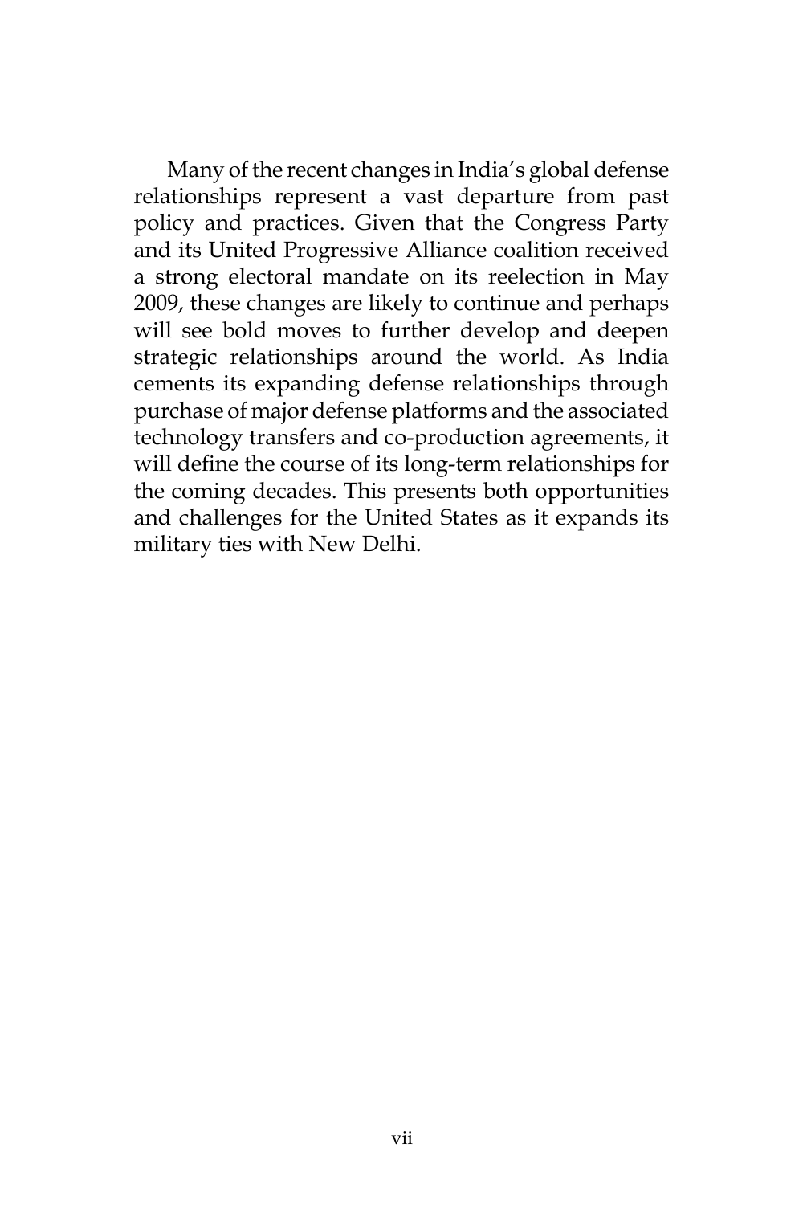Many of the recent changes in India's global defense relationships represent a vast departure from past policy and practices. Given that the Congress Party and its United Progressive Alliance coalition received a strong electoral mandate on its reelection in May 2009, these changes are likely to continue and perhaps will see bold moves to further develop and deepen strategic relationships around the world. As India cements its expanding defense relationships through purchase of major defense platforms and the associated technology transfers and co-production agreements, it will define the course of its long-term relationships for the coming decades. This presents both opportunities and challenges for the United States as it expands its military ties with New Delhi.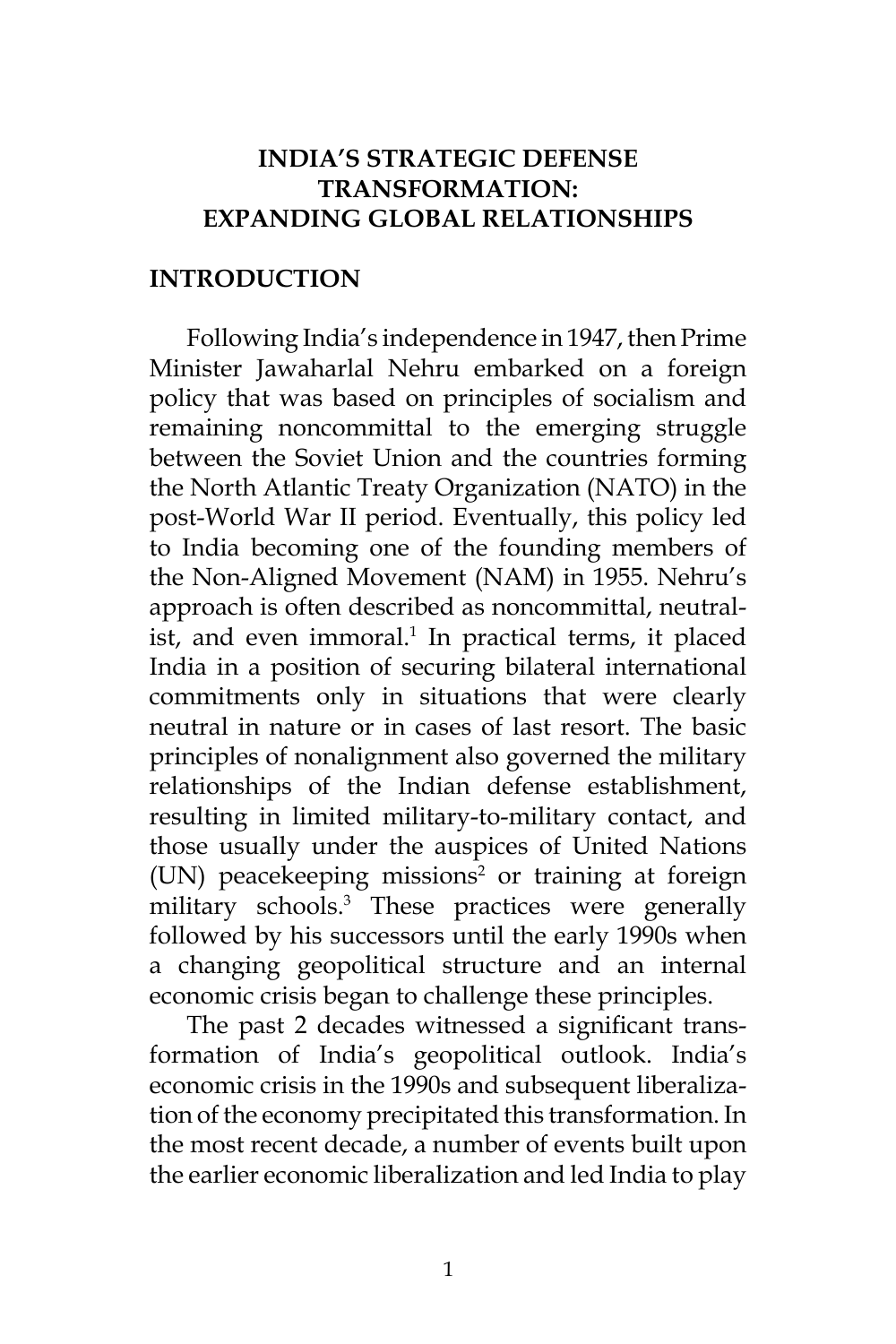# INDIA'S STRATEGIC DEFENSE TRANSFORMATION: EXPANDING GLOBAL RELATIONSHIPS

## INTRODUCTION

Following India's independence in 1947, then Prime Minister Jawaharlal Nehru embarked on a foreign policy that was based on principles of socialism and remaining noncommittal to the emerging struggle between the Soviet Union and the countries forming the North Atlantic Treaty Organization (NATO) in the post-World War II period. Eventually, this policy led to India becoming one of the founding members of the Non-Aligned Movement (NAM) in 1955. Nehru's approach is often described as noncommittal, neutralist, and even immoral.[1] In practical terms, it placed India in a position of securing bilateral international commitments only in situations that were clearly neutral in nature or in cases of last resort. The basic principles of nonalignment also governed the military relationships of the Indian defense establishment, resulting in limited military-to-military contact, and those usually under the auspices of United Nations (UN) peacekeeping missions[2] or training at foreign military schools.[3] These practices were generally followed by his successors until the early 1990s when a changing geopolitical structure and an internal economic crisis began to challenge these principles.

The past 2 decades witnessed a significant transformation of India's geopolitical outlook. India's economic crisis in the 1990s and subsequent liberalization of the economy precipitated this transformation. In the most recent decade, a number of events built upon the earlier economic liberalization and led India to play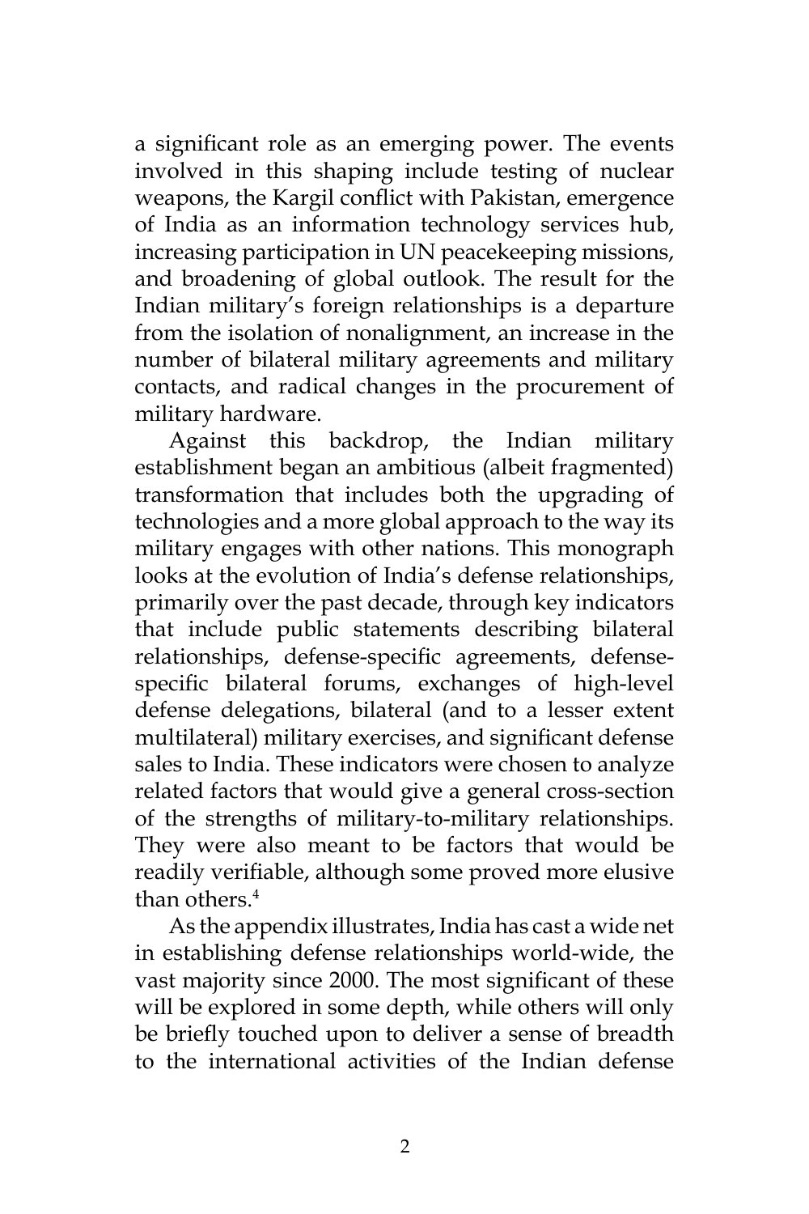a significant role as an emerging power. The events involved in this shaping include testing of nuclear weapons, the Kargil conflict with Pakistan, emergence of India as an information technology services hub, increasing participation in UN peacekeeping missions, and broadening of global outlook. The result for the Indian military's foreign relationships is a departure from the isolation of nonalignment, an increase in the number of bilateral military agreements and military contacts, and radical changes in the procurement of military hardware.

Against this backdrop, the Indian military establishment began an ambitious (albeit fragmented) transformation that includes both the upgrading of technologies and a more global approach to the way its military engages with other nations. This monograph looks at the evolution of India's defense relationships, primarily over the past decade, through key indicators that include public statements describing bilateral relationships, defense-specific agreements, defense-specific bilateral forums, exchanges of high-level defense delegations, bilateral (and to a lesser extent multilateral) military exercises, and significant defense sales to India. These indicators were chosen to analyze related factors that would give a general cross-section of the strengths of military-to-military relationships. They were also meant to be factors that would be readily verifiable, although some proved more elusive than others.[4]

As the appendix illustrates, India has cast a wide net in establishing defense relationships world-wide, the vast majority since 2000. The most significant of these will be explored in some depth, while others will only be briefly touched upon to deliver a sense of breadth to the international activities of the Indian defense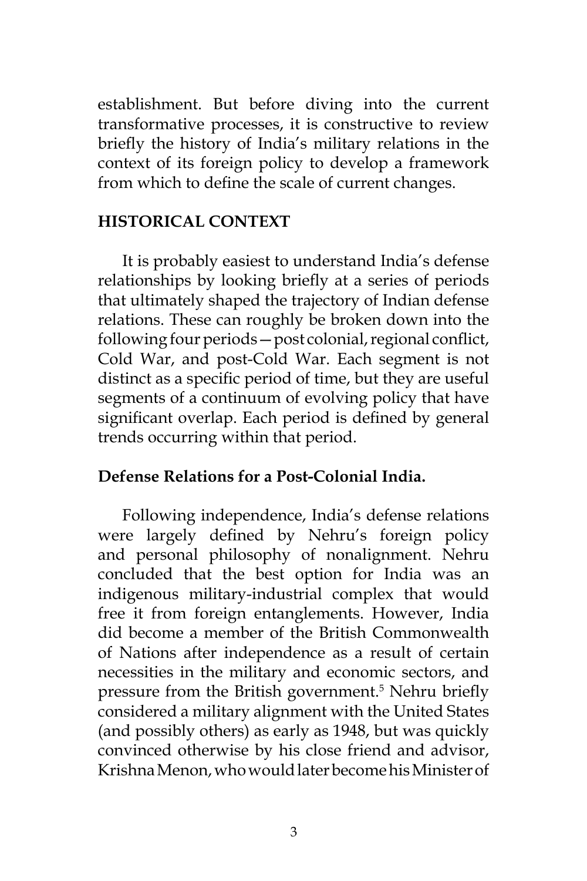establishment. But before diving into the current transformative processes, it is constructive to review briefly the history of India's military relations in the context of its foreign policy to develop a framework from which to define the scale of current changes.

## HISTORICAL CONTEXT

It is probably easiest to understand India's defense relationships by looking briefly at a series of periods that ultimately shaped the trajectory of Indian defense relations. These can roughly be broken down into the following four periods—post colonial, regional conflict, Cold War, and post-Cold War. Each segment is not distinct as a specific period of time, but they are useful segments of a continuum of evolving policy that have significant overlap. Each period is defined by general trends occurring within that period.

### Defense Relations for a Post-Colonial India.

Following independence, India's defense relations were largely defined by Nehru's foreign policy and personal philosophy of nonalignment. Nehru concluded that the best option for India was an indigenous military-industrial complex that would free it from foreign entanglements. However, India did become a member of the British Commonwealth of Nations after independence as a result of certain necessities in the military and economic sectors, and pressure from the British government.[5] Nehru briefly considered a military alignment with the United States (and possibly others) as early as 1948, but was quickly convinced otherwise by his close friend and advisor, Krishna Menon, who would later become his Minister of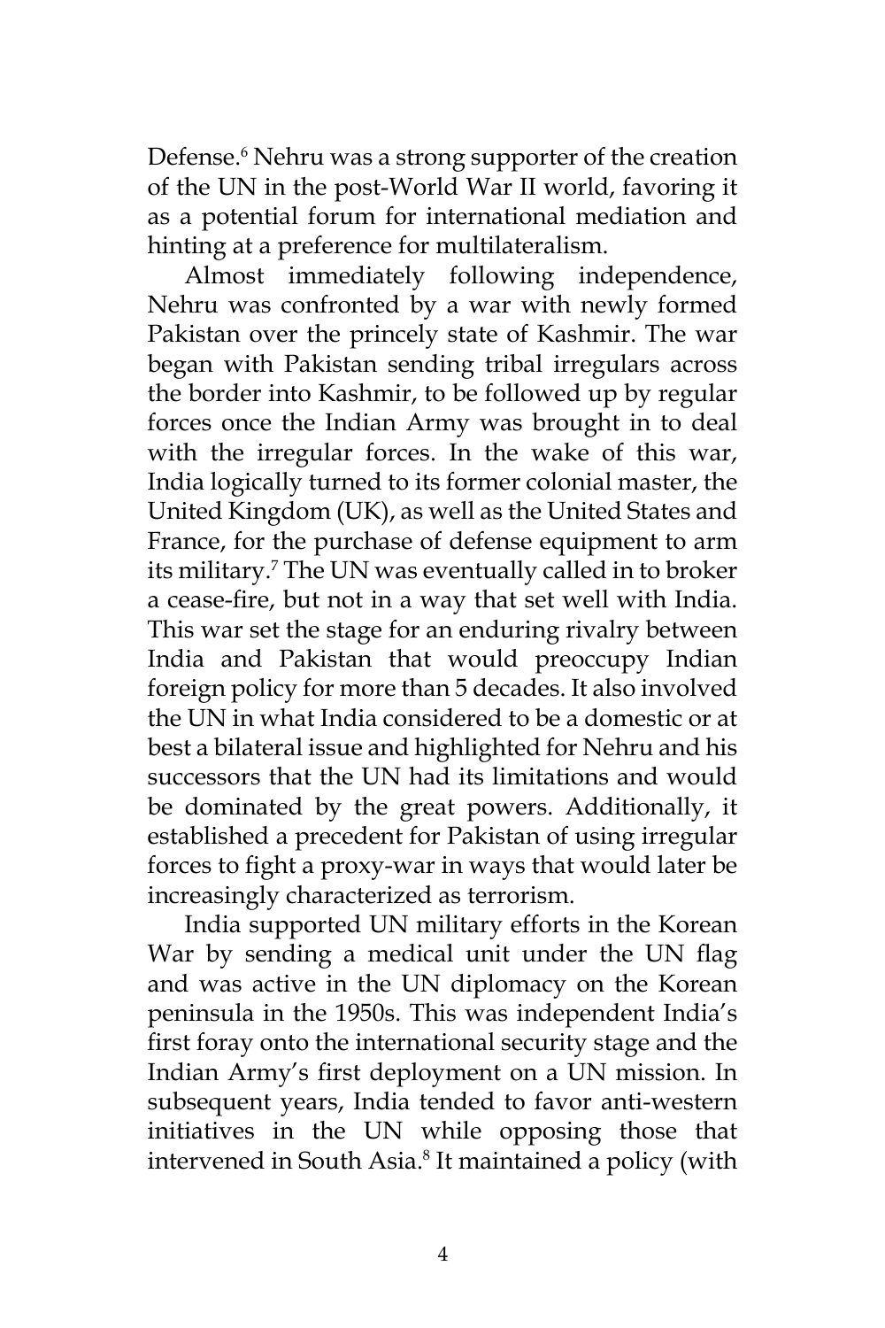Defense.[6] Nehru was a strong supporter of the creation of the UN in the post-World War II world, favoring it as a potential forum for international mediation and hinting at a preference for multilateralism.

Almost immediately following independence, Nehru was confronted by a war with newly formed Pakistan over the princely state of Kashmir. The war began with Pakistan sending tribal irregulars across the border into Kashmir, to be followed up by regular forces once the Indian Army was brought in to deal with the irregular forces. In the wake of this war, India logically turned to its former colonial master, the United Kingdom (UK), as well as the United States and France, for the purchase of defense equipment to arm its military.[7] The UN was eventually called in to broker a cease-fire, but not in a way that set well with India. This war set the stage for an enduring rivalry between India and Pakistan that would preoccupy Indian foreign policy for more than 5 decades. It also involved the UN in what India considered to be a domestic or at best a bilateral issue and highlighted for Nehru and his successors that the UN had its limitations and would be dominated by the great powers. Additionally, it established a precedent for Pakistan of using irregular forces to fight a proxy-war in ways that would later be increasingly characterized as terrorism.

India supported UN military efforts in the Korean War by sending a medical unit under the UN flag and was active in the UN diplomacy on the Korean peninsula in the 1950s. This was independent India's first foray onto the international security stage and the Indian Army's first deployment on a UN mission. In subsequent years, India tended to favor anti-western initiatives in the UN while opposing those that intervened in South Asia.[8] It maintained a policy (with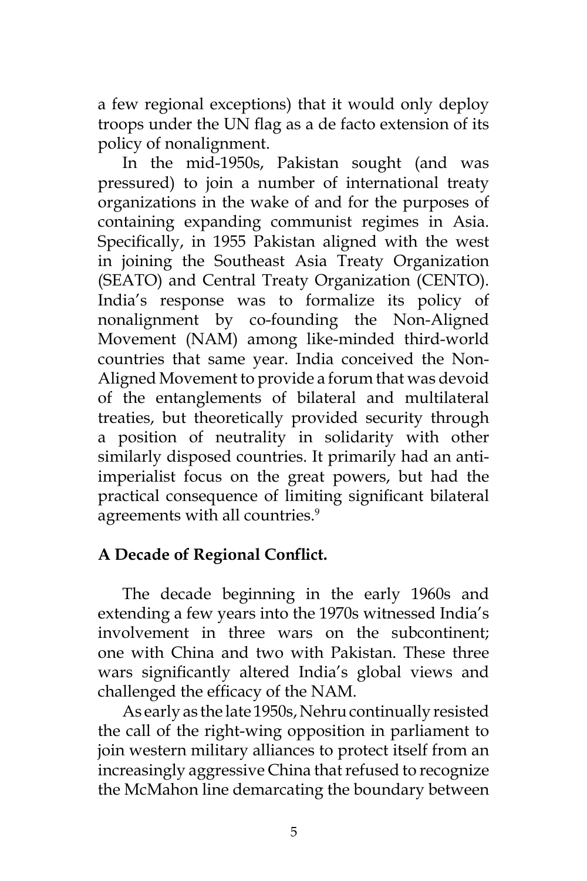a few regional exceptions) that it would only deploy troops under the UN flag as a de facto extension of its policy of nonalignment.

In the mid-1950s, Pakistan sought (and was pressured) to join a number of international treaty organizations in the wake of and for the purposes of containing expanding communist regimes in Asia. Specifically, in 1955 Pakistan aligned with the west in joining the Southeast Asia Treaty Organization (SEATO) and Central Treaty Organization (CENTO). India's response was to formalize its policy of nonalignment by co-founding the Non-Aligned Movement (NAM) among like-minded third-world countries that same year. India conceived the Non-Aligned Movement to provide a forum that was devoid of the entanglements of bilateral and multilateral treaties, but theoretically provided security through a position of neutrality in solidarity with other similarly disposed countries. It primarily had an anti-imperialist focus on the great powers, but had the practical consequence of limiting significant bilateral agreements with all countries.[9]

**A Decade of Regional Conflict.**

The decade beginning in the early 1960s and extending a few years into the 1970s witnessed India's involvement in three wars on the subcontinent; one with China and two with Pakistan. These three wars significantly altered India's global views and challenged the efficacy of the NAM.

As early as the late 1950s, Nehru continually resisted the call of the right-wing opposition in parliament to join western military alliances to protect itself from an increasingly aggressive China that refused to recognize the McMahon line demarcating the boundary between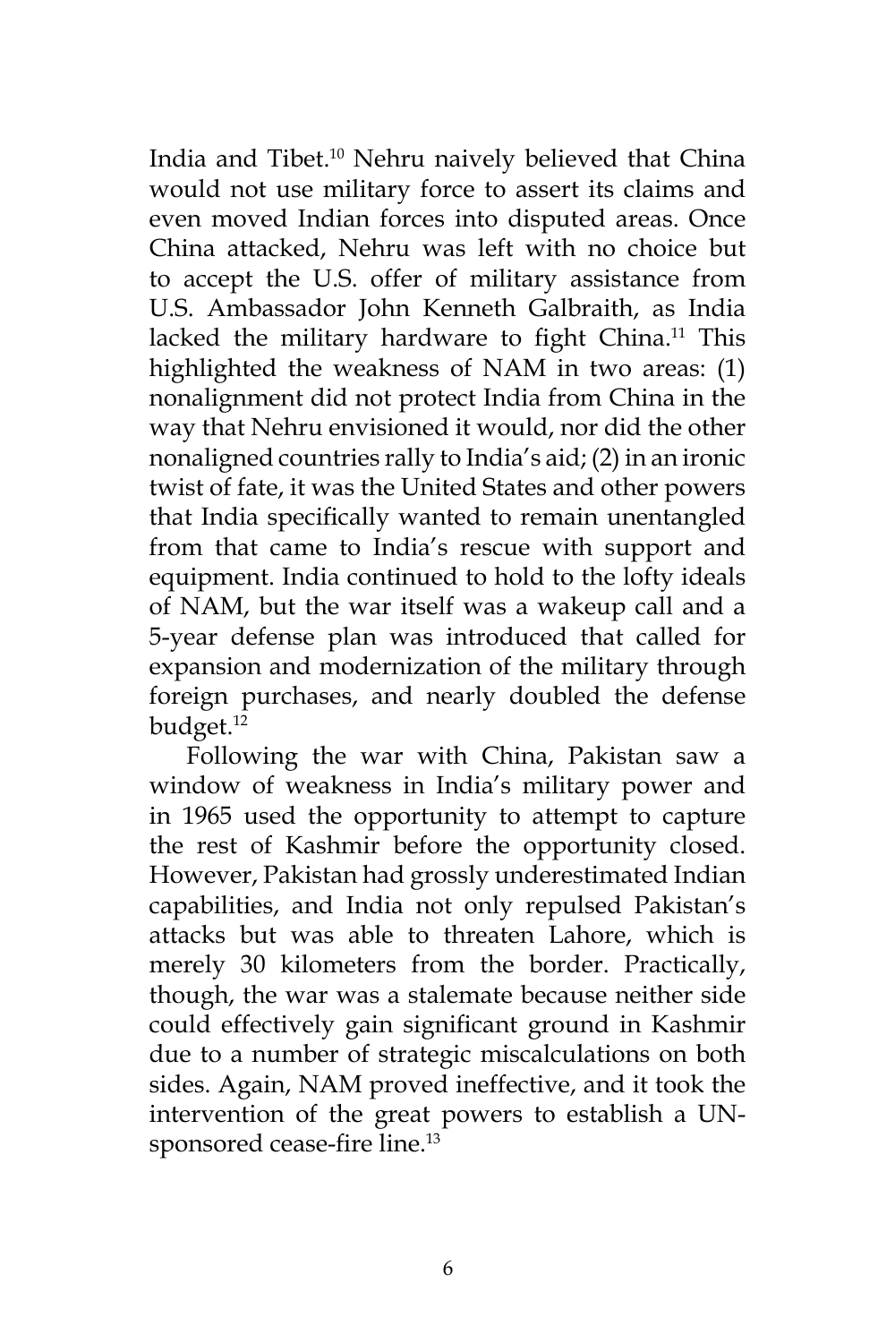India and Tibet.[10] Nehru naively believed that China would not use military force to assert its claims and even moved Indian forces into disputed areas. Once China attacked, Nehru was left with no choice but to accept the U.S. offer of military assistance from U.S. Ambassador John Kenneth Galbraith, as India lacked the military hardware to fight China.[11] This highlighted the weakness of NAM in two areas: (1) nonalignment did not protect India from China in the way that Nehru envisioned it would, nor did the other nonaligned countries rally to India's aid; (2) in an ironic twist of fate, it was the United States and other powers that India specifically wanted to remain unentangled from that came to India's rescue with support and equipment. India continued to hold to the lofty ideals of NAM, but the war itself was a wakeup call and a 5-year defense plan was introduced that called for expansion and modernization of the military through foreign purchases, and nearly doubled the defense budget.[12]

Following the war with China, Pakistan saw a window of weakness in India's military power and in 1965 used the opportunity to attempt to capture the rest of Kashmir before the opportunity closed. However, Pakistan had grossly underestimated Indian capabilities, and India not only repulsed Pakistan's attacks but was able to threaten Lahore, which is merely 30 kilometers from the border. Practically, though, the war was a stalemate because neither side could effectively gain significant ground in Kashmir due to a number of strategic miscalculations on both sides. Again, NAM proved ineffective, and it took the intervention of the great powers to establish a UN-sponsored cease-fire line.[13]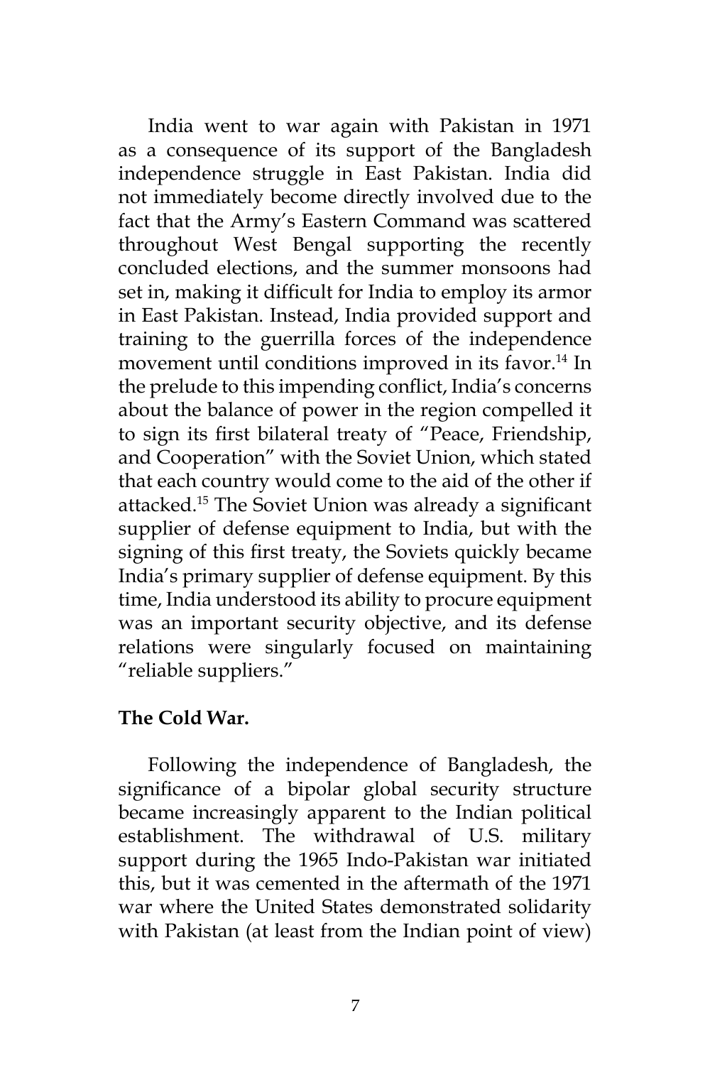India went to war again with Pakistan in 1971 as a consequence of its support of the Bangladesh independence struggle in East Pakistan. India did not immediately become directly involved due to the fact that the Army's Eastern Command was scattered throughout West Bengal supporting the recently concluded elections, and the summer monsoons had set in, making it difficult for India to employ its armor in East Pakistan. Instead, India provided support and training to the guerrilla forces of the independence movement until conditions improved in its favor.[14] In the prelude to this impending conflict, India's concerns about the balance of power in the region compelled it to sign its first bilateral treaty of "Peace, Friendship, and Cooperation" with the Soviet Union, which stated that each country would come to the aid of the other if attacked.[15] The Soviet Union was already a significant supplier of defense equipment to India, but with the signing of this first treaty, the Soviets quickly became India's primary supplier of defense equipment. By this time, India understood its ability to procure equipment was an important security objective, and its defense relations were singularly focused on maintaining "reliable suppliers."

**The Cold War.**

Following the independence of Bangladesh, the significance of a bipolar global security structure became increasingly apparent to the Indian political establishment. The withdrawal of U.S. military support during the 1965 Indo-Pakistan war initiated this, but it was cemented in the aftermath of the 1971 war where the United States demonstrated solidarity with Pakistan (at least from the Indian point of view)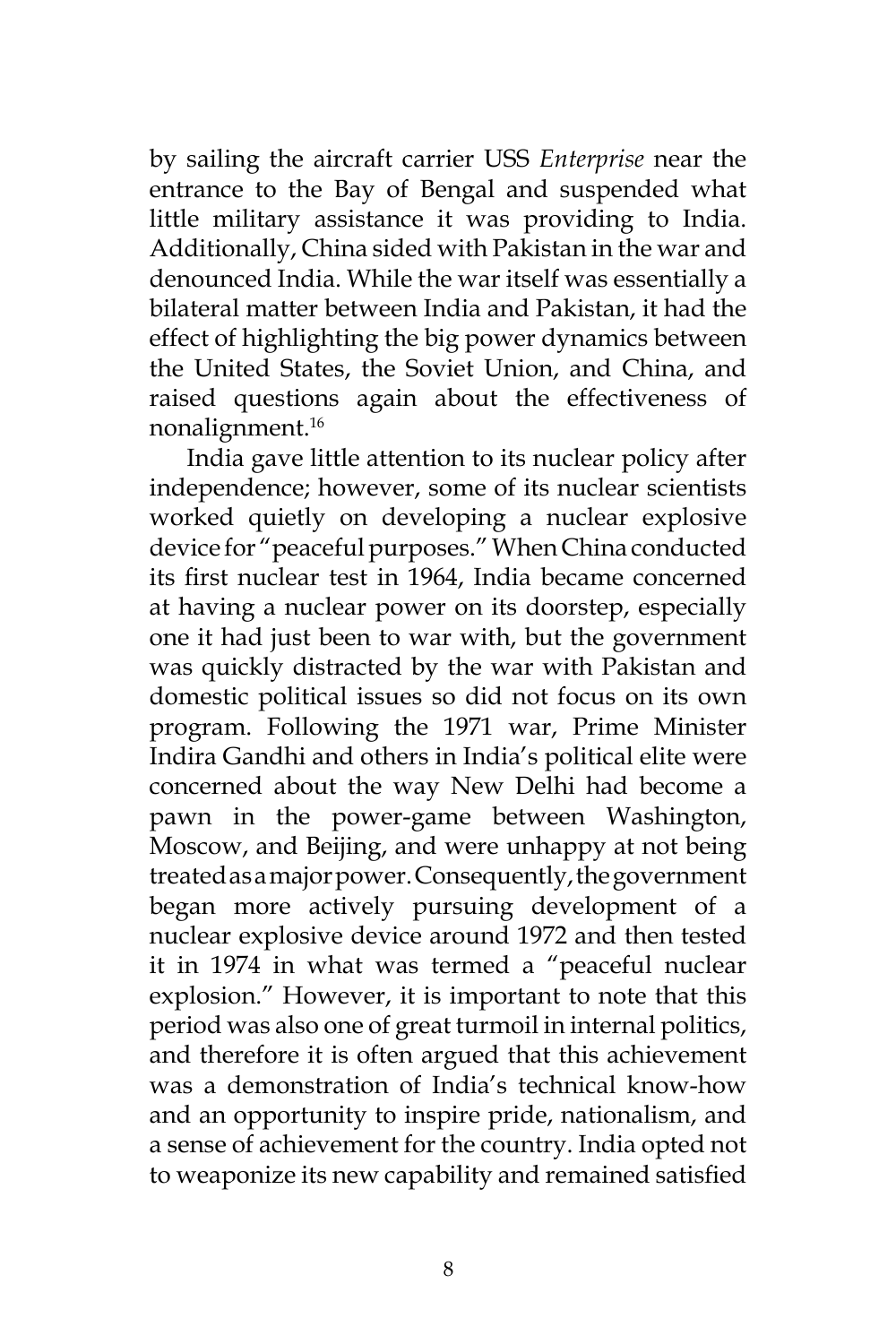by sailing the aircraft carrier USS *Enterprise* near the entrance to the Bay of Bengal and suspended what little military assistance it was providing to India. Additionally, China sided with Pakistan in the war and denounced India. While the war itself was essentially a bilateral matter between India and Pakistan, it had the effect of highlighting the big power dynamics between the United States, the Soviet Union, and China, and raised questions again about the effectiveness of nonalignment.[16]

India gave little attention to its nuclear policy after independence; however, some of its nuclear scientists worked quietly on developing a nuclear explosive device for "peaceful purposes." When China conducted its first nuclear test in 1964, India became concerned at having a nuclear power on its doorstep, especially one it had just been to war with, but the government was quickly distracted by the war with Pakistan and domestic political issues so did not focus on its own program. Following the 1971 war, Prime Minister Indira Gandhi and others in India's political elite were concerned about the way New Delhi had become a pawn in the power-game between Washington, Moscow, and Beijing, and were unhappy at not being treated as a major power. Consequently, the government began more actively pursuing development of a nuclear explosive device around 1972 and then tested it in 1974 in what was termed a "peaceful nuclear explosion." However, it is important to note that this period was also one of great turmoil in internal politics, and therefore it is often argued that this achievement was a demonstration of India's technical know-how and an opportunity to inspire pride, nationalism, and a sense of achievement for the country. India opted not to weaponize its new capability and remained satisfied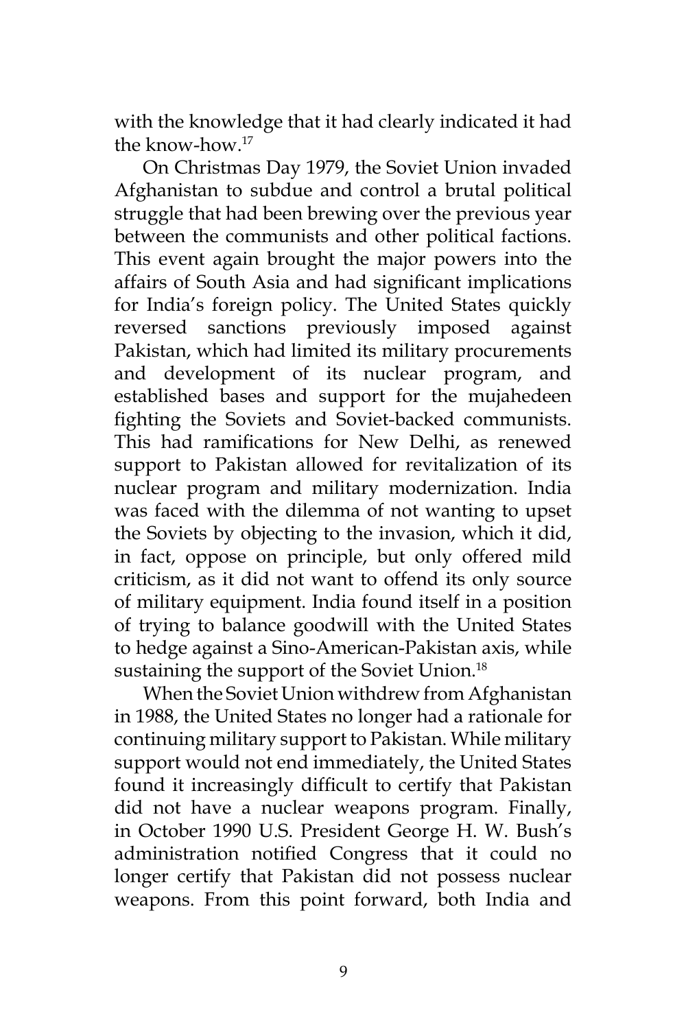with the knowledge that it had clearly indicated it had the know-how.[17]

On Christmas Day 1979, the Soviet Union invaded Afghanistan to subdue and control a brutal political struggle that had been brewing over the previous year between the communists and other political factions. This event again brought the major powers into the affairs of South Asia and had significant implications for India's foreign policy. The United States quickly reversed sanctions previously imposed against Pakistan, which had limited its military procurements and development of its nuclear program, and established bases and support for the mujahedeen fighting the Soviets and Soviet-backed communists. This had ramifications for New Delhi, as renewed support to Pakistan allowed for revitalization of its nuclear program and military modernization. India was faced with the dilemma of not wanting to upset the Soviets by objecting to the invasion, which it did, in fact, oppose on principle, but only offered mild criticism, as it did not want to offend its only source of military equipment. India found itself in a position of trying to balance goodwill with the United States to hedge against a Sino-American-Pakistan axis, while sustaining the support of the Soviet Union.[18]

When the Soviet Union withdrew from Afghanistan in 1988, the United States no longer had a rationale for continuing military support to Pakistan. While military support would not end immediately, the United States found it increasingly difficult to certify that Pakistan did not have a nuclear weapons program. Finally, in October 1990 U.S. President George H. W. Bush's administration notified Congress that it could no longer certify that Pakistan did not possess nuclear weapons. From this point forward, both India and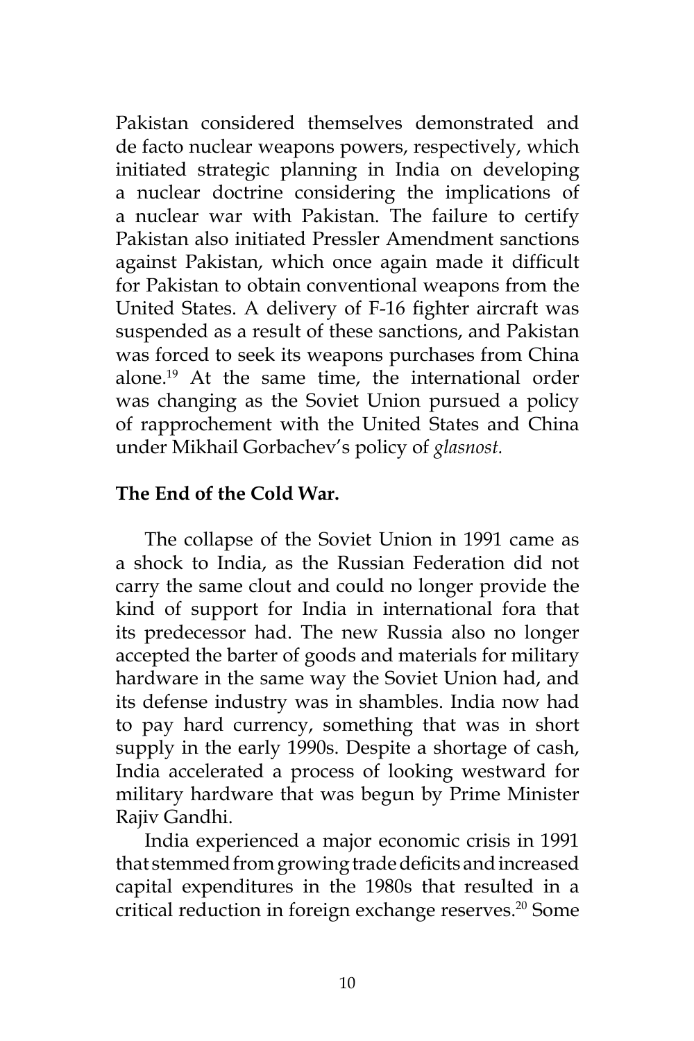Pakistan considered themselves demonstrated and de facto nuclear weapons powers, respectively, which initiated strategic planning in India on developing a nuclear doctrine considering the implications of a nuclear war with Pakistan. The failure to certify Pakistan also initiated Pressler Amendment sanctions against Pakistan, which once again made it difficult for Pakistan to obtain conventional weapons from the United States. A delivery of F-16 fighter aircraft was suspended as a result of these sanctions, and Pakistan was forced to seek its weapons purchases from China alone.[19] At the same time, the international order was changing as the Soviet Union pursued a policy of rapprochement with the United States and China under Mikhail Gorbachev's policy of *glasnost.*

**The End of the Cold War.**

The collapse of the Soviet Union in 1991 came as a shock to India, as the Russian Federation did not carry the same clout and could no longer provide the kind of support for India in international fora that its predecessor had. The new Russia also no longer accepted the barter of goods and materials for military hardware in the same way the Soviet Union had, and its defense industry was in shambles. India now had to pay hard currency, something that was in short supply in the early 1990s. Despite a shortage of cash, India accelerated a process of looking westward for military hardware that was begun by Prime Minister Rajiv Gandhi.

India experienced a major economic crisis in 1991 that stemmed from growing trade deficits and increased capital expenditures in the 1980s that resulted in a critical reduction in foreign exchange reserves.[20] Some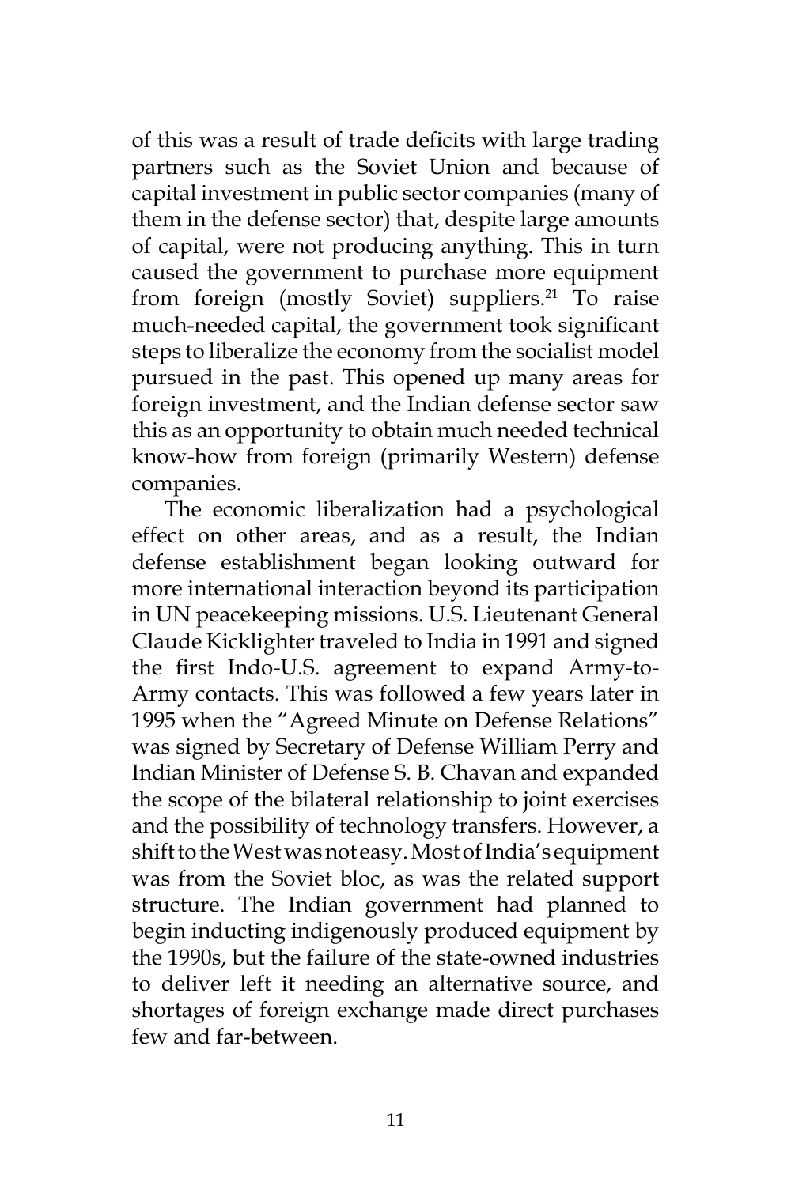of this was a result of trade deficits with large trading partners such as the Soviet Union and because of capital investment in public sector companies (many of them in the defense sector) that, despite large amounts of capital, were not producing anything. This in turn caused the government to purchase more equipment from foreign (mostly Soviet) suppliers.[21] To raise much-needed capital, the government took significant steps to liberalize the economy from the socialist model pursued in the past. This opened up many areas for foreign investment, and the Indian defense sector saw this as an opportunity to obtain much needed technical know-how from foreign (primarily Western) defense companies.

The economic liberalization had a psychological effect on other areas, and as a result, the Indian defense establishment began looking outward for more international interaction beyond its participation in UN peacekeeping missions. U.S. Lieutenant General Claude Kicklighter traveled to India in 1991 and signed the first Indo-U.S. agreement to expand Army-to-Army contacts. This was followed a few years later in 1995 when the "Agreed Minute on Defense Relations" was signed by Secretary of Defense William Perry and Indian Minister of Defense S. B. Chavan and expanded the scope of the bilateral relationship to joint exercises and the possibility of technology transfers. However, a shift to the West was not easy. Most of India's equipment was from the Soviet bloc, as was the related support structure. The Indian government had planned to begin inducting indigenously produced equipment by the 1990s, but the failure of the state-owned industries to deliver left it needing an alternative source, and shortages of foreign exchange made direct purchases few and far-between.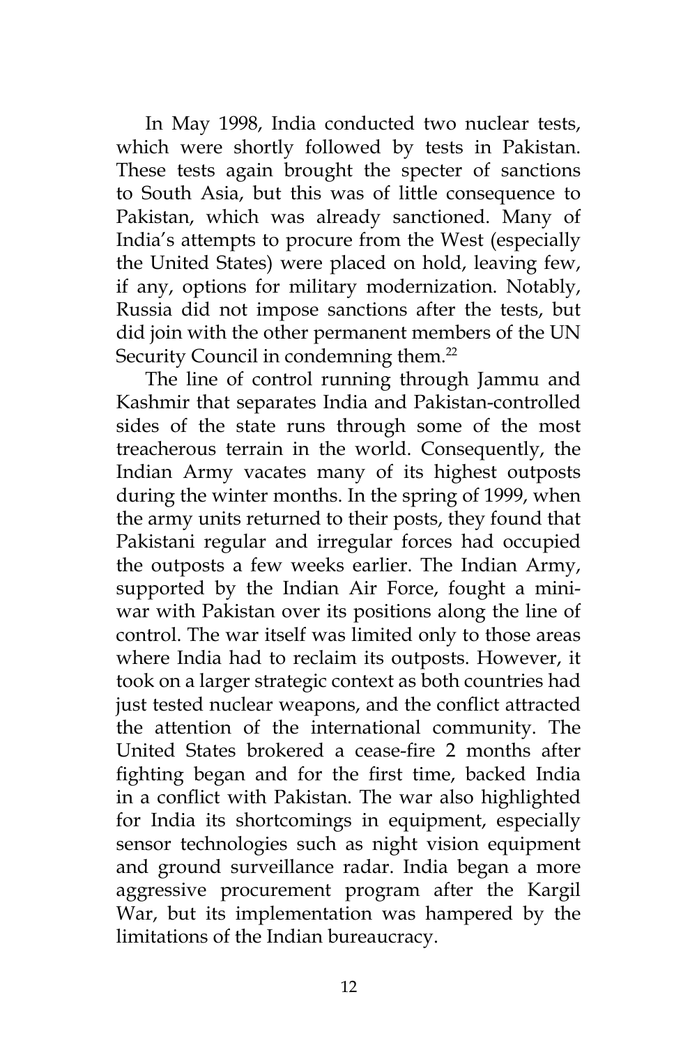In May 1998, India conducted two nuclear tests, which were shortly followed by tests in Pakistan. These tests again brought the specter of sanctions to South Asia, but this was of little consequence to Pakistan, which was already sanctioned. Many of India's attempts to procure from the West (especially the United States) were placed on hold, leaving few, if any, options for military modernization. Notably, Russia did not impose sanctions after the tests, but did join with the other permanent members of the UN Security Council in condemning them.[22]

The line of control running through Jammu and Kashmir that separates India and Pakistan-controlled sides of the state runs through some of the most treacherous terrain in the world. Consequently, the Indian Army vacates many of its highest outposts during the winter months. In the spring of 1999, when the army units returned to their posts, they found that Pakistani regular and irregular forces had occupied the outposts a few weeks earlier. The Indian Army, supported by the Indian Air Force, fought a mini-war with Pakistan over its positions along the line of control. The war itself was limited only to those areas where India had to reclaim its outposts. However, it took on a larger strategic context as both countries had just tested nuclear weapons, and the conflict attracted the attention of the international community. The United States brokered a cease-fire 2 months after fighting began and for the first time, backed India in a conflict with Pakistan. The war also highlighted for India its shortcomings in equipment, especially sensor technologies such as night vision equipment and ground surveillance radar. India began a more aggressive procurement program after the Kargil War, but its implementation was hampered by the limitations of the Indian bureaucracy.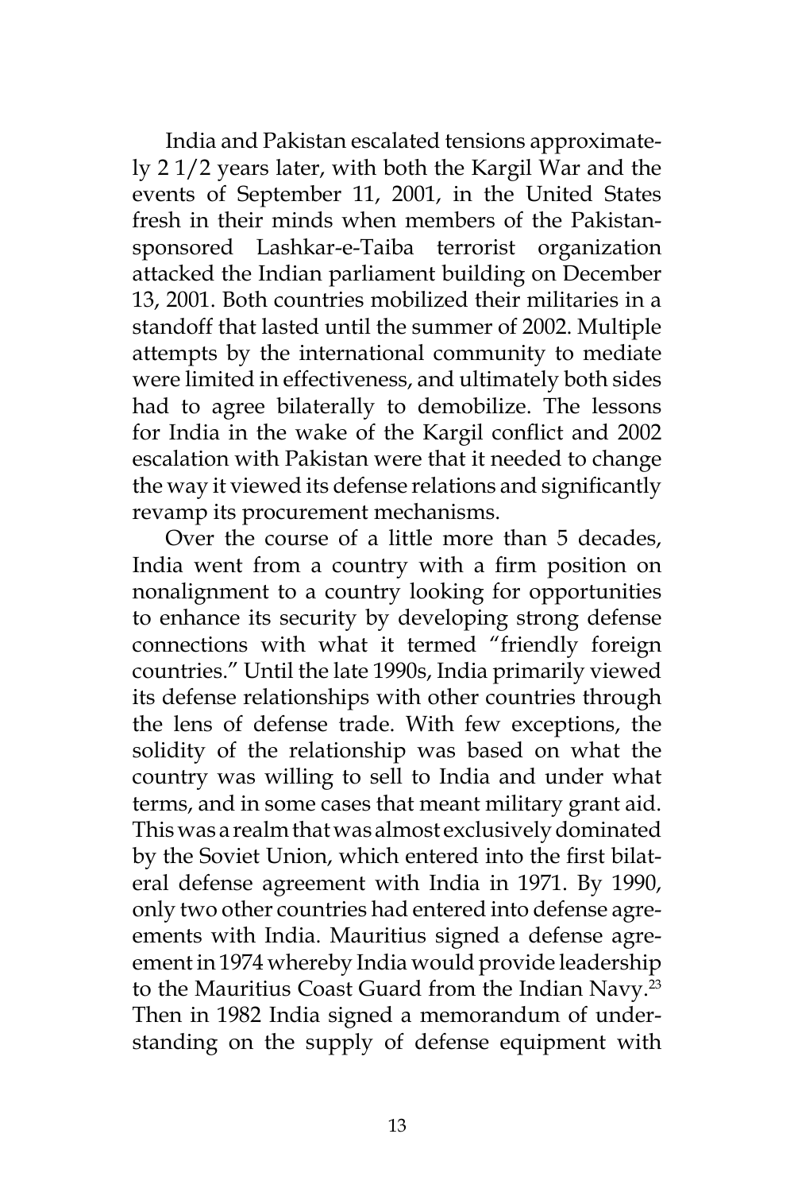India and Pakistan escalated tensions approximately 2 1/2 years later, with both the Kargil War and the events of September 11, 2001, in the United States fresh in their minds when members of the Pakistan-sponsored Lashkar-e-Taiba terrorist organization attacked the Indian parliament building on December 13, 2001. Both countries mobilized their militaries in a standoff that lasted until the summer of 2002. Multiple attempts by the international community to mediate were limited in effectiveness, and ultimately both sides had to agree bilaterally to demobilize. The lessons for India in the wake of the Kargil conflict and 2002 escalation with Pakistan were that it needed to change the way it viewed its defense relations and significantly revamp its procurement mechanisms.

Over the course of a little more than 5 decades, India went from a country with a firm position on nonalignment to a country looking for opportunities to enhance its security by developing strong defense connections with what it termed "friendly foreign countries." Until the late 1990s, India primarily viewed its defense relationships with other countries through the lens of defense trade. With few exceptions, the solidity of the relationship was based on what the country was willing to sell to India and under what terms, and in some cases that meant military grant aid. This was a realm that was almost exclusively dominated by the Soviet Union, which entered into the first bilateral defense agreement with India in 1971. By 1990, only two other countries had entered into defense agreements with India. Mauritius signed a defense agreement in 1974 whereby India would provide leadership to the Mauritius Coast Guard from the Indian Navy.[23] Then in 1982 India signed a memorandum of understanding on the supply of defense equipment with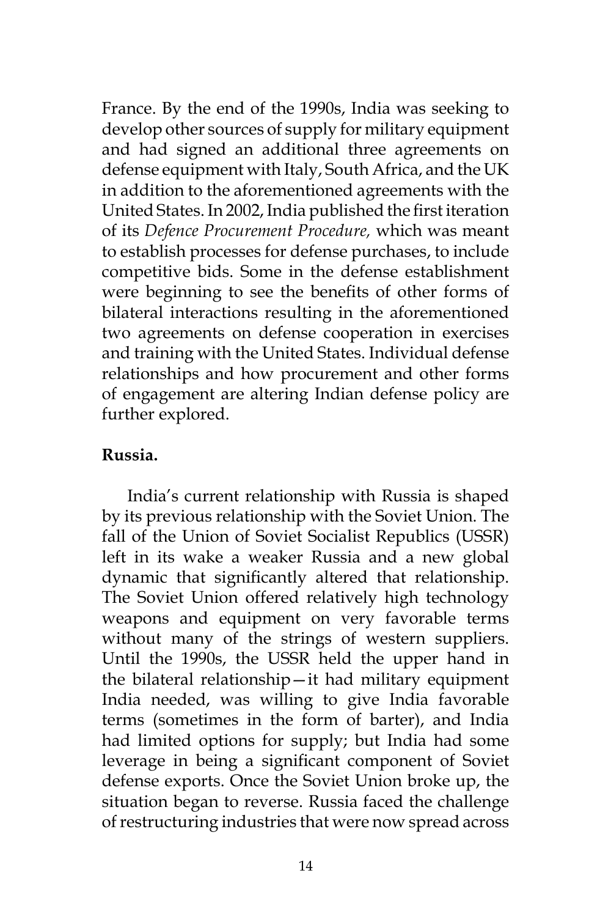France. By the end of the 1990s, India was seeking to develop other sources of supply for military equipment and had signed an additional three agreements on defense equipment with Italy, South Africa, and the UK in addition to the aforementioned agreements with the United States. In 2002, India published the first iteration of its *Defence Procurement Procedure,* which was meant to establish processes for defense purchases, to include competitive bids. Some in the defense establishment were beginning to see the benefits of other forms of bilateral interactions resulting in the aforementioned two agreements on defense cooperation in exercises and training with the United States. Individual defense relationships and how procurement and other forms of engagement are altering Indian defense policy are further explored.

**Russia.**

India's current relationship with Russia is shaped by its previous relationship with the Soviet Union. The fall of the Union of Soviet Socialist Republics (USSR) left in its wake a weaker Russia and a new global dynamic that significantly altered that relationship. The Soviet Union offered relatively high technology weapons and equipment on very favorable terms without many of the strings of western suppliers. Until the 1990s, the USSR held the upper hand in the bilateral relationship—it had military equipment India needed, was willing to give India favorable terms (sometimes in the form of barter), and India had limited options for supply; but India had some leverage in being a significant component of Soviet defense exports. Once the Soviet Union broke up, the situation began to reverse. Russia faced the challenge of restructuring industries that were now spread across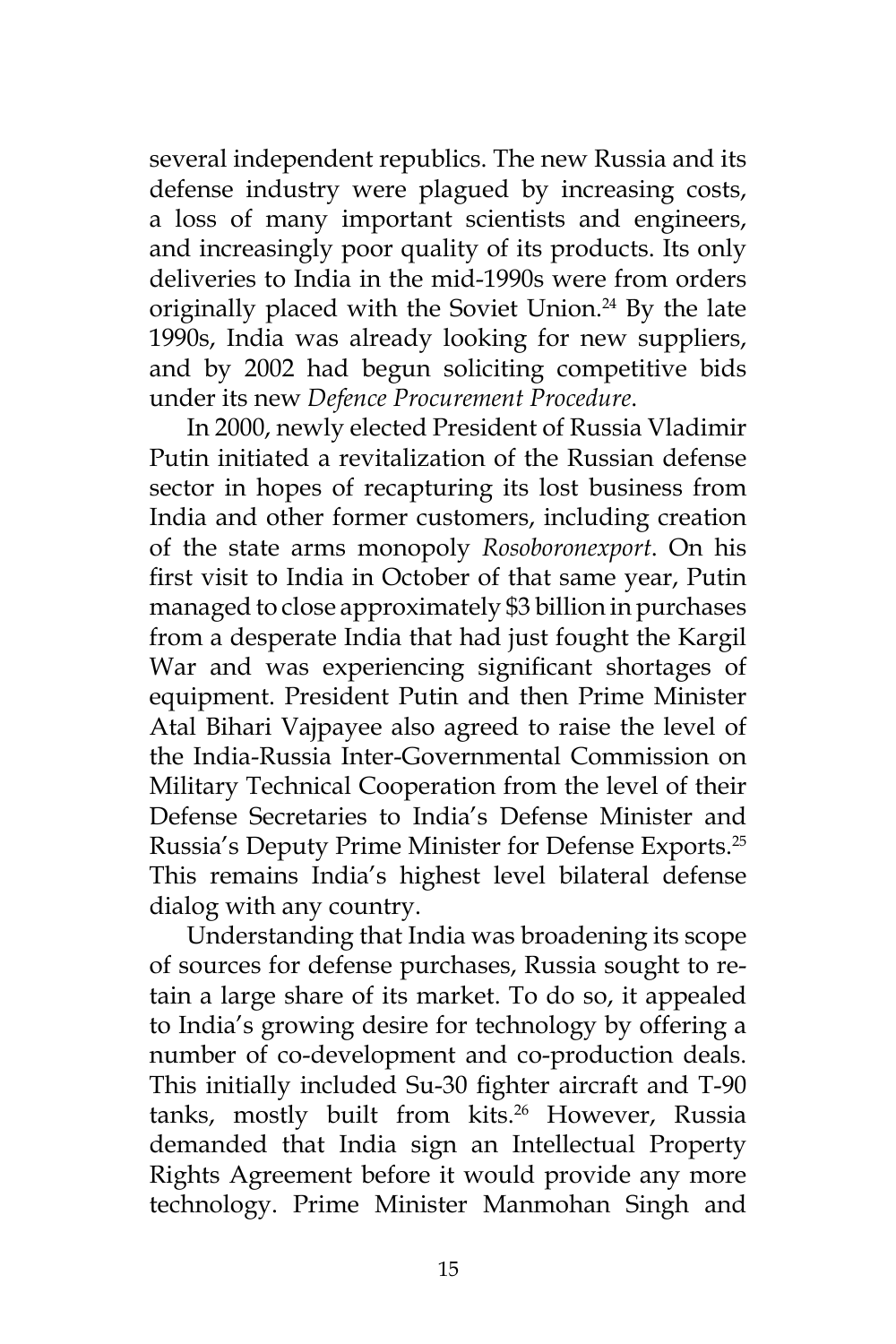several independent republics. The new Russia and its defense industry were plagued by increasing costs, a loss of many important scientists and engineers, and increasingly poor quality of its products. Its only deliveries to India in the mid-1990s were from orders originally placed with the Soviet Union.[24] By the late 1990s, India was already looking for new suppliers, and by 2002 had begun soliciting competitive bids under its new *Defence Procurement Procedure*.

In 2000, newly elected President of Russia Vladimir Putin initiated a revitalization of the Russian defense sector in hopes of recapturing its lost business from India and other former customers, including creation of the state arms monopoly *Rosoboronexport*. On his first visit to India in October of that same year, Putin managed to close approximately $3 billion in purchases from a desperate India that had just fought the Kargil War and was experiencing significant shortages of equipment. President Putin and then Prime Minister Atal Bihari Vajpayee also agreed to raise the level of the India-Russia Inter-Governmental Commission on Military Technical Cooperation from the level of their Defense Secretaries to India's Defense Minister and Russia's Deputy Prime Minister for Defense Exports.[25] This remains India's highest level bilateral defense dialog with any country.

Understanding that India was broadening its scope of sources for defense purchases, Russia sought to retain a large share of its market. To do so, it appealed to India's growing desire for technology by offering a number of co-development and co-production deals. This initially included Su-30 fighter aircraft and T-90 tanks, mostly built from kits.[26] However, Russia demanded that India sign an Intellectual Property Rights Agreement before it would provide any more technology. Prime Minister Manmohan Singh and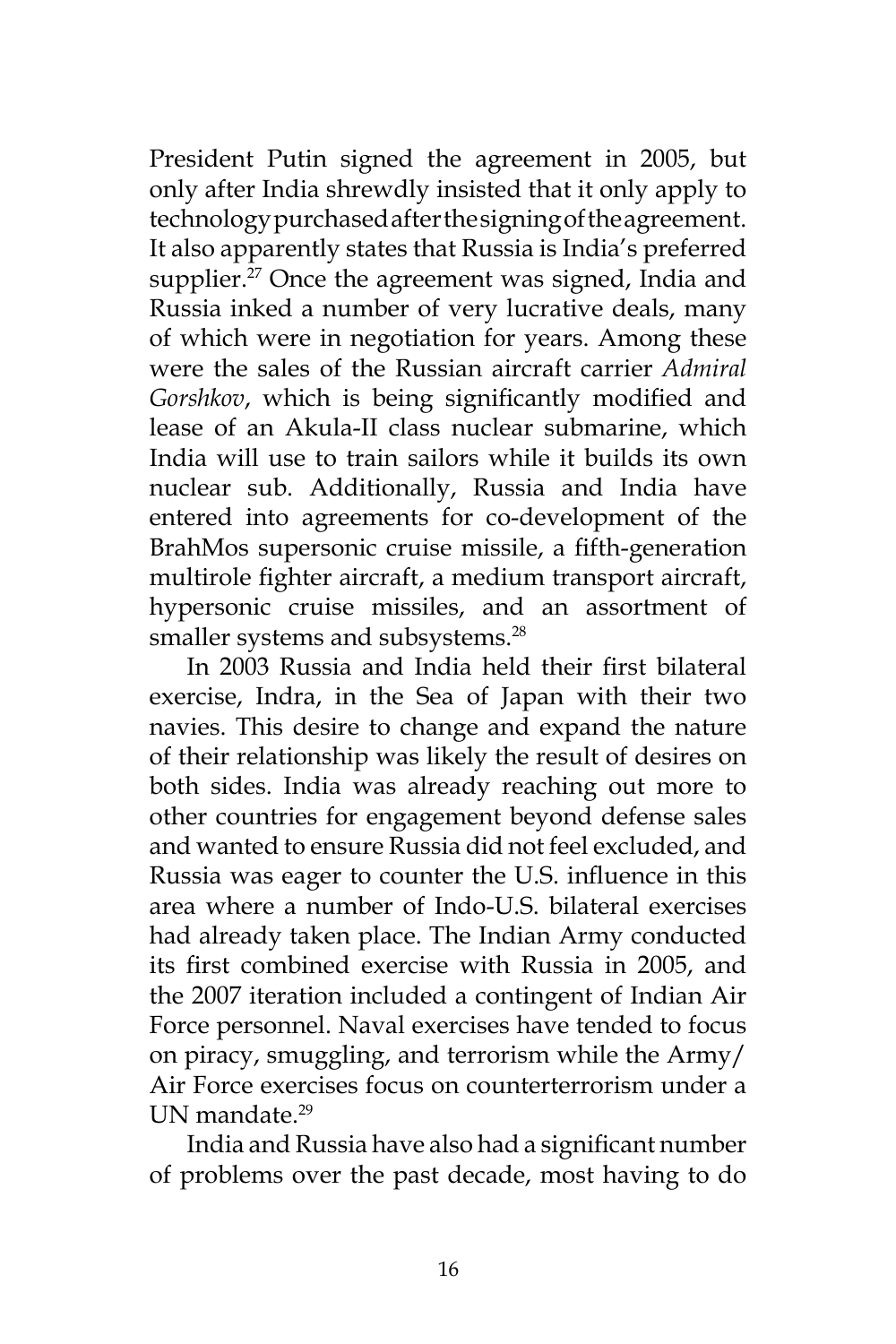President Putin signed the agreement in 2005, but only after India shrewdly insisted that it only apply to technology purchased after the signing of the agreement. It also apparently states that Russia is India's preferred supplier.[27] Once the agreement was signed, India and Russia inked a number of very lucrative deals, many of which were in negotiation for years. Among these were the sales of the Russian aircraft carrier *Admiral Gorshkov*, which is being significantly modified and lease of an Akula-II class nuclear submarine, which India will use to train sailors while it builds its own nuclear sub. Additionally, Russia and India have entered into agreements for co-development of the BrahMos supersonic cruise missile, a fifth-generation multirole fighter aircraft, a medium transport aircraft, hypersonic cruise missiles, and an assortment of smaller systems and subsystems.[28]

In 2003 Russia and India held their first bilateral exercise, Indra, in the Sea of Japan with their two navies. This desire to change and expand the nature of their relationship was likely the result of desires on both sides. India was already reaching out more to other countries for engagement beyond defense sales and wanted to ensure Russia did not feel excluded, and Russia was eager to counter the U.S. influence in this area where a number of Indo-U.S. bilateral exercises had already taken place. The Indian Army conducted its first combined exercise with Russia in 2005, and the 2007 iteration included a contingent of Indian Air Force personnel. Naval exercises have tended to focus on piracy, smuggling, and terrorism while the Army/Air Force exercises focus on counterterrorism under a UN mandate.[29]

India and Russia have also had a significant number of problems over the past decade, most having to do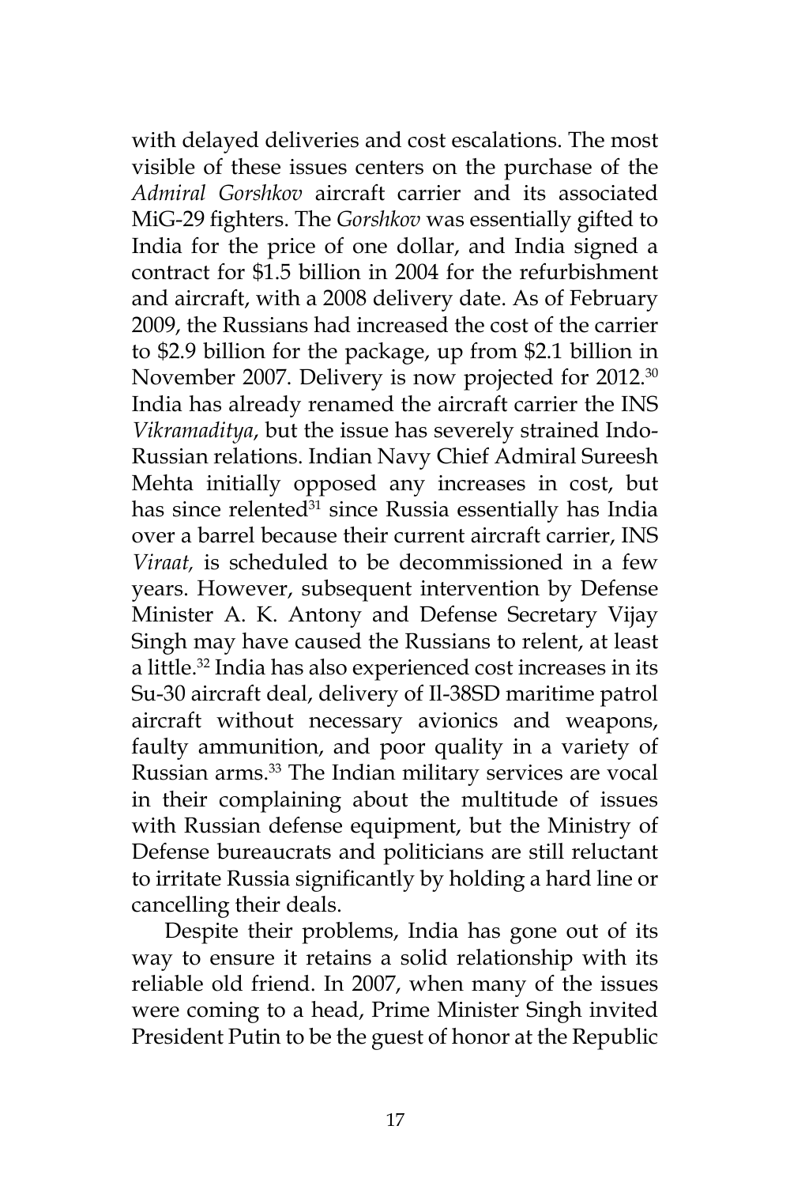with delayed deliveries and cost escalations. The most visible of these issues centers on the purchase of the *Admiral Gorshkov* aircraft carrier and its associated MiG-29 fighters. The *Gorshkov* was essentially gifted to India for the price of one dollar, and India signed a contract for $1.5 billion in 2004 for the refurbishment and aircraft, with a 2008 delivery date. As of February 2009, the Russians had increased the cost of the carrier to $2.9 billion for the package, up from $2.1 billion in November 2007. Delivery is now projected for 2012.[30] India has already renamed the aircraft carrier the INS *Vikramaditya*, but the issue has severely strained Indo-Russian relations. Indian Navy Chief Admiral Sureesh Mehta initially opposed any increases in cost, but has since relented[31] since Russia essentially has India over a barrel because their current aircraft carrier, INS *Viraat,* is scheduled to be decommissioned in a few years. However, subsequent intervention by Defense Minister A. K. Antony and Defense Secretary Vijay Singh may have caused the Russians to relent, at least a little.[32] India has also experienced cost increases in its Su-30 aircraft deal, delivery of Il-38SD maritime patrol aircraft without necessary avionics and weapons, faulty ammunition, and poor quality in a variety of Russian arms.[33] The Indian military services are vocal in their complaining about the multitude of issues with Russian defense equipment, but the Ministry of Defense bureaucrats and politicians are still reluctant to irritate Russia significantly by holding a hard line or cancelling their deals.

Despite their problems, India has gone out of its way to ensure it retains a solid relationship with its reliable old friend. In 2007, when many of the issues were coming to a head, Prime Minister Singh invited President Putin to be the guest of honor at the Republic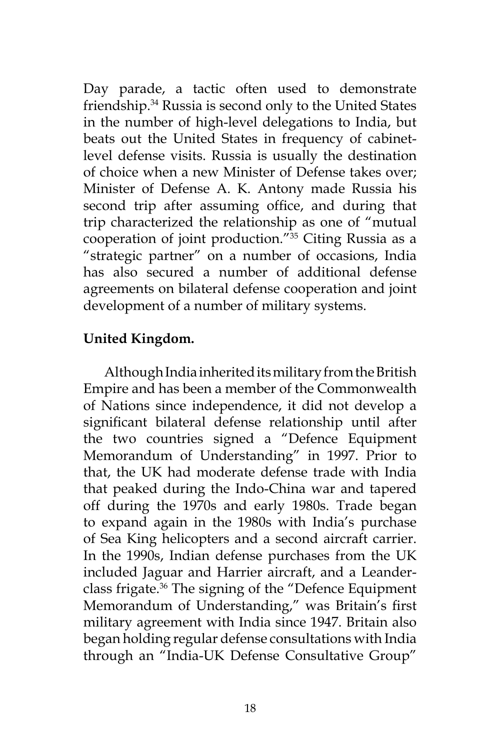Day parade, a tactic often used to demonstrate friendship.[34] Russia is second only to the United States in the number of high-level delegations to India, but beats out the United States in frequency of cabinet-level defense visits. Russia is usually the destination of choice when a new Minister of Defense takes over; Minister of Defense A. K. Antony made Russia his second trip after assuming office, and during that trip characterized the relationship as one of "mutual cooperation of joint production."[35] Citing Russia as a "strategic partner" on a number of occasions, India has also secured a number of additional defense agreements on bilateral defense cooperation and joint development of a number of military systems.

**United Kingdom.**

Although India inherited its military from the British Empire and has been a member of the Commonwealth of Nations since independence, it did not develop a significant bilateral defense relationship until after the two countries signed a "Defence Equipment Memorandum of Understanding" in 1997. Prior to that, the UK had moderate defense trade with India that peaked during the Indo-China war and tapered off during the 1970s and early 1980s. Trade began to expand again in the 1980s with India's purchase of Sea King helicopters and a second aircraft carrier. In the 1990s, Indian defense purchases from the UK included Jaguar and Harrier aircraft, and a Leander-class frigate.[36] The signing of the "Defence Equipment Memorandum of Understanding," was Britain's first military agreement with India since 1947. Britain also began holding regular defense consultations with India through an "India-UK Defense Consultative Group"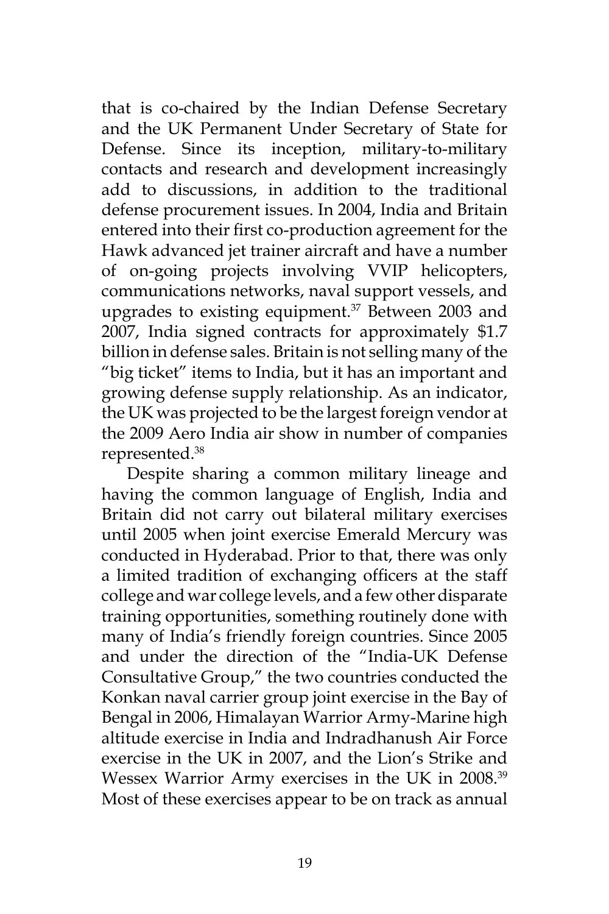that is co-chaired by the Indian Defense Secretary and the UK Permanent Under Secretary of State for Defense. Since its inception, military-to-military contacts and research and development increasingly add to discussions, in addition to the traditional defense procurement issues. In 2004, India and Britain entered into their first co-production agreement for the Hawk advanced jet trainer aircraft and have a number of on-going projects involving VVIP helicopters, communications networks, naval support vessels, and upgrades to existing equipment.[37] Between 2003 and 2007, India signed contracts for approximately $1.7 billion in defense sales. Britain is not selling many of the "big ticket" items to India, but it has an important and growing defense supply relationship. As an indicator, the UK was projected to be the largest foreign vendor at the 2009 Aero India air show in number of companies represented.[38]

Despite sharing a common military lineage and having the common language of English, India and Britain did not carry out bilateral military exercises until 2005 when joint exercise Emerald Mercury was conducted in Hyderabad. Prior to that, there was only a limited tradition of exchanging officers at the staff college and war college levels, and a few other disparate training opportunities, something routinely done with many of India's friendly foreign countries. Since 2005 and under the direction of the "India-UK Defense Consultative Group," the two countries conducted the Konkan naval carrier group joint exercise in the Bay of Bengal in 2006, Himalayan Warrior Army-Marine high altitude exercise in India and Indradhanush Air Force exercise in the UK in 2007, and the Lion's Strike and Wessex Warrior Army exercises in the UK in 2008.[39] Most of these exercises appear to be on track as annual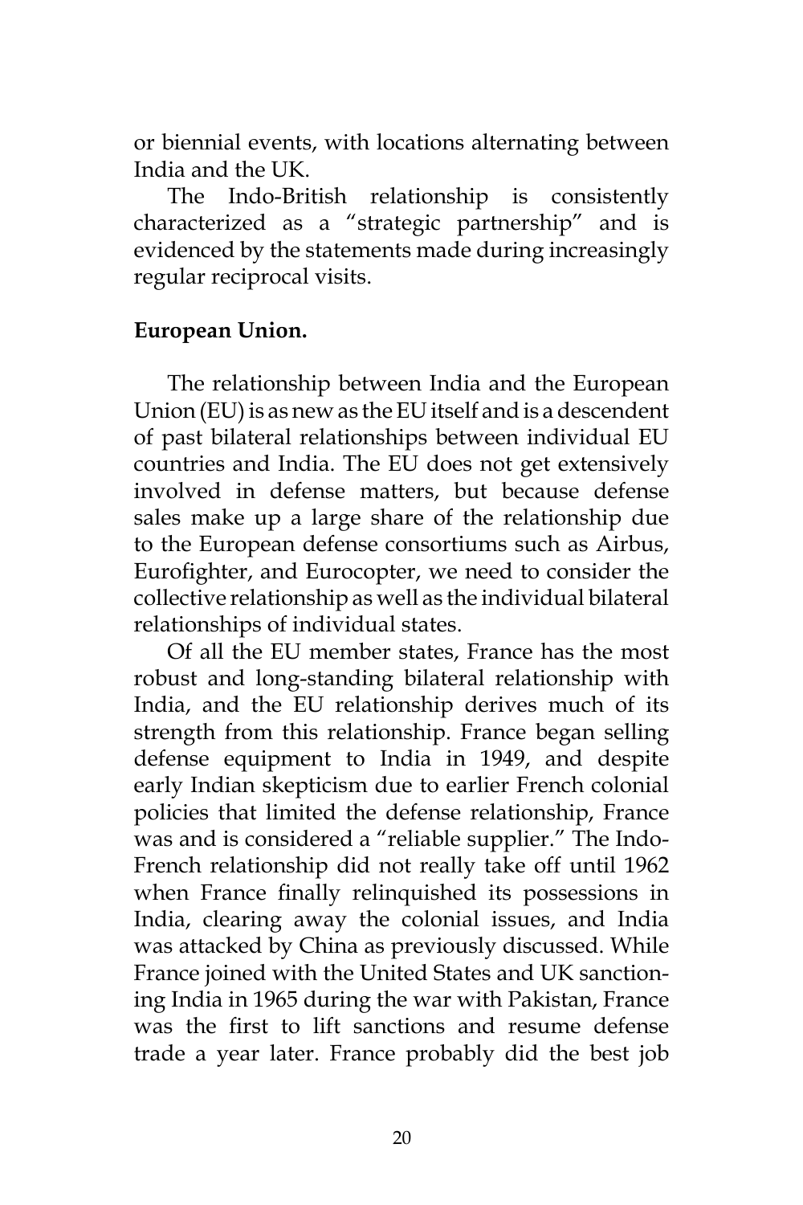or biennial events, with locations alternating between India and the UK.

The Indo-British relationship is consistently characterized as a "strategic partnership" and is evidenced by the statements made during increasingly regular reciprocal visits.

**European Union.**

The relationship between India and the European Union (EU) is as new as the EU itself and is a descendent of past bilateral relationships between individual EU countries and India. The EU does not get extensively involved in defense matters, but because defense sales make up a large share of the relationship due to the European defense consortiums such as Airbus, Eurofighter, and Eurocopter, we need to consider the collective relationship as well as the individual bilateral relationships of individual states.

Of all the EU member states, France has the most robust and long-standing bilateral relationship with India, and the EU relationship derives much of its strength from this relationship. France began selling defense equipment to India in 1949, and despite early Indian skepticism due to earlier French colonial policies that limited the defense relationship, France was and is considered a "reliable supplier." The Indo-French relationship did not really take off until 1962 when France finally relinquished its possessions in India, clearing away the colonial issues, and India was attacked by China as previously discussed. While France joined with the United States and UK sanctioning India in 1965 during the war with Pakistan, France was the first to lift sanctions and resume defense trade a year later. France probably did the best job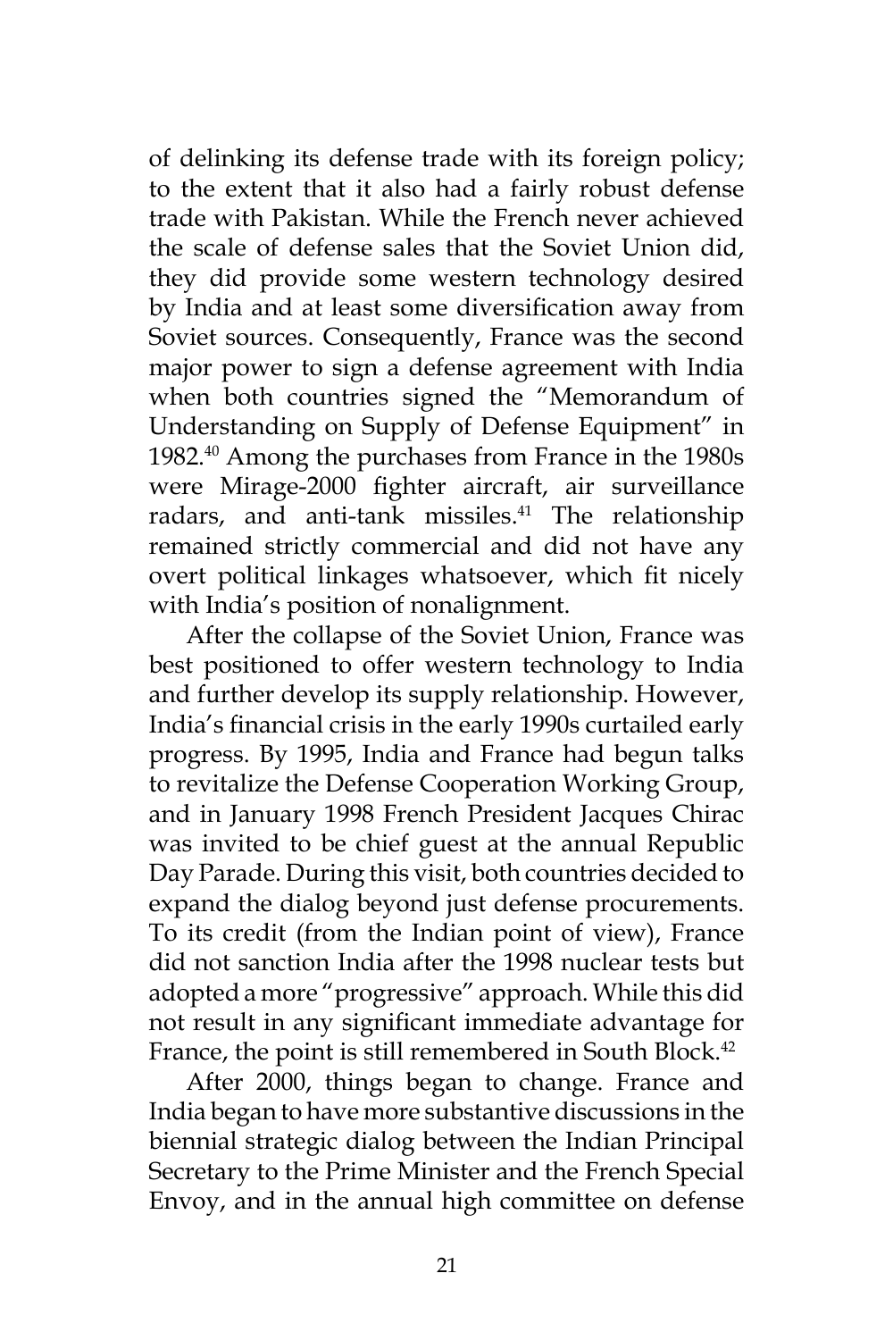of delinking its defense trade with its foreign policy; to the extent that it also had a fairly robust defense trade with Pakistan. While the French never achieved the scale of defense sales that the Soviet Union did, they did provide some western technology desired by India and at least some diversification away from Soviet sources. Consequently, France was the second major power to sign a defense agreement with India when both countries signed the "Memorandum of Understanding on Supply of Defense Equipment" in 1982.[40] Among the purchases from France in the 1980s were Mirage-2000 fighter aircraft, air surveillance radars, and anti-tank missiles.[41] The relationship remained strictly commercial and did not have any overt political linkages whatsoever, which fit nicely with India's position of nonalignment.

After the collapse of the Soviet Union, France was best positioned to offer western technology to India and further develop its supply relationship. However, India's financial crisis in the early 1990s curtailed early progress. By 1995, India and France had begun talks to revitalize the Defense Cooperation Working Group, and in January 1998 French President Jacques Chirac was invited to be chief guest at the annual Republic Day Parade. During this visit, both countries decided to expand the dialog beyond just defense procurements. To its credit (from the Indian point of view), France did not sanction India after the 1998 nuclear tests but adopted a more "progressive" approach. While this did not result in any significant immediate advantage for France, the point is still remembered in South Block.[42]

After 2000, things began to change. France and India began to have more substantive discussions in the biennial strategic dialog between the Indian Principal Secretary to the Prime Minister and the French Special Envoy, and in the annual high committee on defense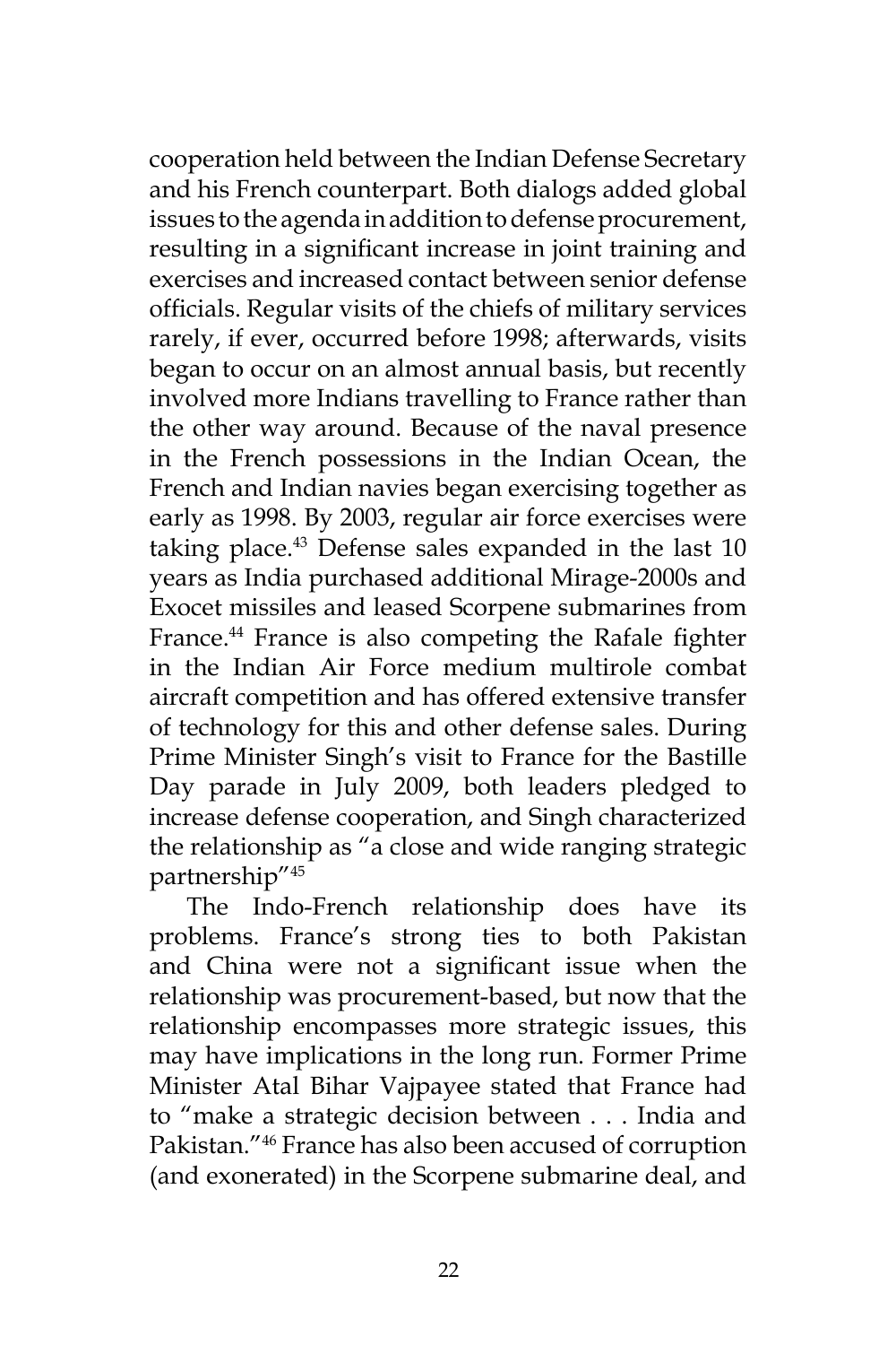cooperation held between the Indian Defense Secretary and his French counterpart. Both dialogs added global issues to the agenda in addition to defense procurement, resulting in a significant increase in joint training and exercises and increased contact between senior defense officials. Regular visits of the chiefs of military services rarely, if ever, occurred before 1998; afterwards, visits began to occur on an almost annual basis, but recently involved more Indians travelling to France rather than the other way around. Because of the naval presence in the French possessions in the Indian Ocean, the French and Indian navies began exercising together as early as 1998. By 2003, regular air force exercises were taking place.[43] Defense sales expanded in the last 10 years as India purchased additional Mirage-2000s and Exocet missiles and leased Scorpene submarines from France.[44] France is also competing the Rafale fighter in the Indian Air Force medium multirole combat aircraft competition and has offered extensive transfer of technology for this and other defense sales. During Prime Minister Singh's visit to France for the Bastille Day parade in July 2009, both leaders pledged to increase defense cooperation, and Singh characterized the relationship as "a close and wide ranging strategic partnership"[45]

The Indo-French relationship does have its problems. France's strong ties to both Pakistan and China were not a significant issue when the relationship was procurement-based, but now that the relationship encompasses more strategic issues, this may have implications in the long run. Former Prime Minister Atal Bihar Vajpayee stated that France had to "make a strategic decision between . . . India and Pakistan."[46] France has also been accused of corruption (and exonerated) in the Scorpene submarine deal, and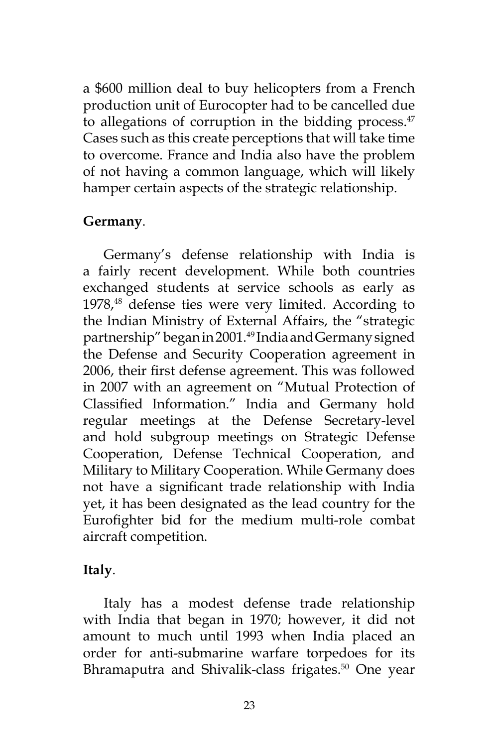a $600 million deal to buy helicopters from a French production unit of Eurocopter had to be cancelled due to allegations of corruption in the bidding process.[47] Cases such as this create perceptions that will take time to overcome. France and India also have the problem of not having a common language, which will likely hamper certain aspects of the strategic relationship.

**Germany**.

Germany's defense relationship with India is a fairly recent development. While both countries exchanged students at service schools as early as 1978,[48] defense ties were very limited. According to the Indian Ministry of External Affairs, the "strategic partnership" began in 2001.[49] India and Germany signed the Defense and Security Cooperation agreement in 2006, their first defense agreement. This was followed in 2007 with an agreement on "Mutual Protection of Classified Information." India and Germany hold regular meetings at the Defense Secretary-level and hold subgroup meetings on Strategic Defense Cooperation, Defense Technical Cooperation, and Military to Military Cooperation. While Germany does not have a significant trade relationship with India yet, it has been designated as the lead country for the Eurofighter bid for the medium multi-role combat aircraft competition.

**Italy**.

Italy has a modest defense trade relationship with India that began in 1970; however, it did not amount to much until 1993 when India placed an order for anti-submarine warfare torpedoes for its Bhramaputra and Shivalik-class frigates.[50] One year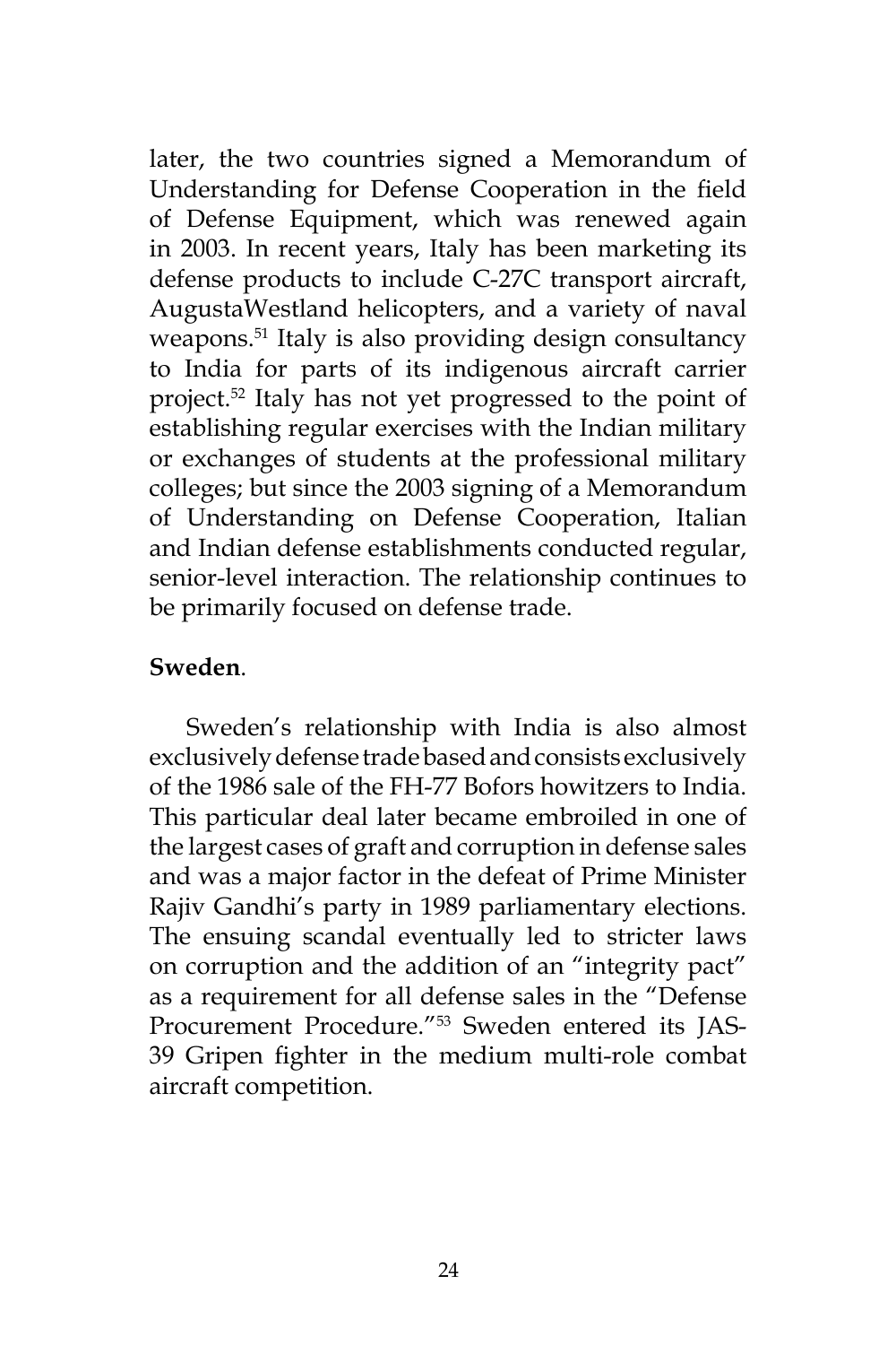later, the two countries signed a Memorandum of Understanding for Defense Cooperation in the field of Defense Equipment, which was renewed again in 2003. In recent years, Italy has been marketing its defense products to include C-27C transport aircraft, AugustaWestland helicopters, and a variety of naval weapons.[51] Italy is also providing design consultancy to India for parts of its indigenous aircraft carrier project.[52] Italy has not yet progressed to the point of establishing regular exercises with the Indian military or exchanges of students at the professional military colleges; but since the 2003 signing of a Memorandum of Understanding on Defense Cooperation, Italian and Indian defense establishments conducted regular, senior-level interaction. The relationship continues to be primarily focused on defense trade.

**Sweden**.

Sweden's relationship with India is also almost exclusively defense trade based and consists exclusively of the 1986 sale of the FH-77 Bofors howitzers to India. This particular deal later became embroiled in one of the largest cases of graft and corruption in defense sales and was a major factor in the defeat of Prime Minister Rajiv Gandhi's party in 1989 parliamentary elections. The ensuing scandal eventually led to stricter laws on corruption and the addition of an "integrity pact" as a requirement for all defense sales in the "Defense Procurement Procedure."[53] Sweden entered its JAS-39 Gripen fighter in the medium multi-role combat aircraft competition.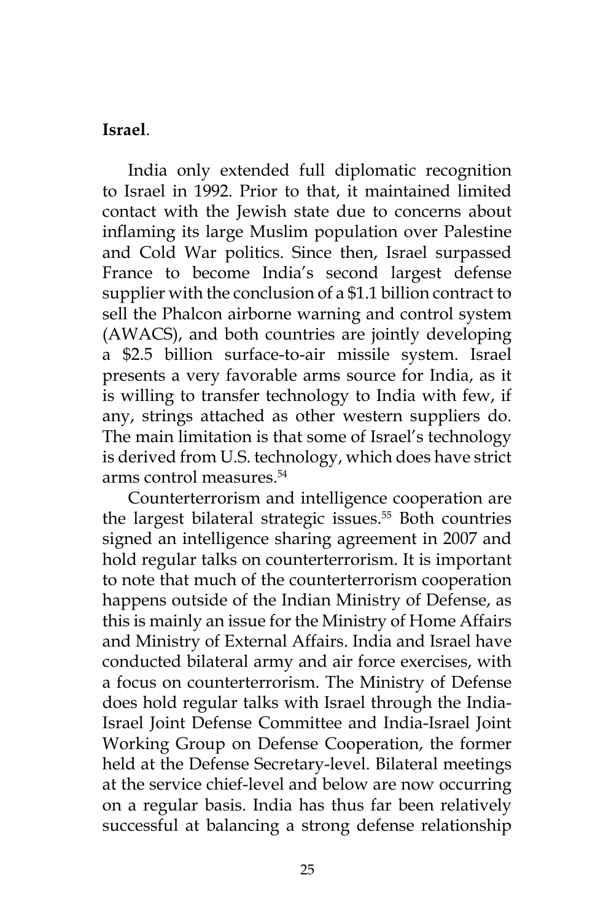**Israel**.

India only extended full diplomatic recognition to Israel in 1992. Prior to that, it maintained limited contact with the Jewish state due to concerns about inflaming its large Muslim population over Palestine and Cold War politics. Since then, Israel surpassed France to become India's second largest defense supplier with the conclusion of a $1.1 billion contract to sell the Phalcon airborne warning and control system (AWACS), and both countries are jointly developing a $2.5 billion surface-to-air missile system. Israel presents a very favorable arms source for India, as it is willing to transfer technology to India with few, if any, strings attached as other western suppliers do. The main limitation is that some of Israel's technology is derived from U.S. technology, which does have strict arms control measures.[54]

Counterterrorism and intelligence cooperation are the largest bilateral strategic issues.[55] Both countries signed an intelligence sharing agreement in 2007 and hold regular talks on counterterrorism. It is important to note that much of the counterterrorism cooperation happens outside of the Indian Ministry of Defense, as this is mainly an issue for the Ministry of Home Affairs and Ministry of External Affairs. India and Israel have conducted bilateral army and air force exercises, with a focus on counterterrorism. The Ministry of Defense does hold regular talks with Israel through the India-Israel Joint Defense Committee and India-Israel Joint Working Group on Defense Cooperation, the former held at the Defense Secretary-level. Bilateral meetings at the service chief-level and below are now occurring on a regular basis. India has thus far been relatively successful at balancing a strong defense relationship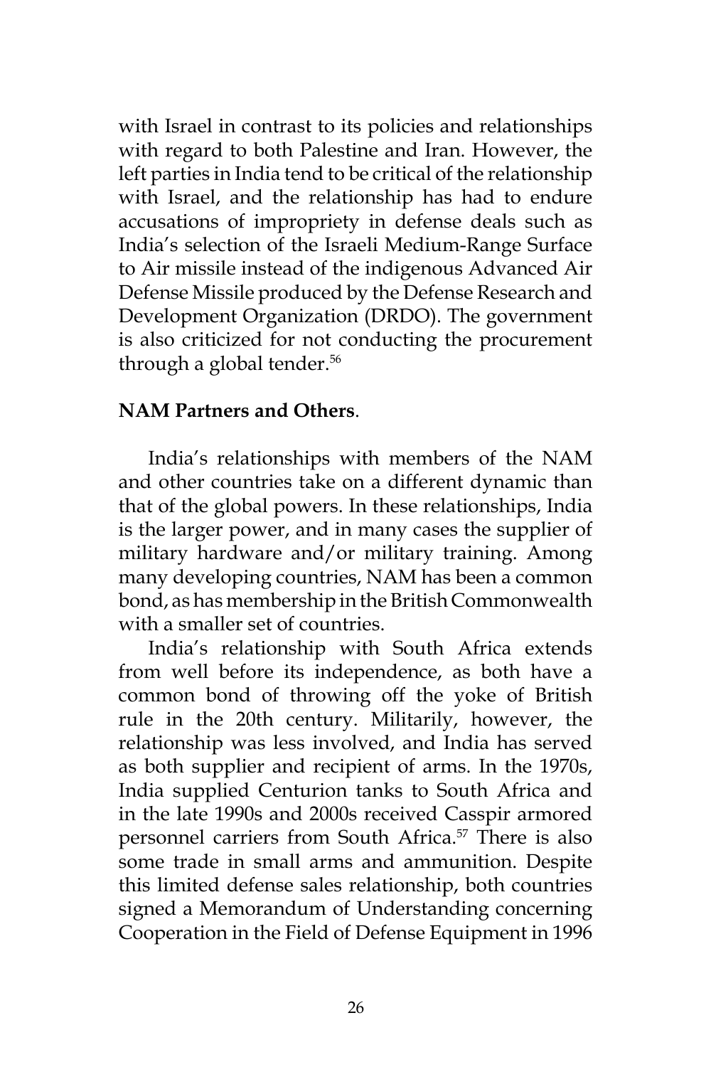with Israel in contrast to its policies and relationships with regard to both Palestine and Iran. However, the left parties in India tend to be critical of the relationship with Israel, and the relationship has had to endure accusations of impropriety in defense deals such as India's selection of the Israeli Medium-Range Surface to Air missile instead of the indigenous Advanced Air Defense Missile produced by the Defense Research and Development Organization (DRDO). The government is also criticized for not conducting the procurement through a global tender.[56]

**NAM Partners and Others**.

India's relationships with members of the NAM and other countries take on a different dynamic than that of the global powers. In these relationships, India is the larger power, and in many cases the supplier of military hardware and/or military training. Among many developing countries, NAM has been a common bond, as has membership in the British Commonwealth with a smaller set of countries.

India's relationship with South Africa extends from well before its independence, as both have a common bond of throwing off the yoke of British rule in the 20th century. Militarily, however, the relationship was less involved, and India has served as both supplier and recipient of arms. In the 1970s, India supplied Centurion tanks to South Africa and in the late 1990s and 2000s received Casspir armored personnel carriers from South Africa.[57] There is also some trade in small arms and ammunition. Despite this limited defense sales relationship, both countries signed a Memorandum of Understanding concerning Cooperation in the Field of Defense Equipment in 1996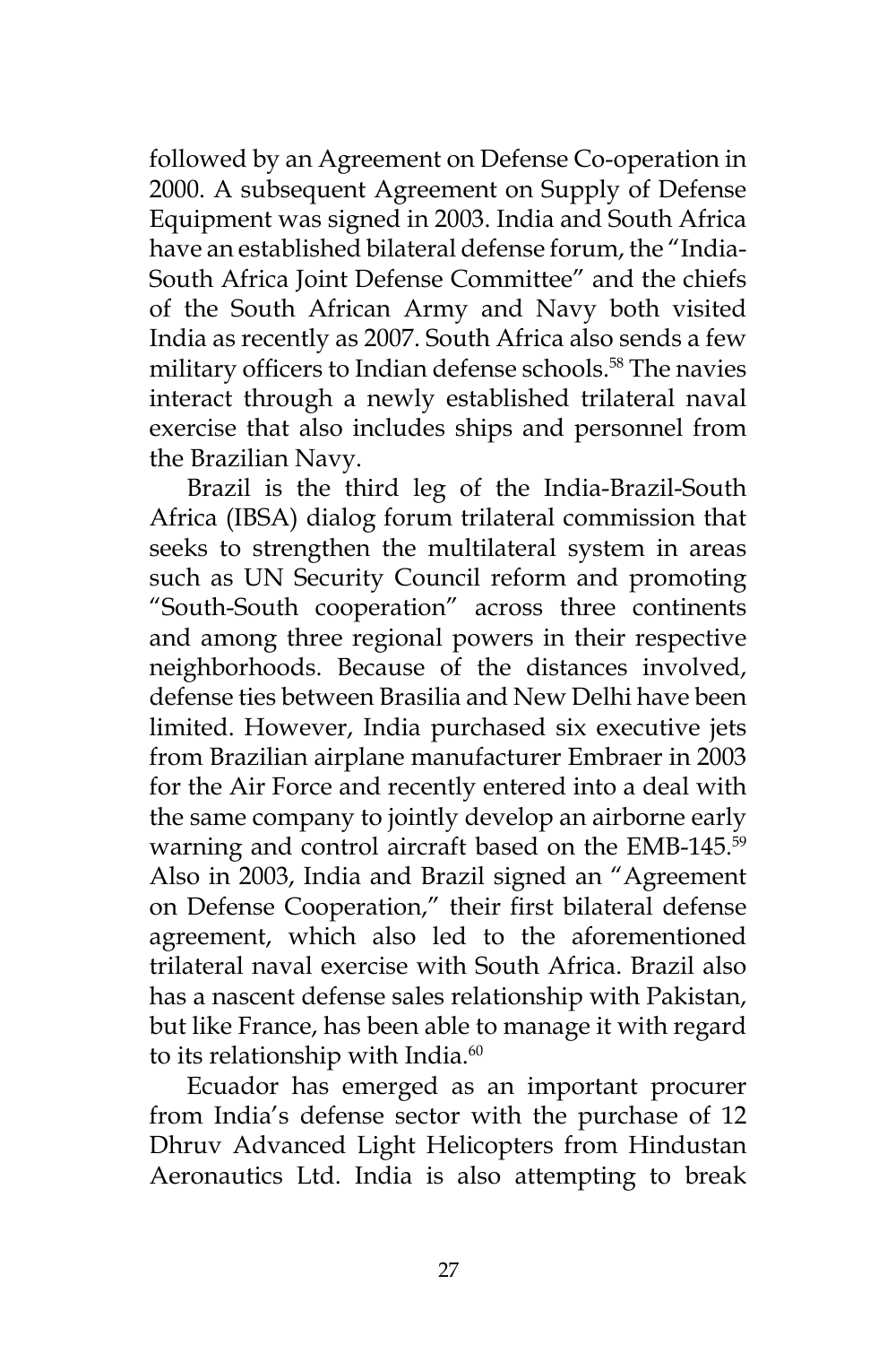followed by an Agreement on Defense Co-operation in 2000. A subsequent Agreement on Supply of Defense Equipment was signed in 2003. India and South Africa have an established bilateral defense forum, the "India-South Africa Joint Defense Committee" and the chiefs of the South African Army and Navy both visited India as recently as 2007. South Africa also sends a few military officers to Indian defense schools.[58] The navies interact through a newly established trilateral naval exercise that also includes ships and personnel from the Brazilian Navy.

Brazil is the third leg of the India-Brazil-South Africa (IBSA) dialog forum trilateral commission that seeks to strengthen the multilateral system in areas such as UN Security Council reform and promoting "South-South cooperation" across three continents and among three regional powers in their respective neighborhoods. Because of the distances involved, defense ties between Brasilia and New Delhi have been limited. However, India purchased six executive jets from Brazilian airplane manufacturer Embraer in 2003 for the Air Force and recently entered into a deal with the same company to jointly develop an airborne early warning and control aircraft based on the EMB-145.[59] Also in 2003, India and Brazil signed an "Agreement on Defense Cooperation," their first bilateral defense agreement, which also led to the aforementioned trilateral naval exercise with South Africa. Brazil also has a nascent defense sales relationship with Pakistan, but like France, has been able to manage it with regard to its relationship with India.[60]

Ecuador has emerged as an important procurer from India's defense sector with the purchase of 12 Dhruv Advanced Light Helicopters from Hindustan Aeronautics Ltd. India is also attempting to break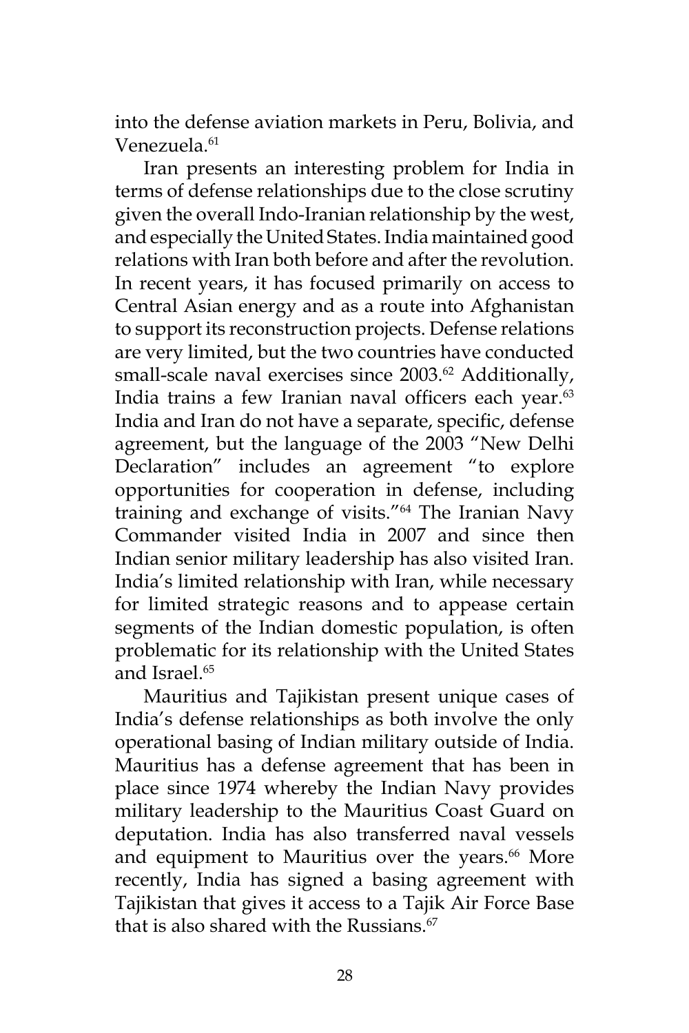into the defense aviation markets in Peru, Bolivia, and Venezuela.[61]

Iran presents an interesting problem for India in terms of defense relationships due to the close scrutiny given the overall Indo-Iranian relationship by the west, and especially the United States. India maintained good relations with Iran both before and after the revolution. In recent years, it has focused primarily on access to Central Asian energy and as a route into Afghanistan to support its reconstruction projects. Defense relations are very limited, but the two countries have conducted small-scale naval exercises since 2003.[62] Additionally, India trains a few Iranian naval officers each year.[63] India and Iran do not have a separate, specific, defense agreement, but the language of the 2003 "New Delhi Declaration" includes an agreement "to explore opportunities for cooperation in defense, including training and exchange of visits."[64] The Iranian Navy Commander visited India in 2007 and since then Indian senior military leadership has also visited Iran. India's limited relationship with Iran, while necessary for limited strategic reasons and to appease certain segments of the Indian domestic population, is often problematic for its relationship with the United States and Israel.[65]

Mauritius and Tajikistan present unique cases of India's defense relationships as both involve the only operational basing of Indian military outside of India. Mauritius has a defense agreement that has been in place since 1974 whereby the Indian Navy provides military leadership to the Mauritius Coast Guard on deputation. India has also transferred naval vessels and equipment to Mauritius over the years.[66] More recently, India has signed a basing agreement with Tajikistan that gives it access to a Tajik Air Force Base that is also shared with the Russians.[67]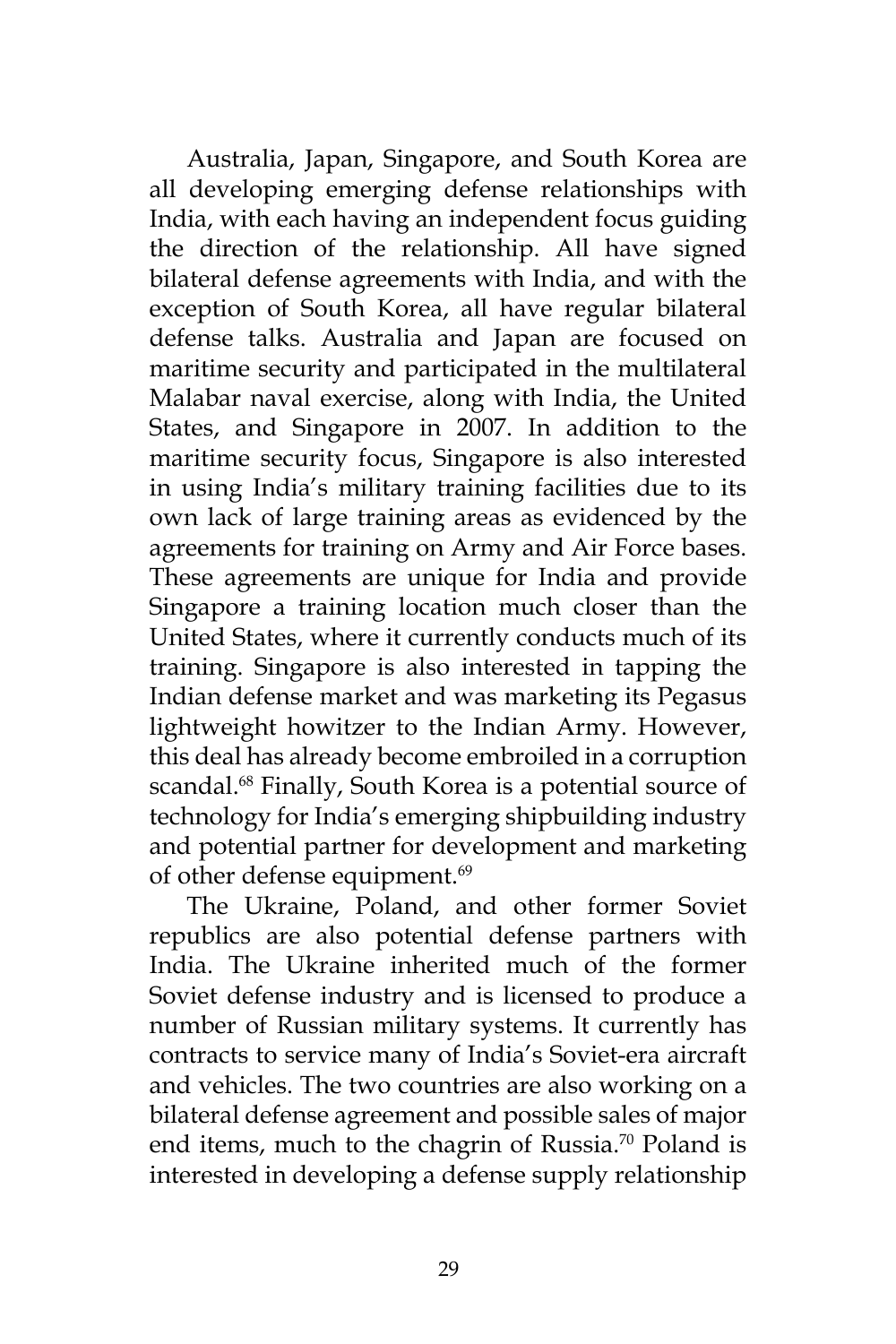Australia, Japan, Singapore, and South Korea are all developing emerging defense relationships with India, with each having an independent focus guiding the direction of the relationship. All have signed bilateral defense agreements with India, and with the exception of South Korea, all have regular bilateral defense talks. Australia and Japan are focused on maritime security and participated in the multilateral Malabar naval exercise, along with India, the United States, and Singapore in 2007. In addition to the maritime security focus, Singapore is also interested in using India's military training facilities due to its own lack of large training areas as evidenced by the agreements for training on Army and Air Force bases. These agreements are unique for India and provide Singapore a training location much closer than the United States, where it currently conducts much of its training. Singapore is also interested in tapping the Indian defense market and was marketing its Pegasus lightweight howitzer to the Indian Army. However, this deal has already become embroiled in a corruption scandal.[68] Finally, South Korea is a potential source of technology for India's emerging shipbuilding industry and potential partner for development and marketing of other defense equipment.[69]

The Ukraine, Poland, and other former Soviet republics are also potential defense partners with India. The Ukraine inherited much of the former Soviet defense industry and is licensed to produce a number of Russian military systems. It currently has contracts to service many of India's Soviet-era aircraft and vehicles. The two countries are also working on a bilateral defense agreement and possible sales of major end items, much to the chagrin of Russia.[70] Poland is interested in developing a defense supply relationship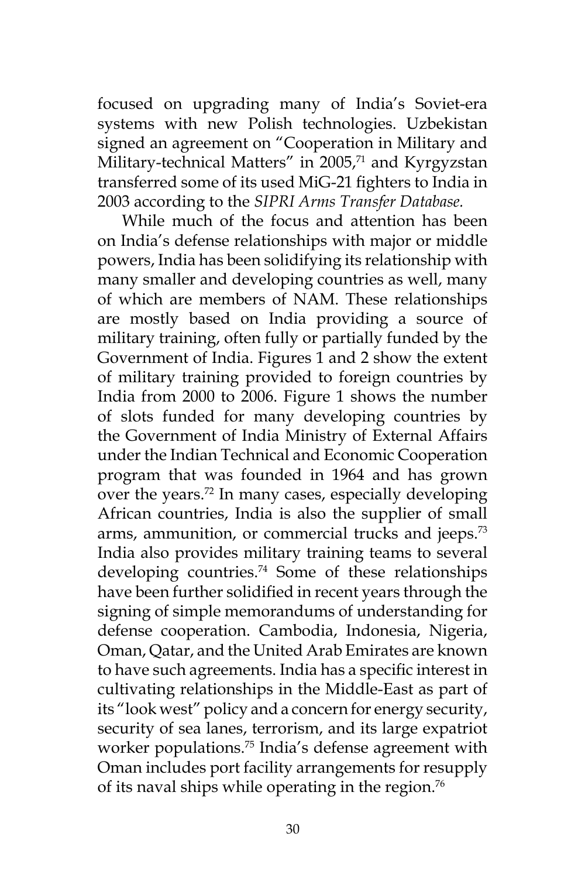focused on upgrading many of India's Soviet-era systems with new Polish technologies. Uzbekistan signed an agreement on "Cooperation in Military and Military-technical Matters" in 2005,[71] and Kyrgyzstan transferred some of its used MiG-21 fighters to India in 2003 according to the *SIPRI Arms Transfer Database.*

While much of the focus and attention has been on India's defense relationships with major or middle powers, India has been solidifying its relationship with many smaller and developing countries as well, many of which are members of NAM. These relationships are mostly based on India providing a source of military training, often fully or partially funded by the Government of India. Figures 1 and 2 show the extent of military training provided to foreign countries by India from 2000 to 2006. Figure 1 shows the number of slots funded for many developing countries by the Government of India Ministry of External Affairs under the Indian Technical and Economic Cooperation program that was founded in 1964 and has grown over the years.[72] In many cases, especially developing African countries, India is also the supplier of small arms, ammunition, or commercial trucks and jeeps.[73] India also provides military training teams to several developing countries.[74] Some of these relationships have been further solidified in recent years through the signing of simple memorandums of understanding for defense cooperation. Cambodia, Indonesia, Nigeria, Oman, Qatar, and the United Arab Emirates are known to have such agreements. India has a specific interest in cultivating relationships in the Middle-East as part of its "look west" policy and a concern for energy security, security of sea lanes, terrorism, and its large expatriot worker populations.[75] India's defense agreement with Oman includes port facility arrangements for resupply of its naval ships while operating in the region.[76]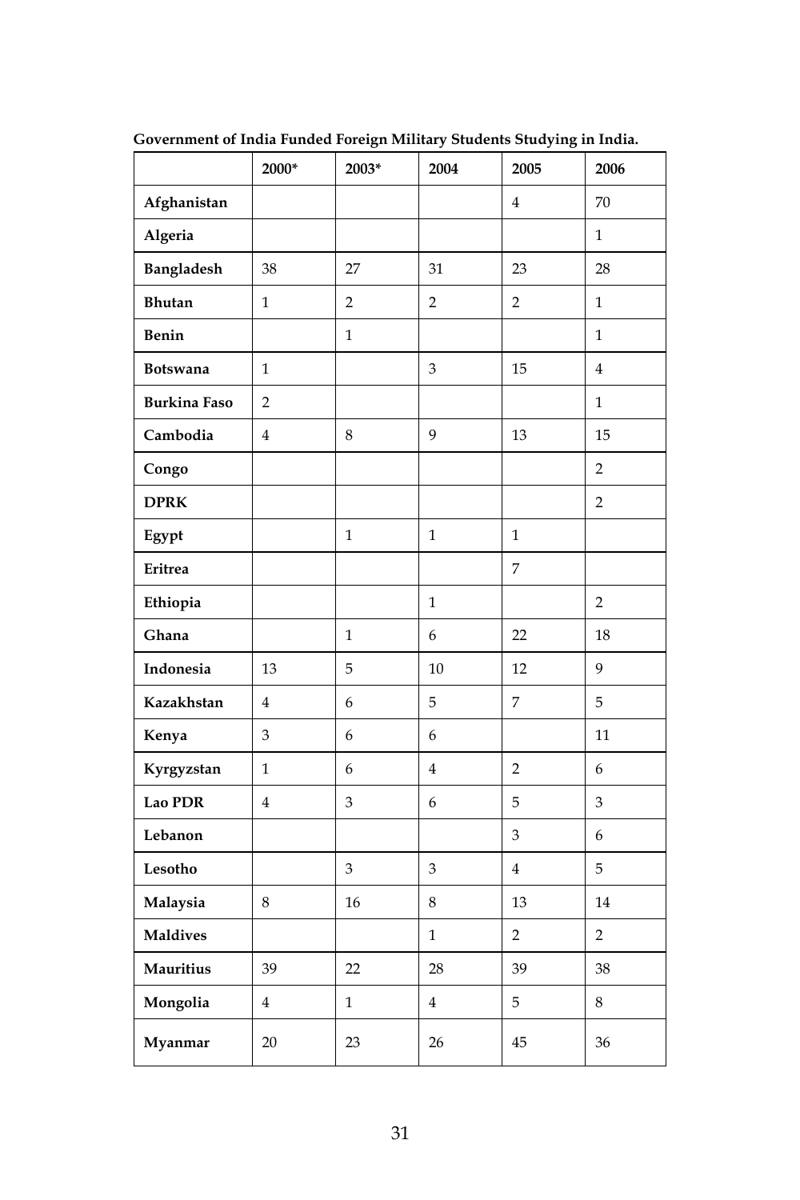**Government of India Funded Foreign Military Students Studying in India.**

| | 2000* | 2003* | 2004 | 2005 | 2006 |
|---|---|---|---|---|---|
| **Afghanistan** | | | | 4 | 70 |
| **Algeria** | | | | | 1 |
| **Bangladesh** | 38 | 27 | 31 | 23 | 28 |
| **Bhutan** | 1 | 2 | 2 | 2 | 1 |
| **Benin** | | 1 | | | 1 |
| **Botswana** | 1 | | 3 | 15 | 4 |
| **Burkina Faso** | 2 | | | | 1 |
| **Cambodia** | 4 | 8 | 9 | 13 | 15 |
| **Congo** | | | | | 2 |
| **DPRK** | | | | | 2 |
| **Egypt** | | 1 | 1 | 1 | |
| **Eritrea** | | | | 7 | |
| **Ethiopia** | | | 1 | | 2 |
| **Ghana** | | 1 | 6 | 22 | 18 |
| **Indonesia** | 13 | 5 | 10 | 12 | 9 |
| **Kazakhstan** | 4 | 6 | 5 | 7 | 5 |
| **Kenya** | 3 | 6 | 6 | | 11 |
| **Kyrgyzstan** | 1 | 6 | 4 | 2 | 6 |
| **Lao PDR** | 4 | 3 | 6 | 5 | 3 |
| **Lebanon** | | | | 3 | 6 |
| **Lesotho** | | 3 | 3 | 4 | 5 |
| **Malaysia** | 8 | 16 | 8 | 13 | 14 |
| **Maldives** | | | 1 | 2 | 2 |
| **Mauritius** | 39 | 22 | 28 | 39 | 38 |
| **Mongolia** | 4 | 1 | 4 | 5 | 8 |
| **Myanmar** | 20 | 23 | 26 | 45 | 36 |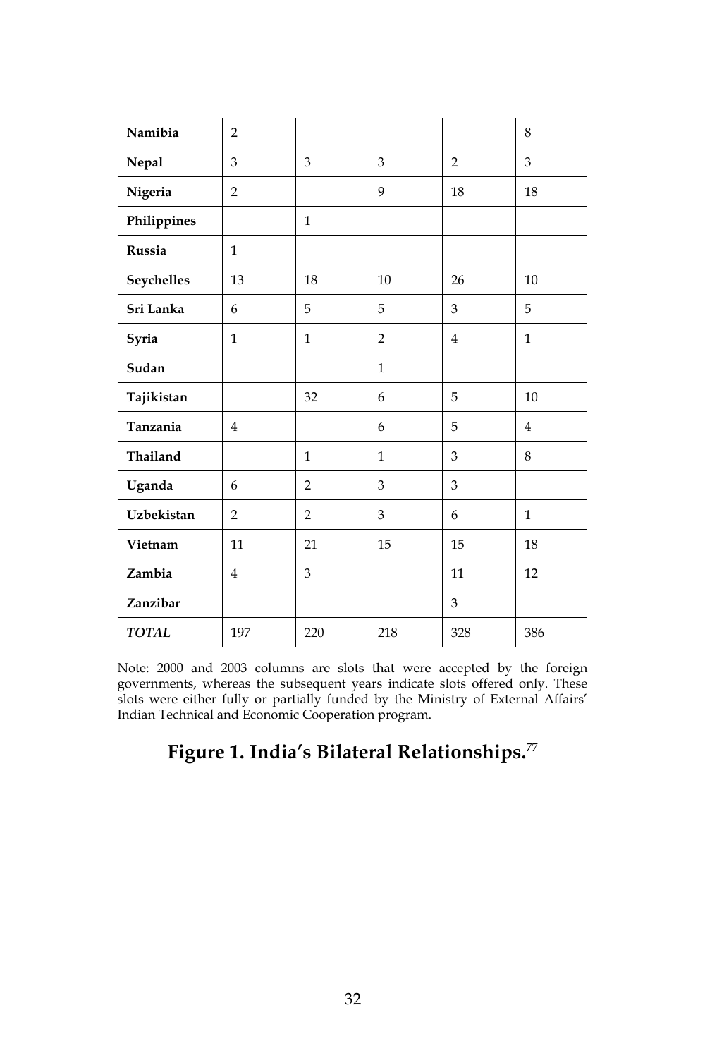| | | | | | |
|---|---|---|---|---|---|
| **Namibia** | 2 | | | | 8 |
| **Nepal** | 3 | 3 | 3 | 2 | 3 |
| **Nigeria** | 2 | | 9 | 18 | 18 |
| **Philippines** | | 1 | | | |
| **Russia** | 1 | | | | |
| **Seychelles** | 13 | 18 | 10 | 26 | 10 |
| **Sri Lanka** | 6 | 5 | 5 | 3 | 5 |
| **Syria** | 1 | 1 | 2 | 4 | 1 |
| **Sudan** | | | 1 | | |
| **Tajikistan** | | 32 | 6 | 5 | 10 |
| **Tanzania** | 4 | | 6 | 5 | 4 |
| **Thailand** | | 1 | 1 | 3 | 8 |
| **Uganda** | 6 | 2 | 3 | 3 | |
| **Uzbekistan** | 2 | 2 | 3 | 6 | 1 |
| **Vietnam** | 11 | 21 | 15 | 15 | 18 |
| **Zambia** | 4 | 3 | | 11 | 12 |
| **Zanzibar** | | | | 3 | |
| ***TOTAL*** | 197 | 220 | 218 | 328 | 386 |

Note: 2000 and 2003 columns are slots that were accepted by the foreign governments, whereas the subsequent years indicate slots offered only. These slots were either fully or partially funded by the Ministry of External Affairs' Indian Technical and Economic Cooperation program.

**Figure 1. India's Bilateral Relationships.**[77]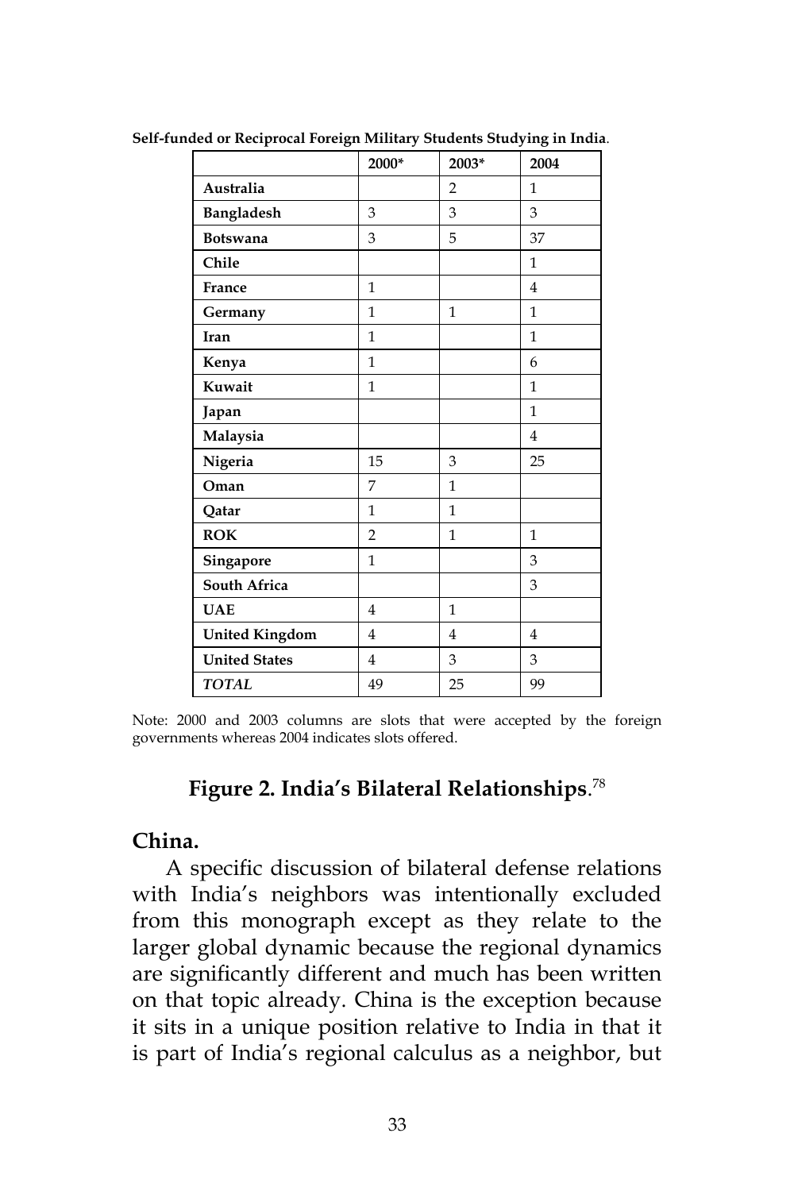**Self-funded or Reciprocal Foreign Military Students Studying in India**.

| | 2000* | 2003* | 2004 |
|---|---|---|---|
| **Australia** | | 2 | 1 |
| **Bangladesh** | 3 | 3 | 3 |
| **Botswana** | 3 | 5 | 37 |
| **Chile** | | | 1 |
| **France** | 1 | | 4 |
| **Germany** | 1 | 1 | 1 |
| **Iran** | 1 | | 1 |
| **Kenya** | 1 | | 6 |
| **Kuwait** | 1 | | 1 |
| **Japan** | | | 1 |
| **Malaysia** | | | 4 |
| **Nigeria** | 15 | 3 | 25 |
| **Oman** | 7 | 1 | |
| **Qatar** | 1 | 1 | |
| **ROK** | 2 | 1 | 1 |
| **Singapore** | 1 | | 3 |
| **South Africa** | | | 3 |
| **UAE** | 4 | 1 | |
| **United Kingdom** | 4 | 4 | 4 |
| **United States** | 4 | 3 | 3 |
| ***TOTAL*** | 49 | 25 | 99 |

Note: 2000 and 2003 columns are slots that were accepted by the foreign governments whereas 2004 indicates slots offered.

**Figure 2. India's Bilateral Relationships**.[78]

## China.

A specific discussion of bilateral defense relations with India's neighbors was intentionally excluded from this monograph except as they relate to the larger global dynamic because the regional dynamics are significantly different and much has been written on that topic already. China is the exception because it sits in a unique position relative to India in that it is part of India's regional calculus as a neighbor, but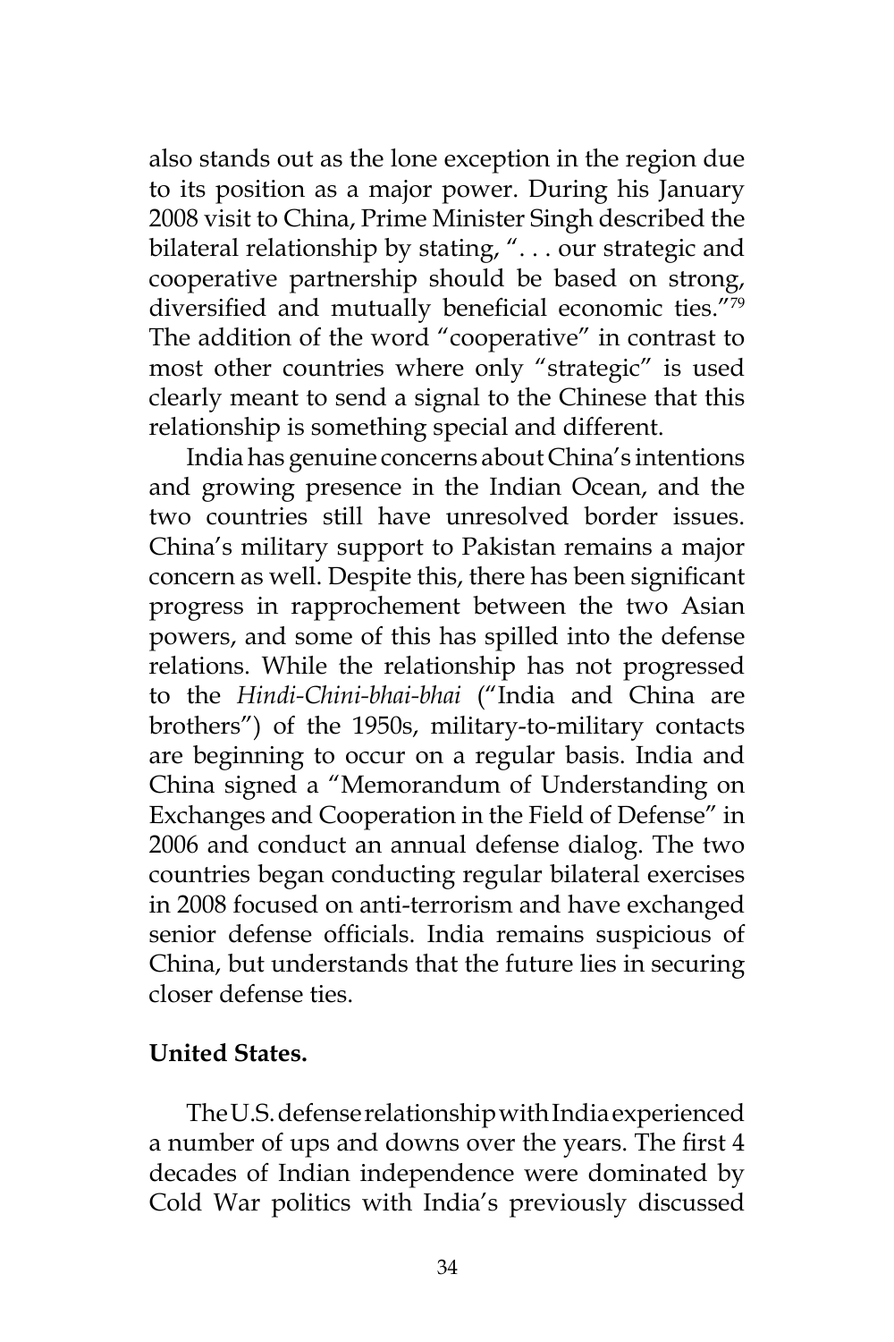also stands out as the lone exception in the region due to its position as a major power. During his January 2008 visit to China, Prime Minister Singh described the bilateral relationship by stating, ". . . our strategic and cooperative partnership should be based on strong, diversified and mutually beneficial economic ties."[79] The addition of the word "cooperative" in contrast to most other countries where only "strategic" is used clearly meant to send a signal to the Chinese that this relationship is something special and different.

India has genuine concerns about China's intentions and growing presence in the Indian Ocean, and the two countries still have unresolved border issues. China's military support to Pakistan remains a major concern as well. Despite this, there has been significant progress in rapprochement between the two Asian powers, and some of this has spilled into the defense relations. While the relationship has not progressed to the *Hindi-Chini-bhai-bhai* ("India and China are brothers") of the 1950s, military-to-military contacts are beginning to occur on a regular basis. India and China signed a "Memorandum of Understanding on Exchanges and Cooperation in the Field of Defense" in 2006 and conduct an annual defense dialog. The two countries began conducting regular bilateral exercises in 2008 focused on anti-terrorism and have exchanged senior defense officials. India remains suspicious of China, but understands that the future lies in securing closer defense ties.

**United States.**

The U.S. defense relationship with India experienced a number of ups and downs over the years. The first 4 decades of Indian independence were dominated by Cold War politics with India's previously discussed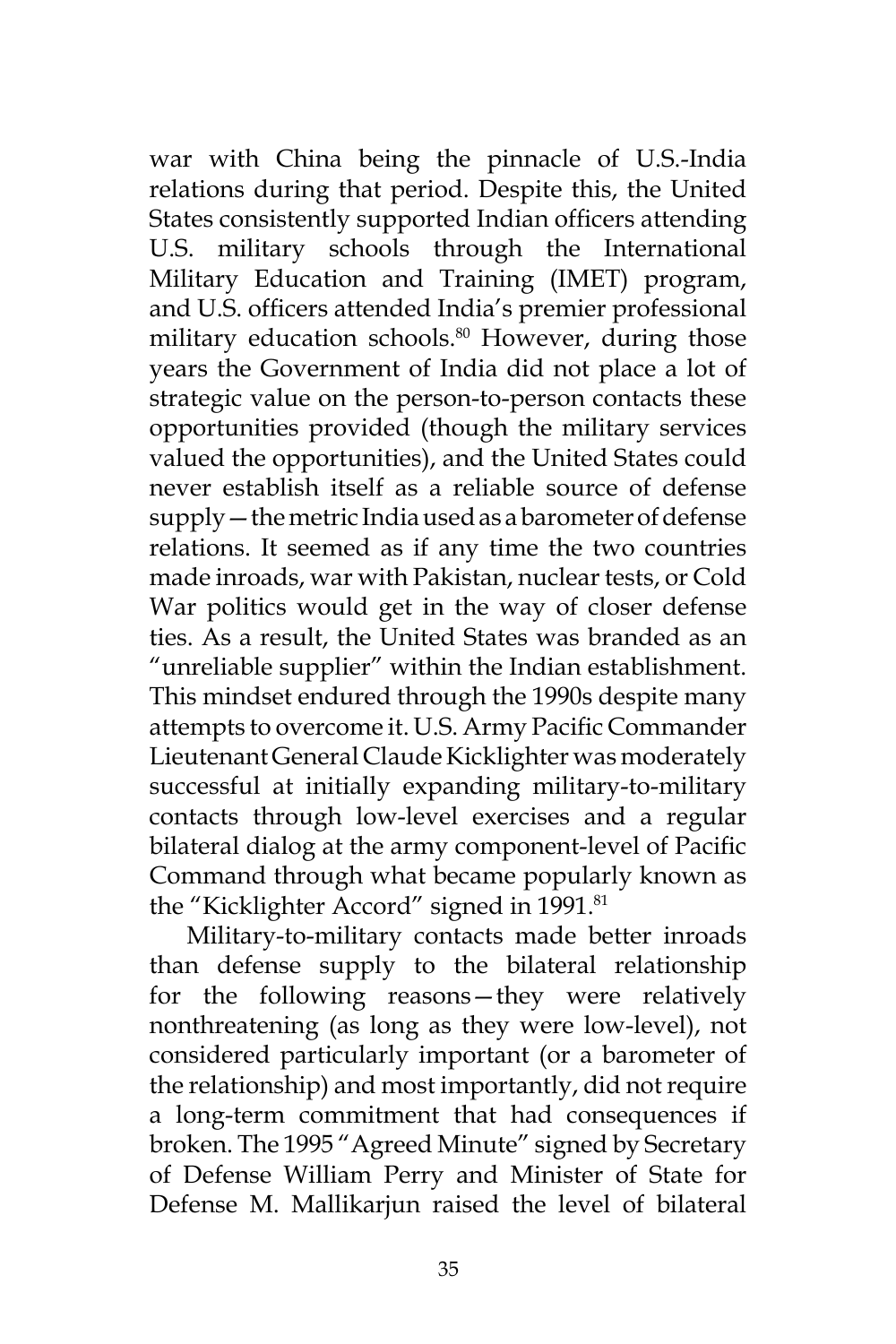war with China being the pinnacle of U.S.-India relations during that period. Despite this, the United States consistently supported Indian officers attending U.S. military schools through the International Military Education and Training (IMET) program, and U.S. officers attended India's premier professional military education schools.[80] However, during those years the Government of India did not place a lot of strategic value on the person-to-person contacts these opportunities provided (though the military services valued the opportunities), and the United States could never establish itself as a reliable source of defense supply—the metric India used as a barometer of defense relations. It seemed as if any time the two countries made inroads, war with Pakistan, nuclear tests, or Cold War politics would get in the way of closer defense ties. As a result, the United States was branded as an "unreliable supplier" within the Indian establishment. This mindset endured through the 1990s despite many attempts to overcome it. U.S. Army Pacific Commander Lieutenant General Claude Kicklighter was moderately successful at initially expanding military-to-military contacts through low-level exercises and a regular bilateral dialog at the army component-level of Pacific Command through what became popularly known as the "Kicklighter Accord" signed in 1991.[81]

Military-to-military contacts made better inroads than defense supply to the bilateral relationship for the following reasons—they were relatively nonthreatening (as long as they were low-level), not considered particularly important (or a barometer of the relationship) and most importantly, did not require a long-term commitment that had consequences if broken. The 1995 "Agreed Minute" signed by Secretary of Defense William Perry and Minister of State for Defense M. Mallikarjun raised the level of bilateral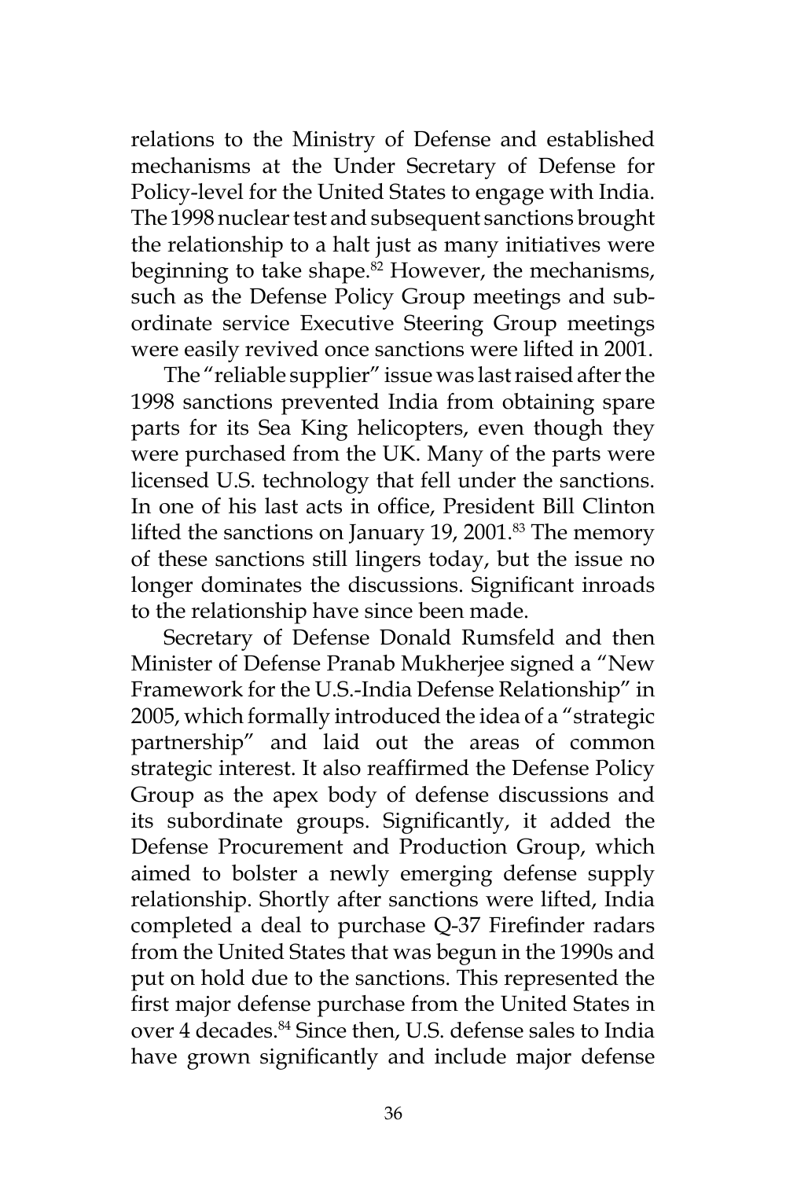relations to the Ministry of Defense and established mechanisms at the Under Secretary of Defense for Policy-level for the United States to engage with India. The 1998 nuclear test and subsequent sanctions brought the relationship to a halt just as many initiatives were beginning to take shape.[82] However, the mechanisms, such as the Defense Policy Group meetings and subordinate service Executive Steering Group meetings were easily revived once sanctions were lifted in 2001.

The "reliable supplier" issue was last raised after the 1998 sanctions prevented India from obtaining spare parts for its Sea King helicopters, even though they were purchased from the UK. Many of the parts were licensed U.S. technology that fell under the sanctions. In one of his last acts in office, President Bill Clinton lifted the sanctions on January 19, 2001.[83] The memory of these sanctions still lingers today, but the issue no longer dominates the discussions. Significant inroads to the relationship have since been made.

Secretary of Defense Donald Rumsfeld and then Minister of Defense Pranab Mukherjee signed a "New Framework for the U.S.-India Defense Relationship" in 2005, which formally introduced the idea of a "strategic partnership" and laid out the areas of common strategic interest. It also reaffirmed the Defense Policy Group as the apex body of defense discussions and its subordinate groups. Significantly, it added the Defense Procurement and Production Group, which aimed to bolster a newly emerging defense supply relationship. Shortly after sanctions were lifted, India completed a deal to purchase Q-37 Firefinder radars from the United States that was begun in the 1990s and put on hold due to the sanctions. This represented the first major defense purchase from the United States in over 4 decades.[84] Since then, U.S. defense sales to India have grown significantly and include major defense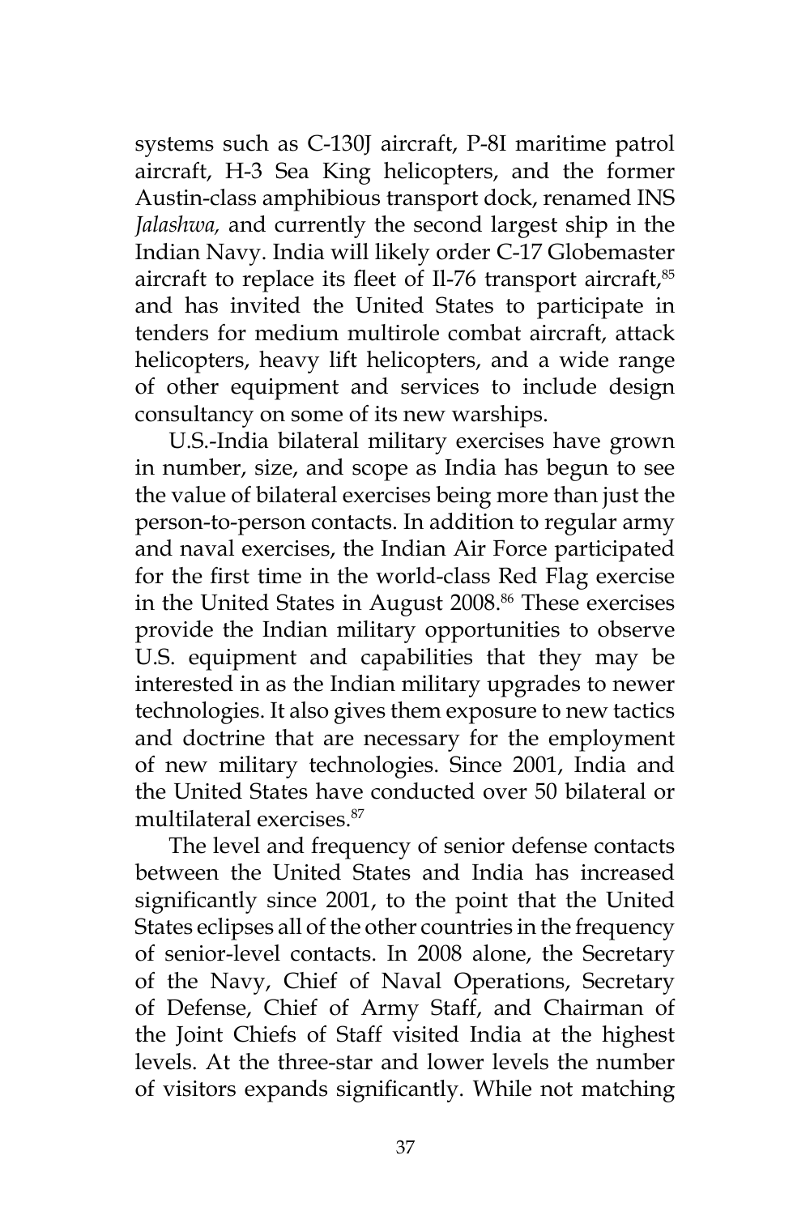systems such as C-130J aircraft, P-8I maritime patrol aircraft, H-3 Sea King helicopters, and the former Austin-class amphibious transport dock, renamed INS *Jalashwa,* and currently the second largest ship in the Indian Navy. India will likely order C-17 Globemaster aircraft to replace its fleet of Il-76 transport aircraft,[85] and has invited the United States to participate in tenders for medium multirole combat aircraft, attack helicopters, heavy lift helicopters, and a wide range of other equipment and services to include design consultancy on some of its new warships.

U.S.-India bilateral military exercises have grown in number, size, and scope as India has begun to see the value of bilateral exercises being more than just the person-to-person contacts. In addition to regular army and naval exercises, the Indian Air Force participated for the first time in the world-class Red Flag exercise in the United States in August 2008.[86] These exercises provide the Indian military opportunities to observe U.S. equipment and capabilities that they may be interested in as the Indian military upgrades to newer technologies. It also gives them exposure to new tactics and doctrine that are necessary for the employment of new military technologies. Since 2001, India and the United States have conducted over 50 bilateral or multilateral exercises.[87]

The level and frequency of senior defense contacts between the United States and India has increased significantly since 2001, to the point that the United States eclipses all of the other countries in the frequency of senior-level contacts. In 2008 alone, the Secretary of the Navy, Chief of Naval Operations, Secretary of Defense, Chief of Army Staff, and Chairman of the Joint Chiefs of Staff visited India at the highest levels. At the three-star and lower levels the number of visitors expands significantly. While not matching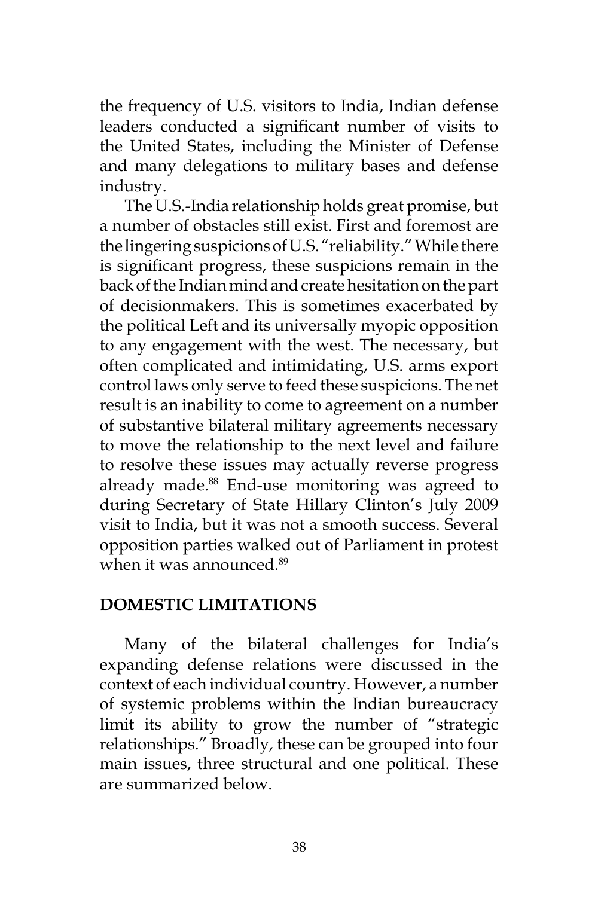the frequency of U.S. visitors to India, Indian defense leaders conducted a significant number of visits to the United States, including the Minister of Defense and many delegations to military bases and defense industry.

The U.S.-India relationship holds great promise, but a number of obstacles still exist. First and foremost are the lingering suspicions of U.S. "reliability." While there is significant progress, these suspicions remain in the back of the Indian mind and create hesitation on the part of decisionmakers. This is sometimes exacerbated by the political Left and its universally myopic opposition to any engagement with the west. The necessary, but often complicated and intimidating, U.S. arms export control laws only serve to feed these suspicions. The net result is an inability to come to agreement on a number of substantive bilateral military agreements necessary to move the relationship to the next level and failure to resolve these issues may actually reverse progress already made.[88] End-use monitoring was agreed to during Secretary of State Hillary Clinton's July 2009 visit to India, but it was not a smooth success. Several opposition parties walked out of Parliament in protest when it was announced.[89]

## DOMESTIC LIMITATIONS

Many of the bilateral challenges for India's expanding defense relations were discussed in the context of each individual country. However, a number of systemic problems within the Indian bureaucracy limit its ability to grow the number of "strategic relationships." Broadly, these can be grouped into four main issues, three structural and one political. These are summarized below.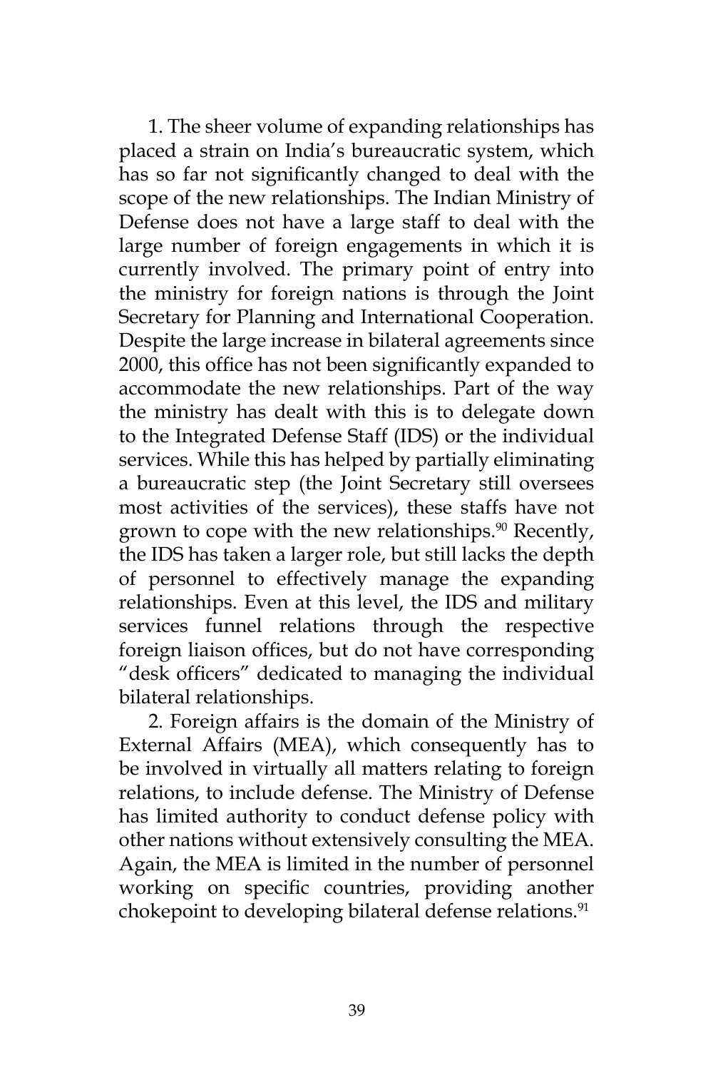1. The sheer volume of expanding relationships has placed a strain on India's bureaucratic system, which has so far not significantly changed to deal with the scope of the new relationships. The Indian Ministry of Defense does not have a large staff to deal with the large number of foreign engagements in which it is currently involved. The primary point of entry into the ministry for foreign nations is through the Joint Secretary for Planning and International Cooperation. Despite the large increase in bilateral agreements since 2000, this office has not been significantly expanded to accommodate the new relationships. Part of the way the ministry has dealt with this is to delegate down to the Integrated Defense Staff (IDS) or the individual services. While this has helped by partially eliminating a bureaucratic step (the Joint Secretary still oversees most activities of the services), these staffs have not grown to cope with the new relationships.[90] Recently, the IDS has taken a larger role, but still lacks the depth of personnel to effectively manage the expanding relationships. Even at this level, the IDS and military services funnel relations through the respective foreign liaison offices, but do not have corresponding "desk officers" dedicated to managing the individual bilateral relationships.

2. Foreign affairs is the domain of the Ministry of External Affairs (MEA), which consequently has to be involved in virtually all matters relating to foreign relations, to include defense. The Ministry of Defense has limited authority to conduct defense policy with other nations without extensively consulting the MEA. Again, the MEA is limited in the number of personnel working on specific countries, providing another chokepoint to developing bilateral defense relations.[91]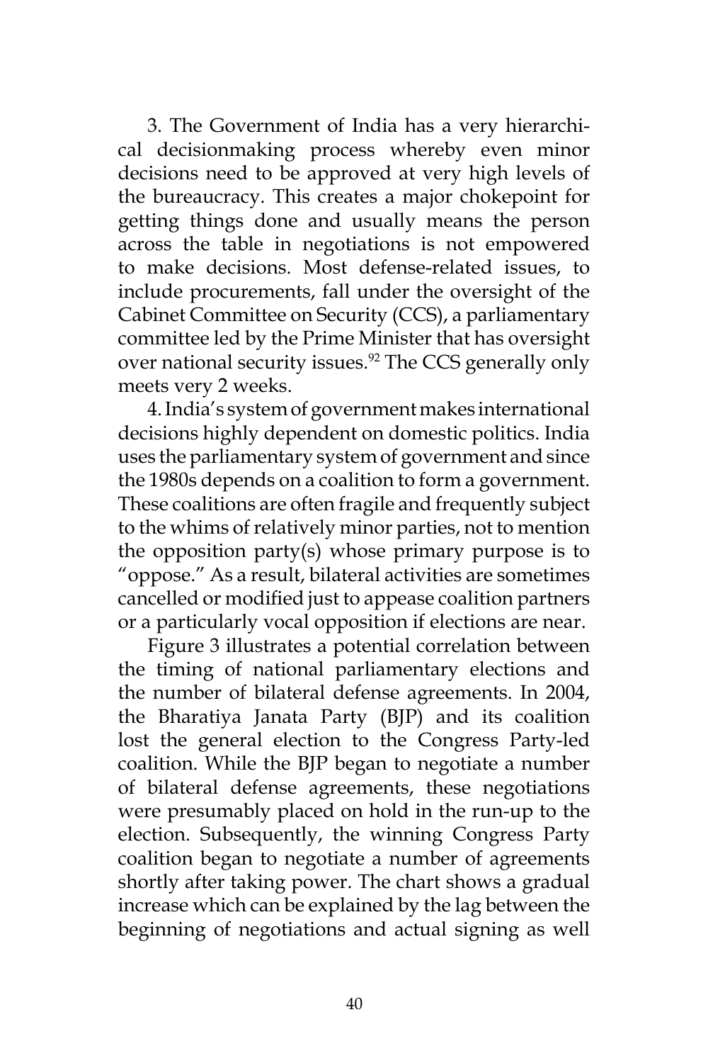3. The Government of India has a very hierarchical decisionmaking process whereby even minor decisions need to be approved at very high levels of the bureaucracy. This creates a major chokepoint for getting things done and usually means the person across the table in negotiations is not empowered to make decisions. Most defense-related issues, to include procurements, fall under the oversight of the Cabinet Committee on Security (CCS), a parliamentary committee led by the Prime Minister that has oversight over national security issues.[92] The CCS generally only meets very 2 weeks.

4. India's system of government makes international decisions highly dependent on domestic politics. India uses the parliamentary system of government and since the 1980s depends on a coalition to form a government. These coalitions are often fragile and frequently subject to the whims of relatively minor parties, not to mention the opposition party(s) whose primary purpose is to "oppose." As a result, bilateral activities are sometimes cancelled or modified just to appease coalition partners or a particularly vocal opposition if elections are near.

Figure 3 illustrates a potential correlation between the timing of national parliamentary elections and the number of bilateral defense agreements. In 2004, the Bharatiya Janata Party (BJP) and its coalition lost the general election to the Congress Party-led coalition. While the BJP began to negotiate a number of bilateral defense agreements, these negotiations were presumably placed on hold in the run-up to the election. Subsequently, the winning Congress Party coalition began to negotiate a number of agreements shortly after taking power. The chart shows a gradual increase which can be explained by the lag between the beginning of negotiations and actual signing as well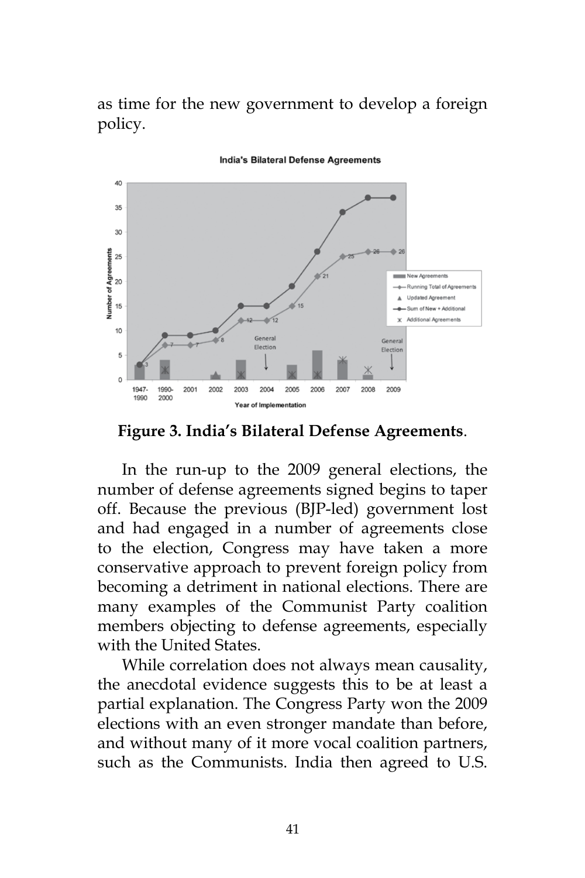as time for the new government to develop a foreign policy.

**Figure 3. India's Bilateral Defense Agreements**.

In the run-up to the 2009 general elections, the number of defense agreements signed begins to taper off. Because the previous (BJP-led) government lost and had engaged in a number of agreements close to the election, Congress may have taken a more conservative approach to prevent foreign policy from becoming a detriment in national elections. There are many examples of the Communist Party coalition members objecting to defense agreements, especially with the United States.

While correlation does not always mean causality, the anecdotal evidence suggests this to be at least a partial explanation. The Congress Party won the 2009 elections with an even stronger mandate than before, and without many of it more vocal coalition partners, such as the Communists. India then agreed to U.S.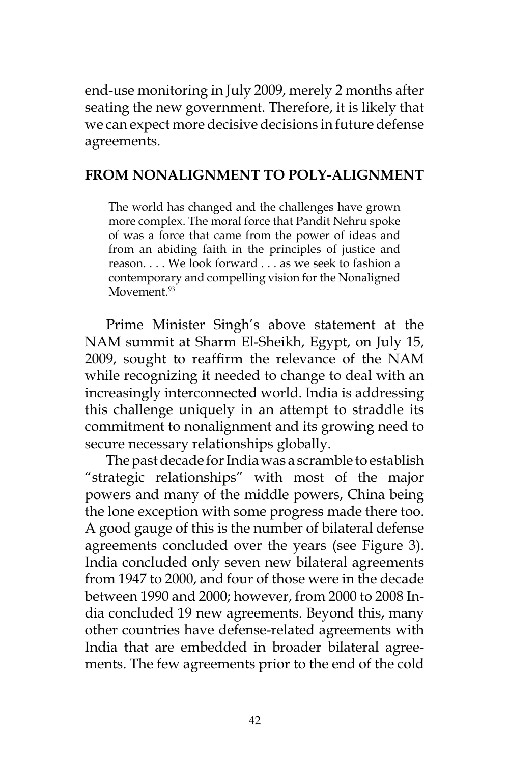end-use monitoring in July 2009, merely 2 months after seating the new government. Therefore, it is likely that we can expect more decisive decisions in future defense agreements.

## FROM NONALIGNMENT TO POLY-ALIGNMENT

> The world has changed and the challenges have grown more complex. The moral force that Pandit Nehru spoke of was a force that came from the power of ideas and from an abiding faith in the principles of justice and reason. . . . We look forward . . . as we seek to fashion a contemporary and compelling vision for the Nonaligned Movement.[93]

Prime Minister Singh's above statement at the NAM summit at Sharm El-Sheikh, Egypt, on July 15, 2009, sought to reaffirm the relevance of the NAM while recognizing it needed to change to deal with an increasingly interconnected world. India is addressing this challenge uniquely in an attempt to straddle its commitment to nonalignment and its growing need to secure necessary relationships globally.

The past decade for India was a scramble to establish "strategic relationships" with most of the major powers and many of the middle powers, China being the lone exception with some progress made there too. A good gauge of this is the number of bilateral defense agreements concluded over the years (see Figure 3). India concluded only seven new bilateral agreements from 1947 to 2000, and four of those were in the decade between 1990 and 2000; however, from 2000 to 2008 India concluded 19 new agreements. Beyond this, many other countries have defense-related agreements with India that are embedded in broader bilateral agreements. The few agreements prior to the end of the cold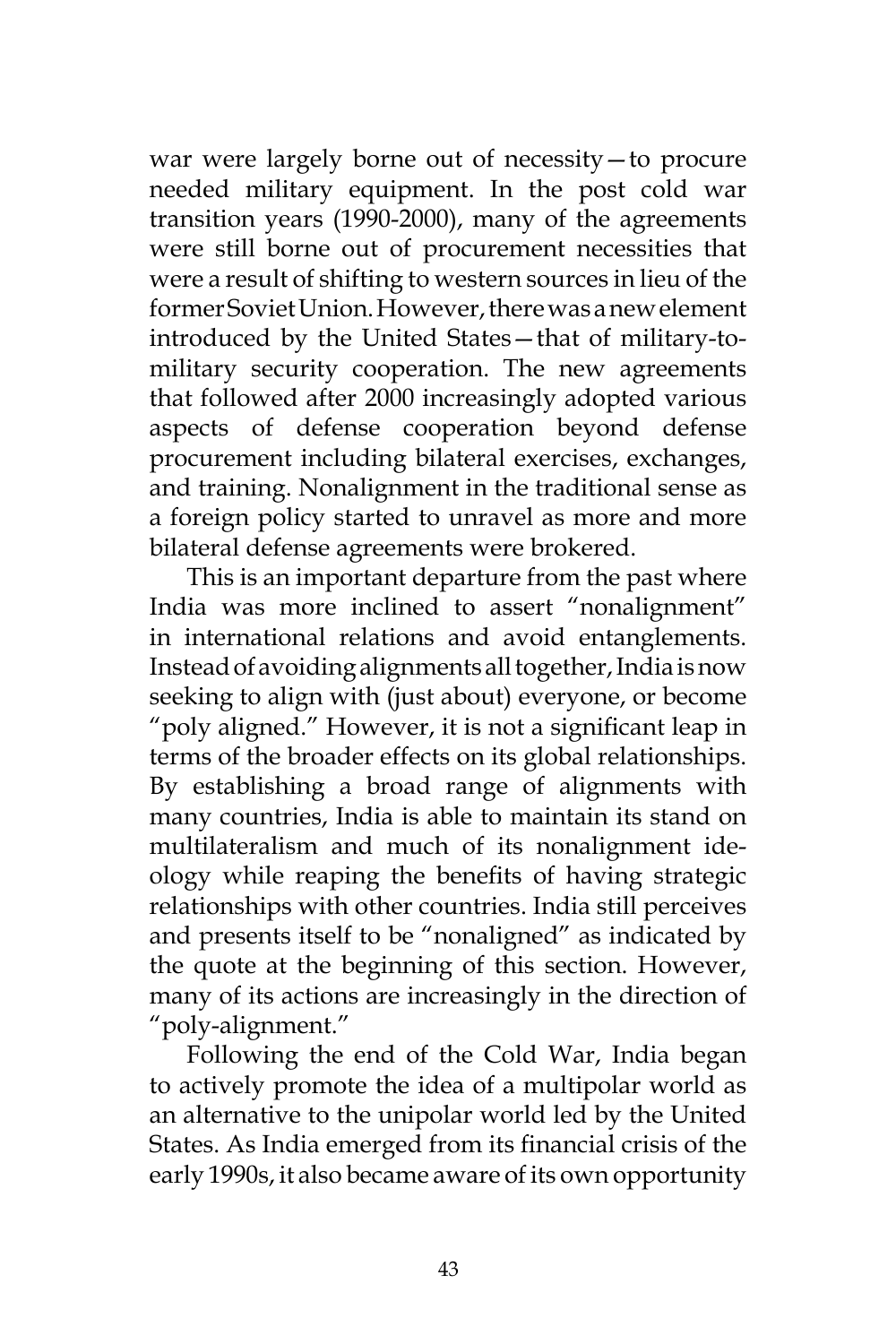war were largely borne out of necessity—to procure needed military equipment. In the post cold war transition years (1990-2000), many of the agreements were still borne out of procurement necessities that were a result of shifting to western sources in lieu of the former Soviet Union. However, there was a new element introduced by the United States—that of military-to-military security cooperation. The new agreements that followed after 2000 increasingly adopted various aspects of defense cooperation beyond defense procurement including bilateral exercises, exchanges, and training. Nonalignment in the traditional sense as a foreign policy started to unravel as more and more bilateral defense agreements were brokered.

This is an important departure from the past where India was more inclined to assert "nonalignment" in international relations and avoid entanglements. Instead of avoiding alignments all together, India is now seeking to align with (just about) everyone, or become "poly aligned." However, it is not a significant leap in terms of the broader effects on its global relationships. By establishing a broad range of alignments with many countries, India is able to maintain its stand on multilateralism and much of its nonalignment ideology while reaping the benefits of having strategic relationships with other countries. India still perceives and presents itself to be "nonaligned" as indicated by the quote at the beginning of this section. However, many of its actions are increasingly in the direction of "poly-alignment."

Following the end of the Cold War, India began to actively promote the idea of a multipolar world as an alternative to the unipolar world led by the United States. As India emerged from its financial crisis of the early 1990s, it also became aware of its own opportunity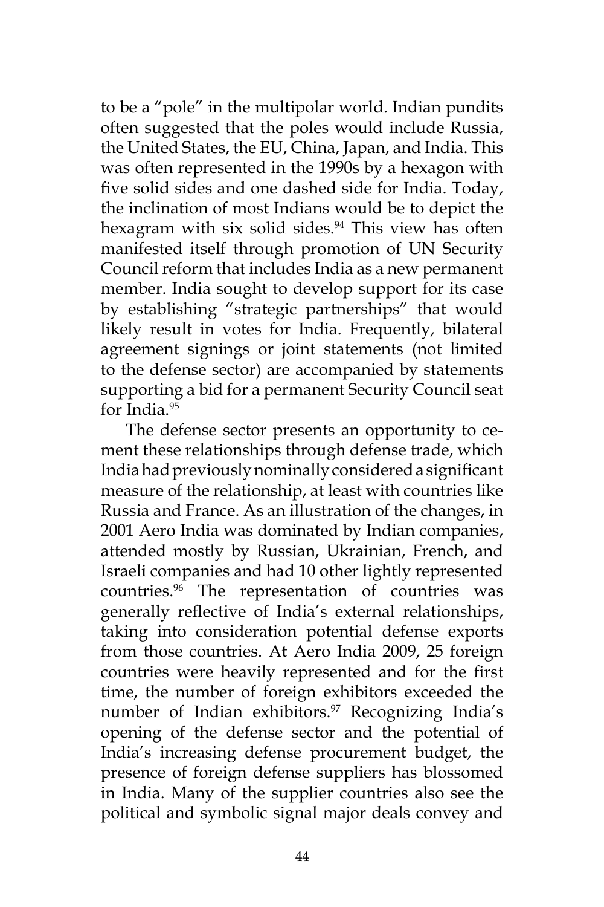to be a "pole" in the multipolar world. Indian pundits often suggested that the poles would include Russia, the United States, the EU, China, Japan, and India. This was often represented in the 1990s by a hexagon with five solid sides and one dashed side for India. Today, the inclination of most Indians would be to depict the hexagram with six solid sides.[94] This view has often manifested itself through promotion of UN Security Council reform that includes India as a new permanent member. India sought to develop support for its case by establishing "strategic partnerships" that would likely result in votes for India. Frequently, bilateral agreement signings or joint statements (not limited to the defense sector) are accompanied by statements supporting a bid for a permanent Security Council seat for India.[95]

The defense sector presents an opportunity to cement these relationships through defense trade, which India had previously nominally considered a significant measure of the relationship, at least with countries like Russia and France. As an illustration of the changes, in 2001 Aero India was dominated by Indian companies, attended mostly by Russian, Ukrainian, French, and Israeli companies and had 10 other lightly represented countries.[96] The representation of countries was generally reflective of India's external relationships, taking into consideration potential defense exports from those countries. At Aero India 2009, 25 foreign countries were heavily represented and for the first time, the number of foreign exhibitors exceeded the number of Indian exhibitors.[97] Recognizing India's opening of the defense sector and the potential of India's increasing defense procurement budget, the presence of foreign defense suppliers has blossomed in India. Many of the supplier countries also see the political and symbolic signal major deals convey and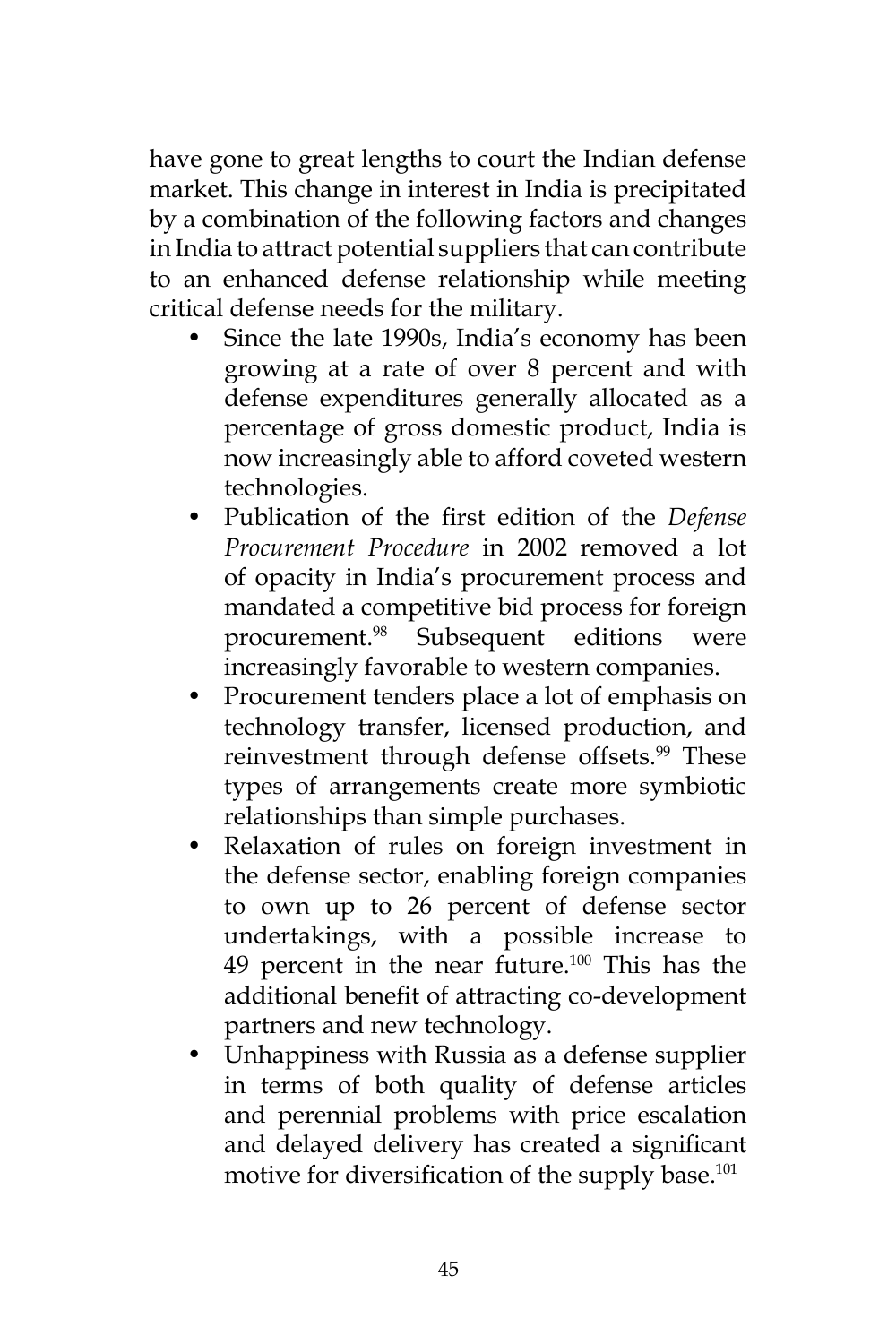have gone to great lengths to court the Indian defense market. This change in interest in India is precipitated by a combination of the following factors and changes in India to attract potential suppliers that can contribute to an enhanced defense relationship while meeting critical defense needs for the military.

- Since the late 1990s, India's economy has been growing at a rate of over 8 percent and with defense expenditures generally allocated as a percentage of gross domestic product, India is now increasingly able to afford coveted western technologies.
- Publication of the first edition of the *Defense Procurement Procedure* in 2002 removed a lot of opacity in India's procurement process and mandated a competitive bid process for foreign procurement.[98] Subsequent editions were increasingly favorable to western companies.
- Procurement tenders place a lot of emphasis on technology transfer, licensed production, and reinvestment through defense offsets.[99] These types of arrangements create more symbiotic relationships than simple purchases.
- Relaxation of rules on foreign investment in the defense sector, enabling foreign companies to own up to 26 percent of defense sector undertakings, with a possible increase to 49 percent in the near future.[100] This has the additional benefit of attracting co-development partners and new technology.
- Unhappiness with Russia as a defense supplier in terms of both quality of defense articles and perennial problems with price escalation and delayed delivery has created a significant motive for diversification of the supply base.[101]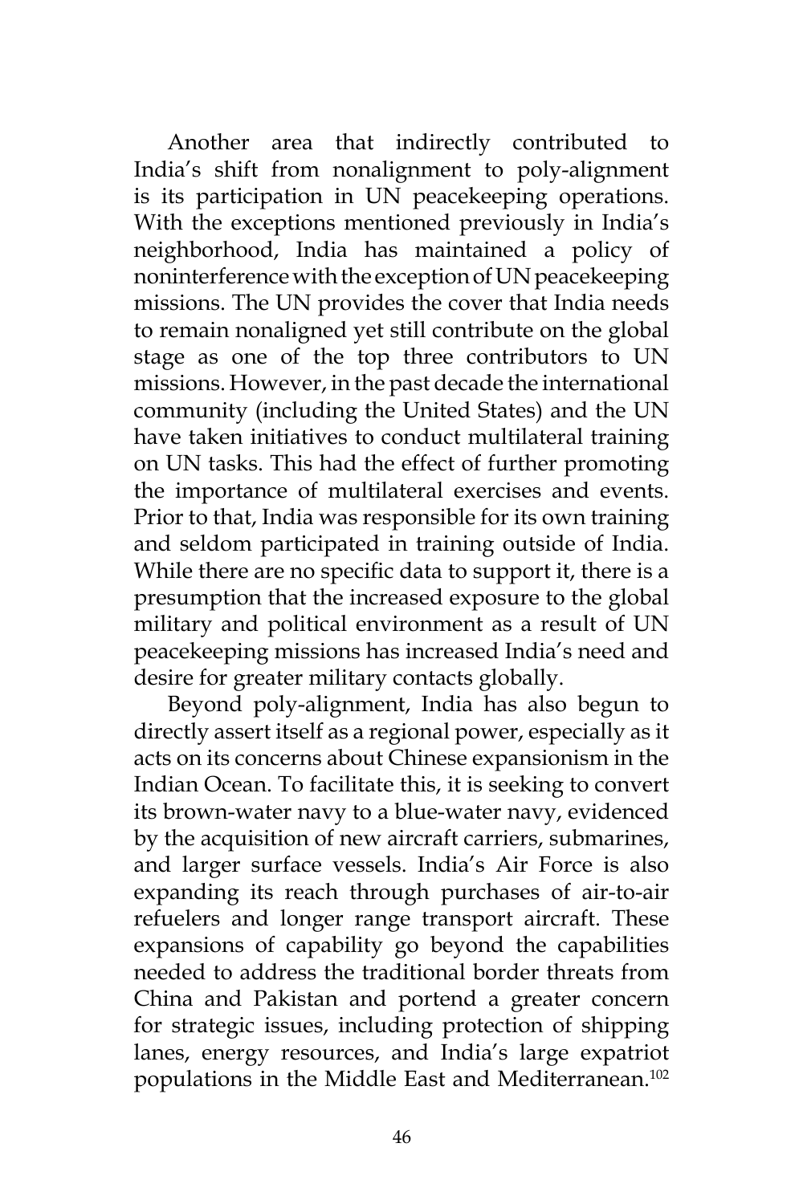Another area that indirectly contributed to India's shift from nonalignment to poly-alignment is its participation in UN peacekeeping operations. With the exceptions mentioned previously in India's neighborhood, India has maintained a policy of noninterference with the exception of UN peacekeeping missions. The UN provides the cover that India needs to remain nonaligned yet still contribute on the global stage as one of the top three contributors to UN missions. However, in the past decade the international community (including the United States) and the UN have taken initiatives to conduct multilateral training on UN tasks. This had the effect of further promoting the importance of multilateral exercises and events. Prior to that, India was responsible for its own training and seldom participated in training outside of India. While there are no specific data to support it, there is a presumption that the increased exposure to the global military and political environment as a result of UN peacekeeping missions has increased India's need and desire for greater military contacts globally.

Beyond poly-alignment, India has also begun to directly assert itself as a regional power, especially as it acts on its concerns about Chinese expansionism in the Indian Ocean. To facilitate this, it is seeking to convert its brown-water navy to a blue-water navy, evidenced by the acquisition of new aircraft carriers, submarines, and larger surface vessels. India's Air Force is also expanding its reach through purchases of air-to-air refuelers and longer range transport aircraft. These expansions of capability go beyond the capabilities needed to address the traditional border threats from China and Pakistan and portend a greater concern for strategic issues, including protection of shipping lanes, energy resources, and India's large expatriot populations in the Middle East and Mediterranean.[102]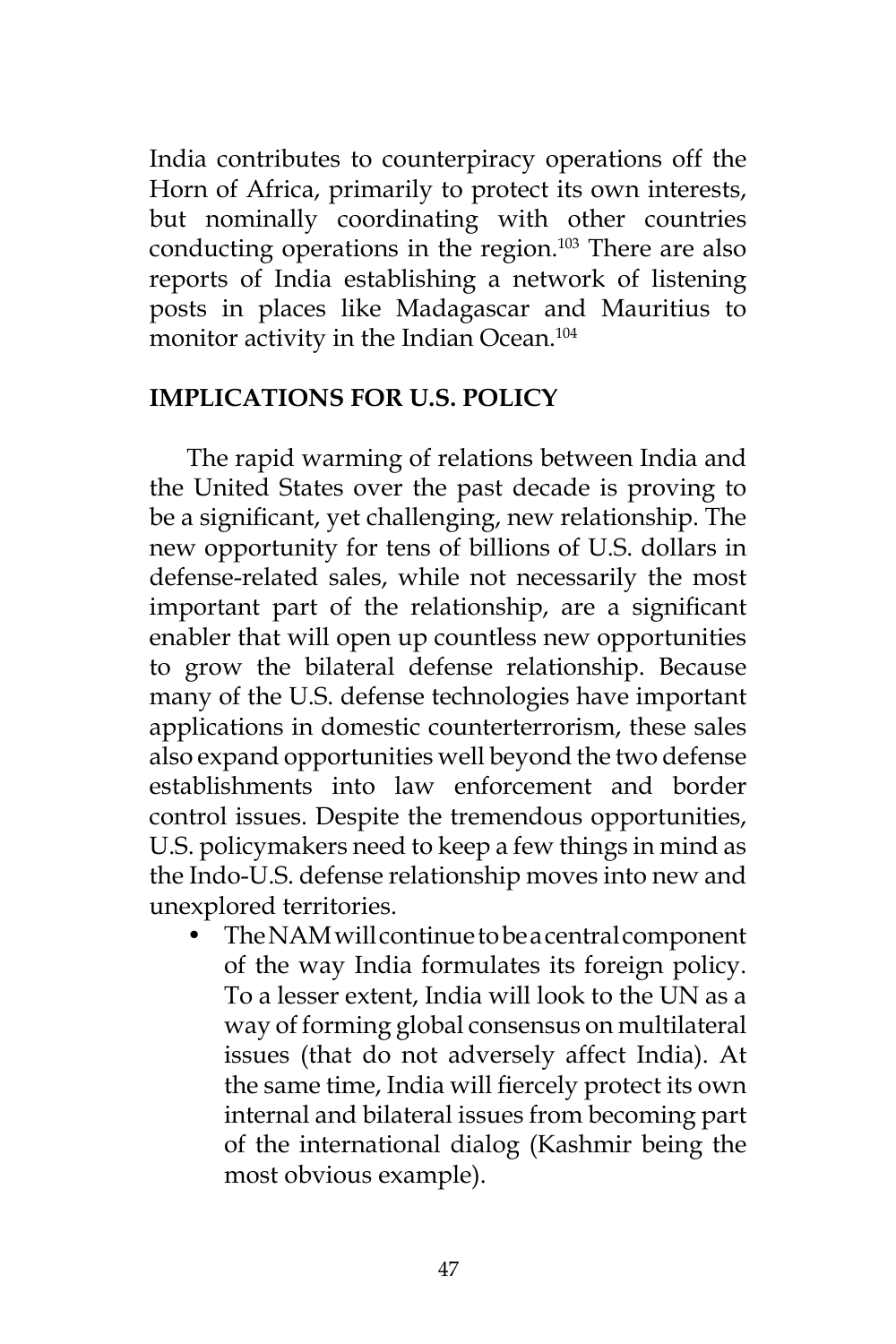India contributes to counterpiracy operations off the Horn of Africa, primarily to protect its own interests, but nominally coordinating with other countries conducting operations in the region.[103] There are also reports of India establishing a network of listening posts in places like Madagascar and Mauritius to monitor activity in the Indian Ocean.[104]

## IMPLICATIONS FOR U.S. POLICY

The rapid warming of relations between India and the United States over the past decade is proving to be a significant, yet challenging, new relationship. The new opportunity for tens of billions of U.S. dollars in defense-related sales, while not necessarily the most important part of the relationship, are a significant enabler that will open up countless new opportunities to grow the bilateral defense relationship. Because many of the U.S. defense technologies have important applications in domestic counterterrorism, these sales also expand opportunities well beyond the two defense establishments into law enforcement and border control issues. Despite the tremendous opportunities, U.S. policymakers need to keep a few things in mind as the Indo-U.S. defense relationship moves into new and unexplored territories.

- The NAM will continue to be a central component of the way India formulates its foreign policy. To a lesser extent, India will look to the UN as a way of forming global consensus on multilateral issues (that do not adversely affect India). At the same time, India will fiercely protect its own internal and bilateral issues from becoming part of the international dialog (Kashmir being the most obvious example).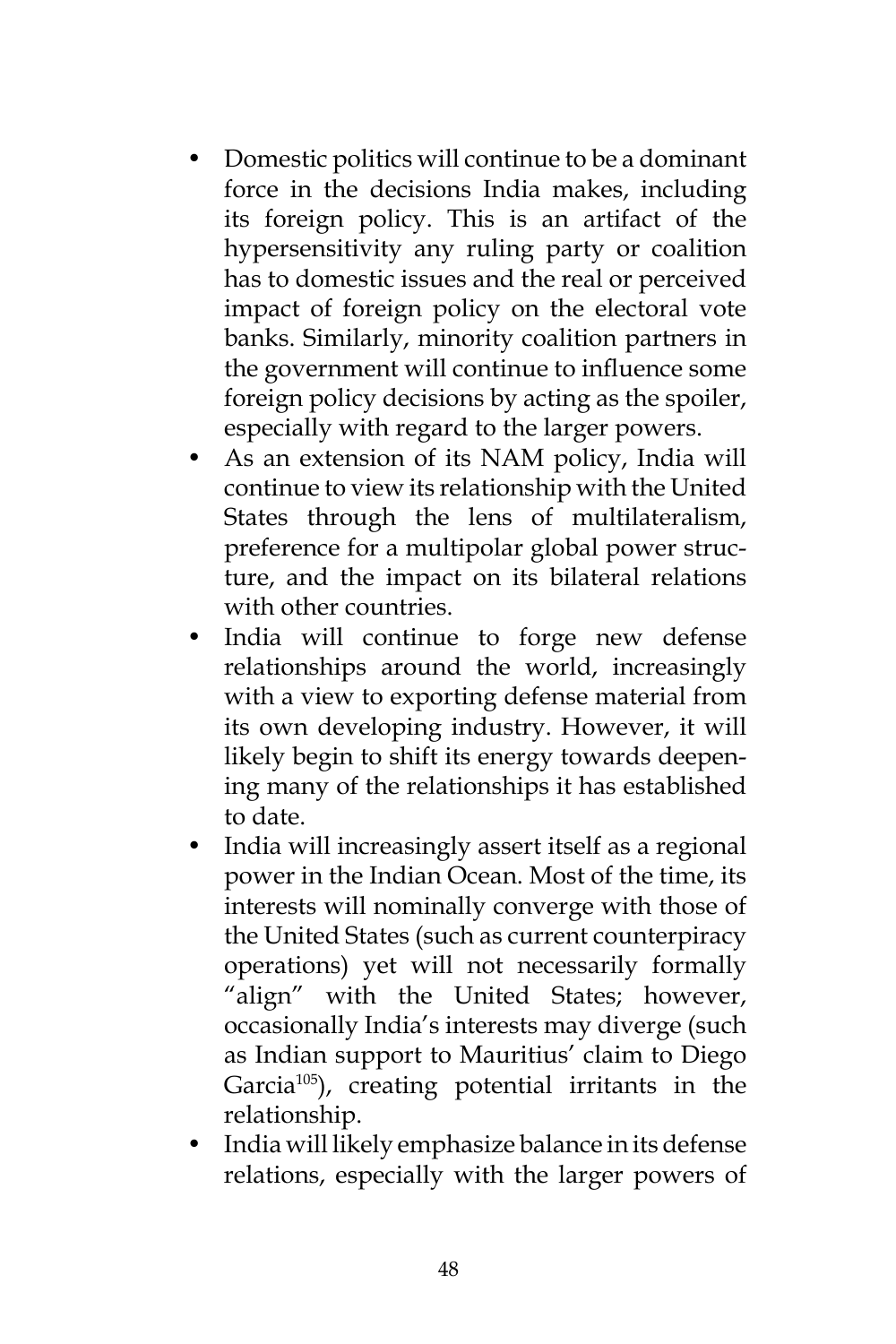- Domestic politics will continue to be a dominant force in the decisions India makes, including its foreign policy. This is an artifact of the hypersensitivity any ruling party or coalition has to domestic issues and the real or perceived impact of foreign policy on the electoral vote banks. Similarly, minority coalition partners in the government will continue to influence some foreign policy decisions by acting as the spoiler, especially with regard to the larger powers.
- As an extension of its NAM policy, India will continue to view its relationship with the United States through the lens of multilateralism, preference for a multipolar global power structure, and the impact on its bilateral relations with other countries.
- India will continue to forge new defense relationships around the world, increasingly with a view to exporting defense material from its own developing industry. However, it will likely begin to shift its energy towards deepening many of the relationships it has established to date.
- India will increasingly assert itself as a regional power in the Indian Ocean. Most of the time, its interests will nominally converge with those of the United States (such as current counterpiracy operations) yet will not necessarily formally "align" with the United States; however, occasionally India's interests may diverge (such as Indian support to Mauritius' claim to Diego Garcia[105]), creating potential irritants in the relationship.
- India will likely emphasize balance in its defense relations, especially with the larger powers of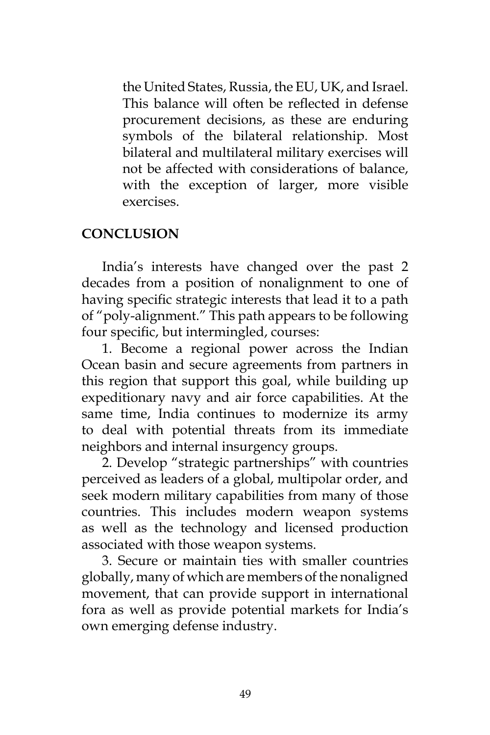the United States, Russia, the EU, UK, and Israel. This balance will often be reflected in defense procurement decisions, as these are enduring symbols of the bilateral relationship. Most bilateral and multilateral military exercises will not be affected with considerations of balance, with the exception of larger, more visible exercises.

## CONCLUSION

India's interests have changed over the past 2 decades from a position of nonalignment to one of having specific strategic interests that lead it to a path of "poly-alignment." This path appears to be following four specific, but intermingled, courses:

1. Become a regional power across the Indian Ocean basin and secure agreements from partners in this region that support this goal, while building up expeditionary navy and air force capabilities. At the same time, India continues to modernize its army to deal with potential threats from its immediate neighbors and internal insurgency groups.

2. Develop "strategic partnerships" with countries perceived as leaders of a global, multipolar order, and seek modern military capabilities from many of those countries. This includes modern weapon systems as well as the technology and licensed production associated with those weapon systems.

3. Secure or maintain ties with smaller countries globally, many of which are members of the nonaligned movement, that can provide support in international fora as well as provide potential markets for India's own emerging defense industry.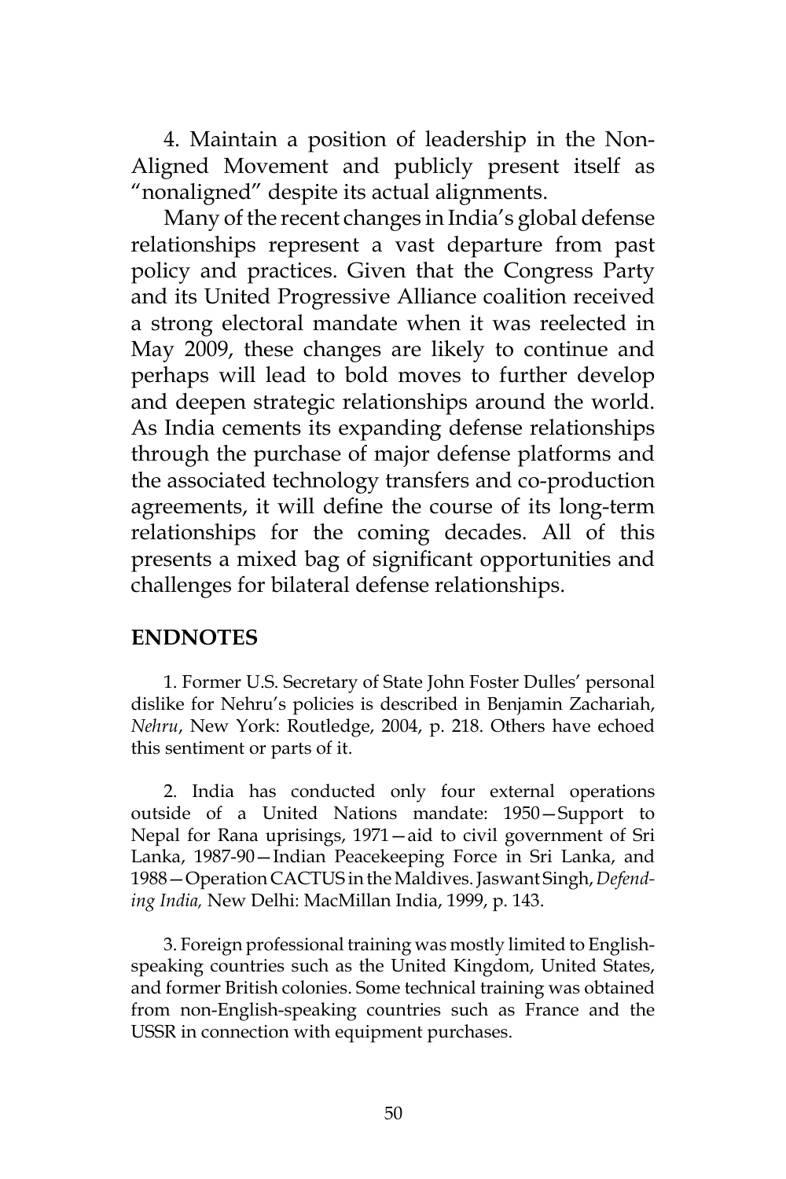4. Maintain a position of leadership in the Non-Aligned Movement and publicly present itself as "nonaligned" despite its actual alignments.

Many of the recent changes in India's global defense relationships represent a vast departure from past policy and practices. Given that the Congress Party and its United Progressive Alliance coalition received a strong electoral mandate when it was reelected in May 2009, these changes are likely to continue and perhaps will lead to bold moves to further develop and deepen strategic relationships around the world. As India cements its expanding defense relationships through the purchase of major defense platforms and the associated technology transfers and co-production agreements, it will define the course of its long-term relationships for the coming decades. All of this presents a mixed bag of significant opportunities and challenges for bilateral defense relationships.

## ENDNOTES

1. Former U.S. Secretary of State John Foster Dulles' personal dislike for Nehru's policies is described in Benjamin Zachariah, *Nehru*, New York: Routledge, 2004, p. 218. Others have echoed this sentiment or parts of it.

2. India has conducted only four external operations outside of a United Nations mandate: 1950—Support to Nepal for Rana uprisings, 1971—aid to civil government of Sri Lanka, 1987-90—Indian Peacekeeping Force in Sri Lanka, and 1988—Operation CACTUS in the Maldives. Jaswant Singh, *Defending India,* New Delhi: MacMillan India, 1999, p. 143.

3. Foreign professional training was mostly limited to English-speaking countries such as the United Kingdom, United States, and former British colonies. Some technical training was obtained from non-English-speaking countries such as France and the USSR in connection with equipment purchases.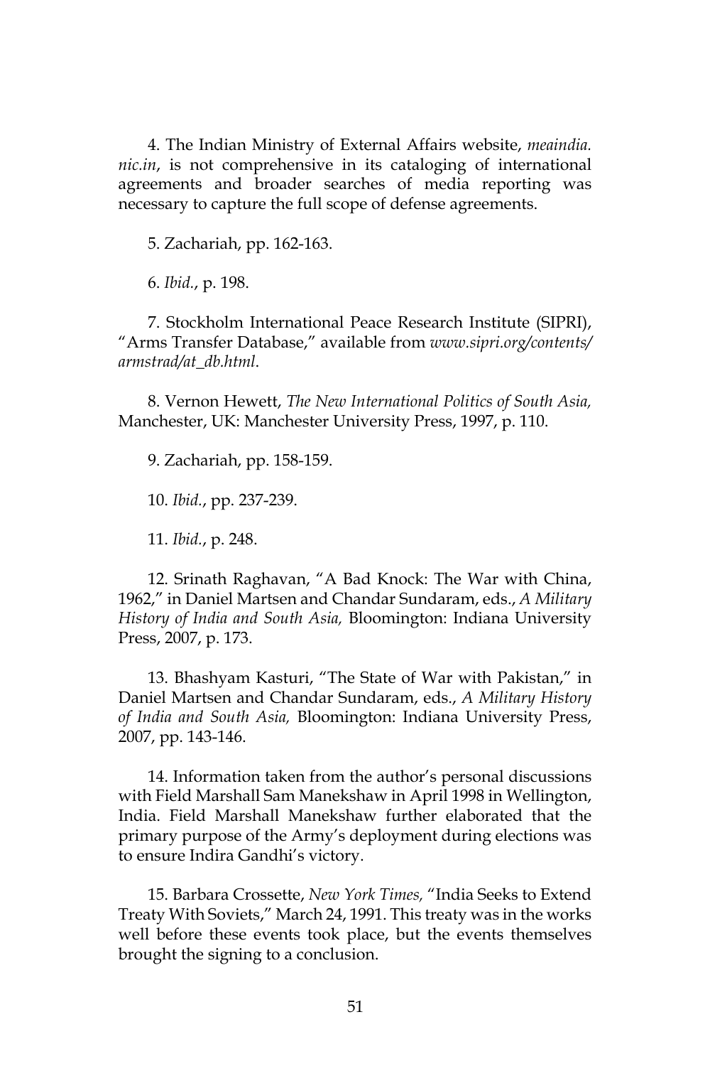4. The Indian Ministry of External Affairs website, *meaindia.nic.in*, is not comprehensive in its cataloging of international agreements and broader searches of media reporting was necessary to capture the full scope of defense agreements.

5. Zachariah, pp. 162-163.

6. *Ibid.*, p. 198.

7. Stockholm International Peace Research Institute (SIPRI), "Arms Transfer Database," available from *www.sipri.org/contents/armstrad/at_db.html*.

8. Vernon Hewett, *The New International Politics of South Asia,* Manchester, UK: Manchester University Press, 1997, p. 110.

9. Zachariah, pp. 158-159.

10. *Ibid.*, pp. 237-239.

11. *Ibid.*, p. 248.

12. Srinath Raghavan, "A Bad Knock: The War with China, 1962," in Daniel Martsen and Chandar Sundaram, eds., *A Military History of India and South Asia,* Bloomington: Indiana University Press, 2007, p. 173.

13. Bhashyam Kasturi, "The State of War with Pakistan," in Daniel Martsen and Chandar Sundaram, eds., *A Military History of India and South Asia,* Bloomington: Indiana University Press, 2007, pp. 143-146.

14. Information taken from the author's personal discussions with Field Marshall Sam Manekshaw in April 1998 in Wellington, India. Field Marshall Manekshaw further elaborated that the primary purpose of the Army's deployment during elections was to ensure Indira Gandhi's victory.

15. Barbara Crossette, *New York Times,* "India Seeks to Extend Treaty With Soviets," March 24, 1991. This treaty was in the works well before these events took place, but the events themselves brought the signing to a conclusion.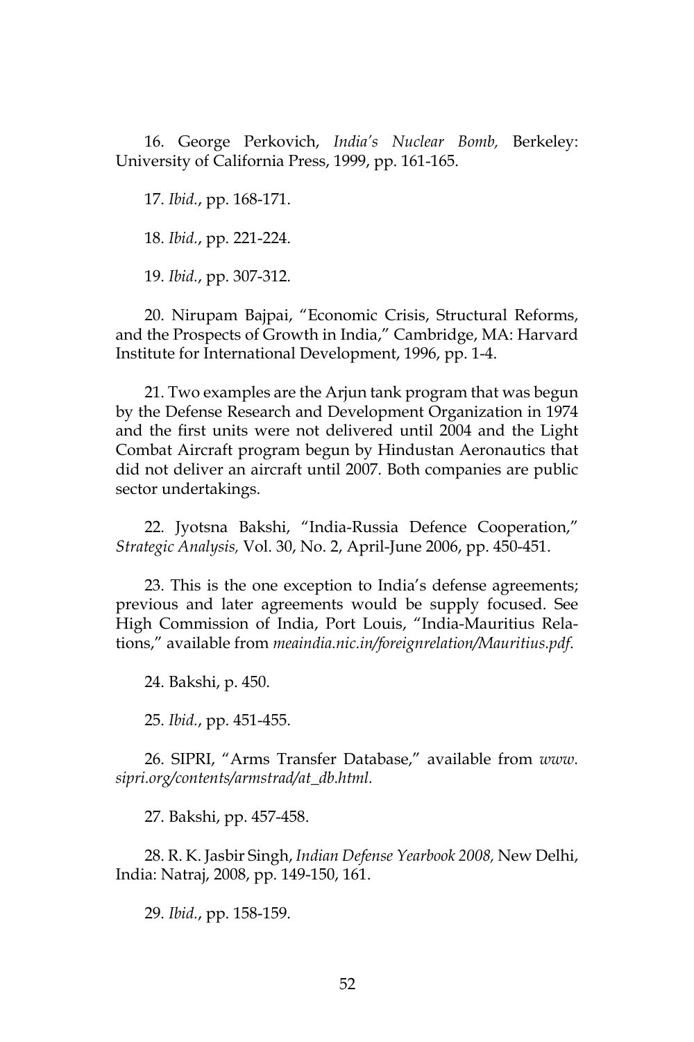16. George Perkovich, *India's Nuclear Bomb,* Berkeley: University of California Press, 1999, pp. 161-165.

17. *Ibid.*, pp. 168-171.

18. *Ibid.*, pp. 221-224.

19. *Ibid.*, pp. 307-312.

20. Nirupam Bajpai, "Economic Crisis, Structural Reforms, and the Prospects of Growth in India," Cambridge, MA: Harvard Institute for International Development, 1996, pp. 1-4.

21. Two examples are the Arjun tank program that was begun by the Defense Research and Development Organization in 1974 and the first units were not delivered until 2004 and the Light Combat Aircraft program begun by Hindustan Aeronautics that did not deliver an aircraft until 2007. Both companies are public sector undertakings.

22. Jyotsna Bakshi, "India-Russia Defence Cooperation," *Strategic Analysis,* Vol. 30, No. 2, April-June 2006, pp. 450-451.

23. This is the one exception to India's defense agreements; previous and later agreements would be supply focused. See High Commission of India, Port Louis, "India-Mauritius Relations," available from *meaindia.nic.in/foreignrelation/Mauritius.pdf.*

24. Bakshi, p. 450.

25. *Ibid.*, pp. 451-455.

26. SIPRI, "Arms Transfer Database," available from *www.sipri.org/contents/armstrad/at_db.html.*

27. Bakshi, pp. 457-458.

28. R. K. Jasbir Singh, *Indian Defense Yearbook 2008,* New Delhi, India: Natraj, 2008, pp. 149-150, 161.

29. *Ibid.*, pp. 158-159.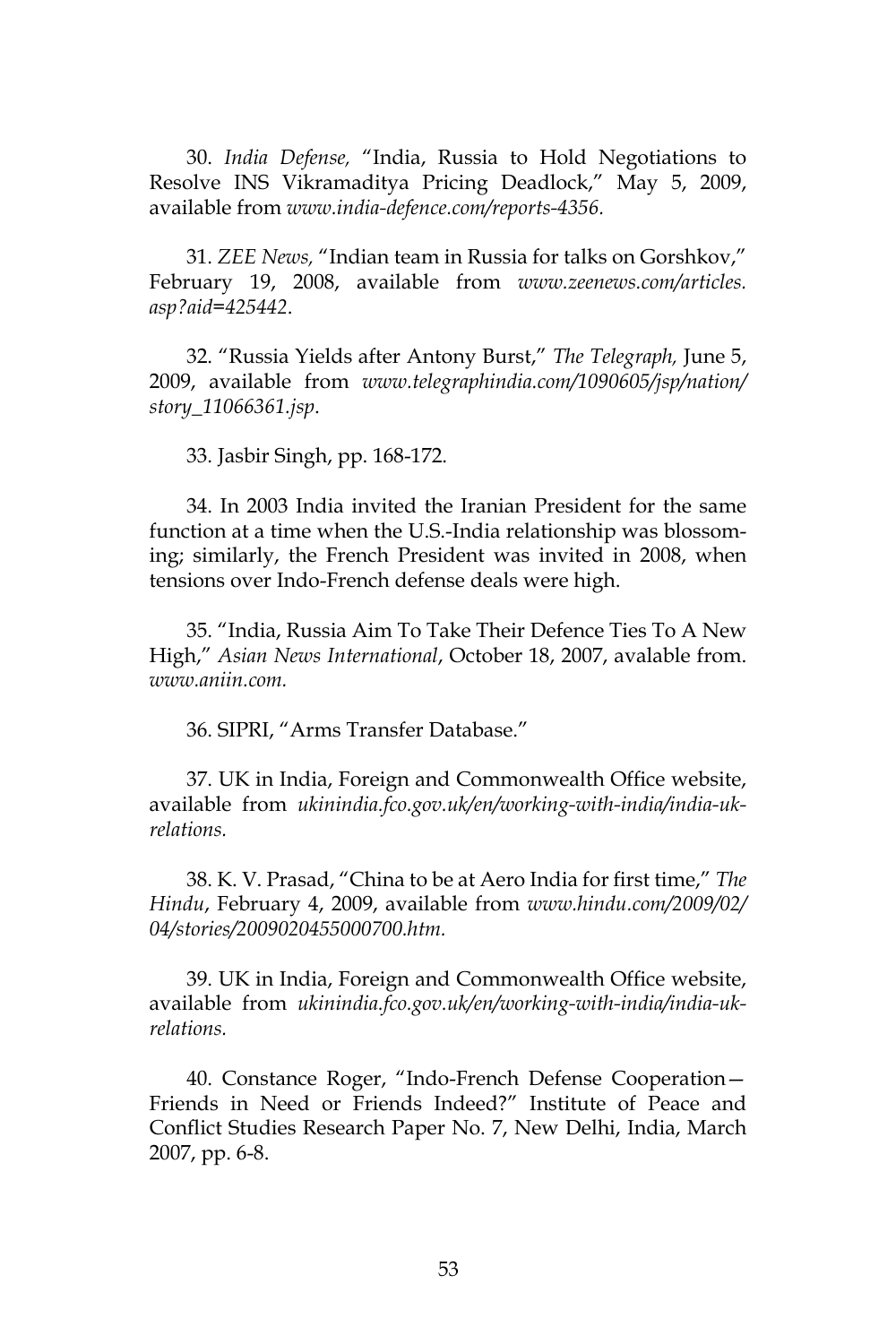30. *India Defense,* "India, Russia to Hold Negotiations to Resolve INS Vikramaditya Pricing Deadlock," May 5, 2009, available from *www.india-defence.com/reports-4356.*

31. *ZEE News,* "Indian team in Russia for talks on Gorshkov," February 19, 2008, available from *www.zeenews.com/articles.asp?aid=425442*.

32. "Russia Yields after Antony Burst," *The Telegraph,* June 5, 2009, available from *www.telegraphindia.com/1090605/jsp/nation/story_11066361.jsp*.

33. Jasbir Singh, pp. 168-172.

34. In 2003 India invited the Iranian President for the same function at a time when the U.S.-India relationship was blossoming; similarly, the French President was invited in 2008, when tensions over Indo-French defense deals were high.

35. "India, Russia Aim To Take Their Defence Ties To A New High," *Asian News International*, October 18, 2007, avalable from. *www.aniin.com.*

36. SIPRI, "Arms Transfer Database."

37. UK in India, Foreign and Commonwealth Office website, available from *ukinindia.fco.gov.uk/en/working-with-india/india-uk-relations.*

38. K. V. Prasad, "China to be at Aero India for first time," *The Hindu*, February 4, 2009, available from *www.hindu.com/2009/02/04/stories/2009020455000700.htm.*

39. UK in India, Foreign and Commonwealth Office website, available from *ukinindia.fco.gov.uk/en/working-with-india/india-uk-relations.*

40. Constance Roger, "Indo-French Defense Cooperation—Friends in Need or Friends Indeed?" Institute of Peace and Conflict Studies Research Paper No. 7, New Delhi, India, March 2007, pp. 6-8.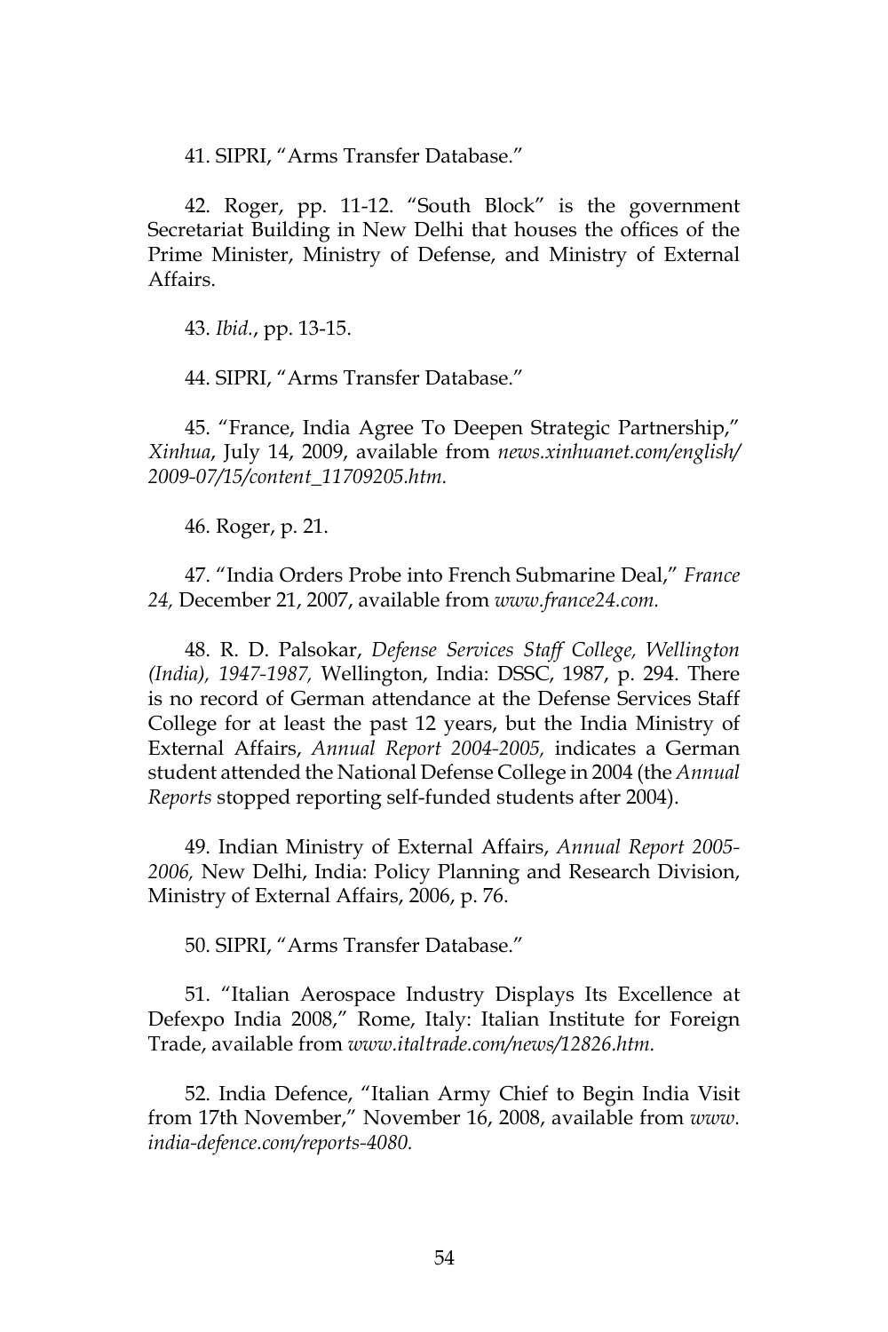41. SIPRI, "Arms Transfer Database."

42. Roger, pp. 11-12. "South Block" is the government Secretariat Building in New Delhi that houses the offices of the Prime Minister, Ministry of Defense, and Ministry of External Affairs.

43. *Ibid.*, pp. 13-15.

44. SIPRI, "Arms Transfer Database."

45. "France, India Agree To Deepen Strategic Partnership," *Xinhua*, July 14, 2009, available from *news.xinhuanet.com/english/2009-07/15/content_11709205.htm.*

46. Roger, p. 21.

47. "India Orders Probe into French Submarine Deal," *France 24,* December 21, 2007, available from *www.france24.com.*

48. R. D. Palsokar, *Defense Services Staff College, Wellington (India), 1947-1987,* Wellington, India: DSSC, 1987, p. 294. There is no record of German attendance at the Defense Services Staff College for at least the past 12 years, but the India Ministry of External Affairs, *Annual Report 2004-2005,* indicates a German student attended the National Defense College in 2004 (the *Annual Reports* stopped reporting self-funded students after 2004).

49. Indian Ministry of External Affairs, *Annual Report 2005-2006,* New Delhi, India: Policy Planning and Research Division, Ministry of External Affairs, 2006, p. 76.

50. SIPRI, "Arms Transfer Database."

51. "Italian Aerospace Industry Displays Its Excellence at Defexpo India 2008," Rome, Italy: Italian Institute for Foreign Trade, available from *www.italtrade.com/news/12826.htm.*

52. India Defence, "Italian Army Chief to Begin India Visit from 17th November," November 16, 2008, available from *www.india-defence.com/reports-4080.*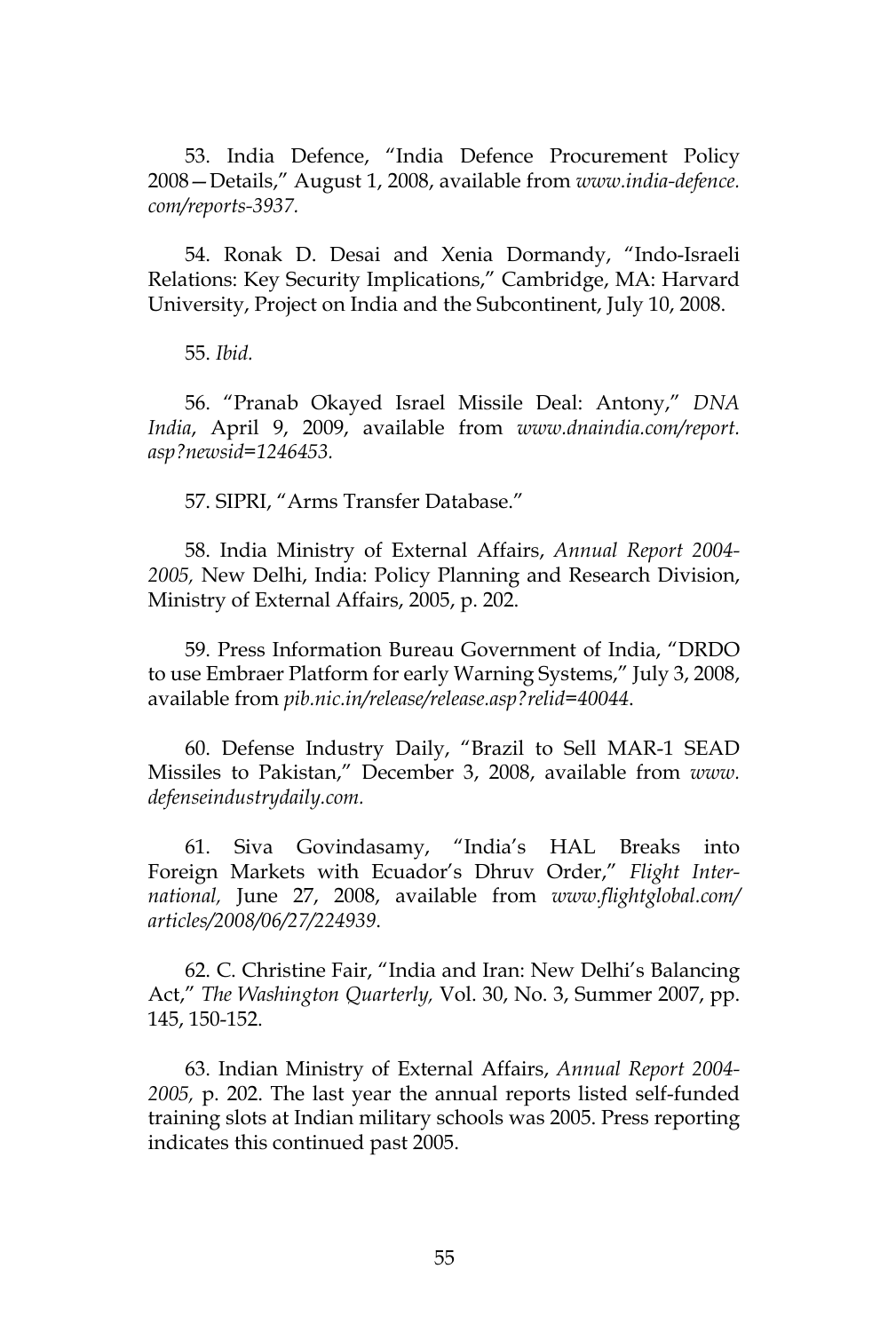53. India Defence, "India Defence Procurement Policy 2008—Details," August 1, 2008, available from *www.india-defence.com/reports-3937*.

54. Ronak D. Desai and Xenia Dormandy, "Indo-Israeli Relations: Key Security Implications," Cambridge, MA: Harvard University, Project on India and the Subcontinent, July 10, 2008.

55. *Ibid.*

56. "Pranab Okayed Israel Missile Deal: Antony," *DNA India*, April 9, 2009, available from *www.dnaindia.com/report.asp?newsid=1246453*.

57. SIPRI, "Arms Transfer Database."

58. India Ministry of External Affairs, *Annual Report 2004-2005,* New Delhi, India: Policy Planning and Research Division, Ministry of External Affairs, 2005, p. 202.

59. Press Information Bureau Government of India, "DRDO to use Embraer Platform for early Warning Systems," July 3, 2008, available from *pib.nic.in/release/release.asp?relid=40044*.

60. Defense Industry Daily, "Brazil to Sell MAR-1 SEAD Missiles to Pakistan," December 3, 2008, available from *www.defenseindustrydaily.com.*

61. Siva Govindasamy, "India's HAL Breaks into Foreign Markets with Ecuador's Dhruv Order," *Flight International,* June 27, 2008, available from *www.flightglobal.com/articles/2008/06/27/224939*.

62. C. Christine Fair, "India and Iran: New Delhi's Balancing Act," *The Washington Quarterly,* Vol. 30, No. 3, Summer 2007, pp. 145, 150-152.

63. Indian Ministry of External Affairs, *Annual Report 2004-2005,* p. 202. The last year the annual reports listed self-funded training slots at Indian military schools was 2005. Press reporting indicates this continued past 2005.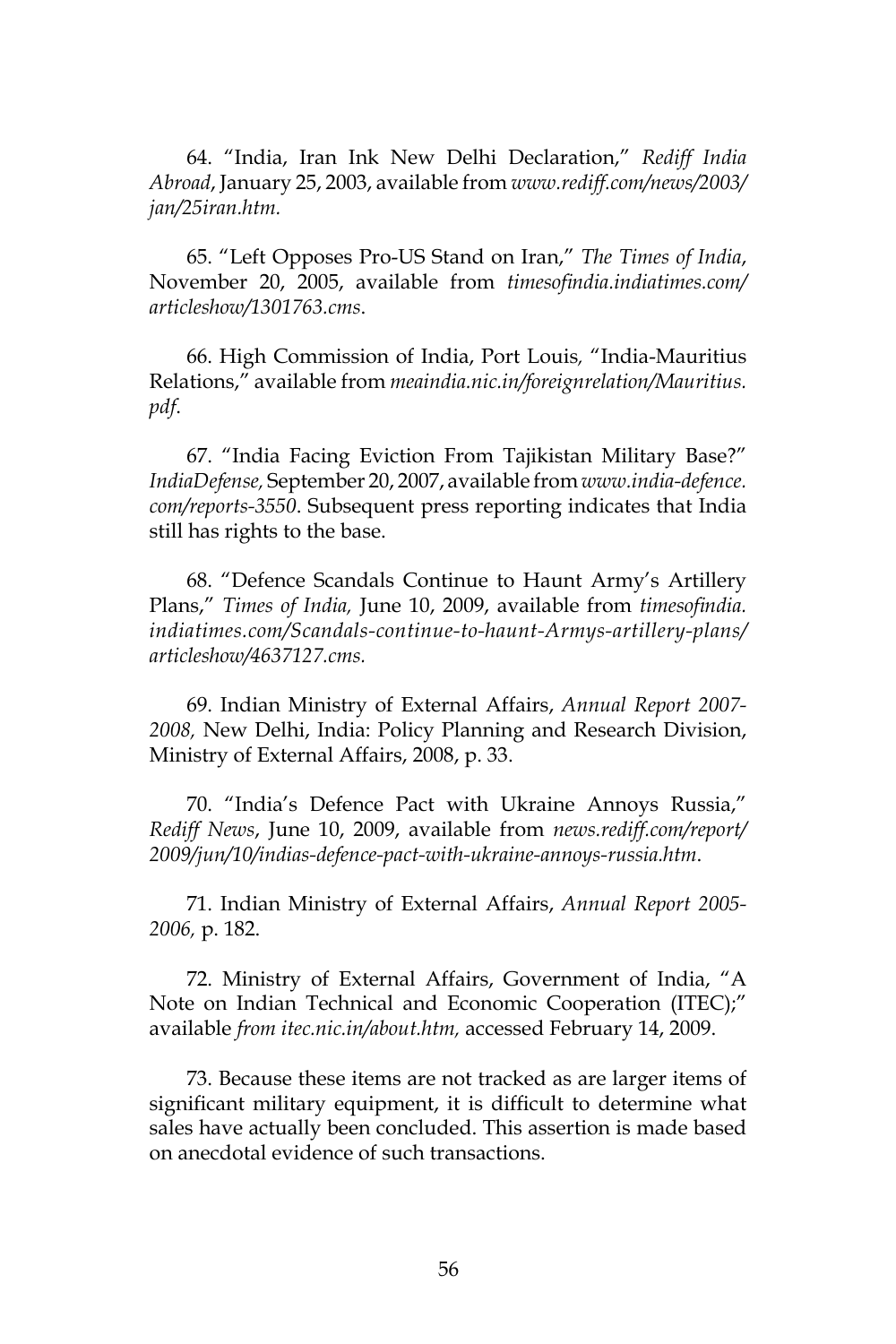64. "India, Iran Ink New Delhi Declaration," *Rediff India Abroad*, January 25, 2003, available from *www.rediff.com/news/2003/jan/25iran.htm.*

65. "Left Opposes Pro-US Stand on Iran," *The Times of India*, November 20, 2005, available from *timesofindia.indiatimes.com/articleshow/1301763.cms*.

66. High Commission of India, Port Louis, "India-Mauritius Relations," available from *meaindia.nic.in/foreignrelation/Mauritius.pdf*.

67. "India Facing Eviction From Tajikistan Military Base?" *IndiaDefense,* September 20, 2007, available from *www.india-defence.com/reports-3550*. Subsequent press reporting indicates that India still has rights to the base.

68. "Defence Scandals Continue to Haunt Army's Artillery Plans," *Times of India,* June 10, 2009, available from *timesofindia.indiatimes.com/Scandals-continue-to-haunt-Armys-artillery-plans/articleshow/4637127.cms.*

69. Indian Ministry of External Affairs, *Annual Report 2007-2008,* New Delhi, India: Policy Planning and Research Division, Ministry of External Affairs, 2008, p. 33.

70. "India's Defence Pact with Ukraine Annoys Russia," *Rediff News*, June 10, 2009, available from *news.rediff.com/report/2009/jun/10/indias-defence-pact-with-ukraine-annoys-russia.htm*.

71. Indian Ministry of External Affairs, *Annual Report 2005-2006,* p. 182.

72. Ministry of External Affairs, Government of India, "A Note on Indian Technical and Economic Cooperation (ITEC);" available *from itec.nic.in/about.htm,* accessed February 14, 2009.

73. Because these items are not tracked as are larger items of significant military equipment, it is difficult to determine what sales have actually been concluded. This assertion is made based on anecdotal evidence of such transactions.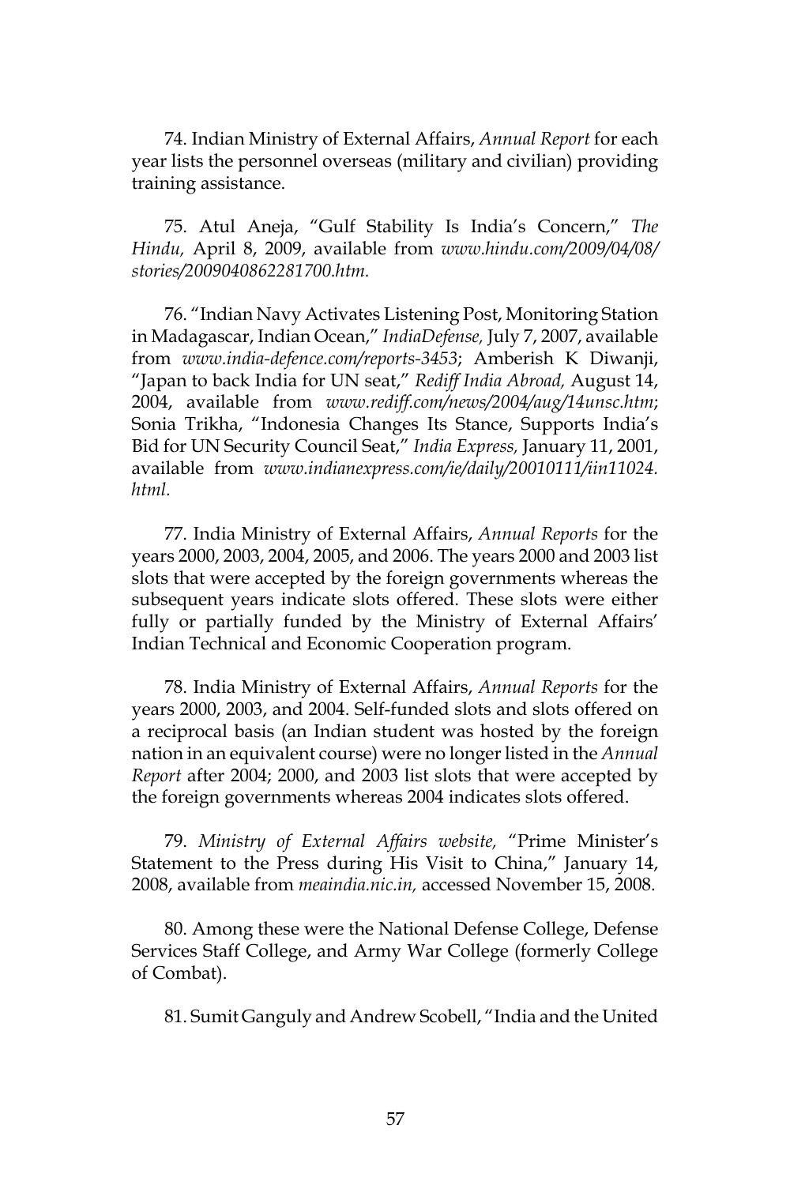74. Indian Ministry of External Affairs, *Annual Report* for each year lists the personnel overseas (military and civilian) providing training assistance.

75. Atul Aneja, "Gulf Stability Is India's Concern," *The Hindu,* April 8, 2009, available from *www.hindu.com/2009/04/08/stories/2009040862281700.htm.*

76. "Indian Navy Activates Listening Post, Monitoring Station in Madagascar, Indian Ocean," *IndiaDefense,* July 7, 2007, available from *www.india-defence.com/reports-3453*; Amberish K Diwanji, "Japan to back India for UN seat," *Rediff India Abroad,* August 14, 2004, available from *www.rediff.com/news/2004/aug/14unsc.htm*; Sonia Trikha, "Indonesia Changes Its Stance, Supports India's Bid for UN Security Council Seat," *India Express,* January 11, 2001, available from *www.indianexpress.com/ie/daily/20010111/iin11024.html.*

77. India Ministry of External Affairs, *Annual Reports* for the years 2000, 2003, 2004, 2005, and 2006. The years 2000 and 2003 list slots that were accepted by the foreign governments whereas the subsequent years indicate slots offered. These slots were either fully or partially funded by the Ministry of External Affairs' Indian Technical and Economic Cooperation program.

78. India Ministry of External Affairs, *Annual Reports* for the years 2000, 2003, and 2004. Self-funded slots and slots offered on a reciprocal basis (an Indian student was hosted by the foreign nation in an equivalent course) were no longer listed in the *Annual Report* after 2004; 2000, and 2003 list slots that were accepted by the foreign governments whereas 2004 indicates slots offered.

79. *Ministry of External Affairs website,* "Prime Minister's Statement to the Press during His Visit to China," January 14, 2008, available from *meaindia.nic.in,* accessed November 15, 2008.

80. Among these were the National Defense College, Defense Services Staff College, and Army War College (formerly College of Combat).

81. Sumit Ganguly and Andrew Scobell, "India and the United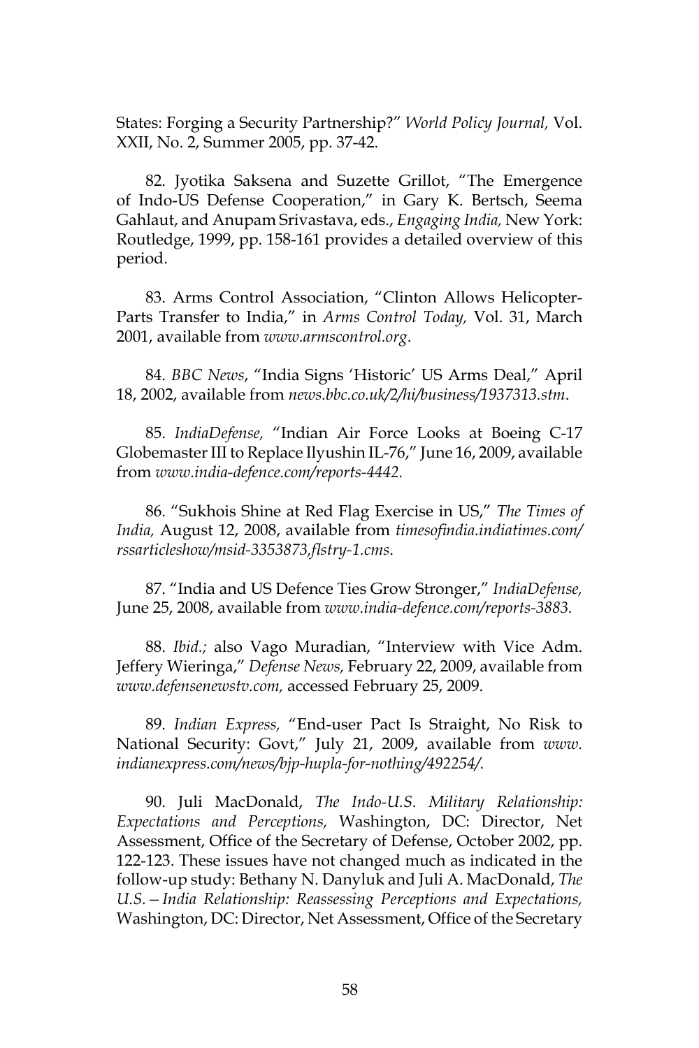States: Forging a Security Partnership?" *World Policy Journal,* Vol. XXII, No. 2, Summer 2005, pp. 37-42.

82. Jyotika Saksena and Suzette Grillot, "The Emergence of Indo-US Defense Cooperation," in Gary K. Bertsch, Seema Gahlaut, and Anupam Srivastava, eds., *Engaging India,* New York: Routledge, 1999, pp. 158-161 provides a detailed overview of this period.

83. Arms Control Association, "Clinton Allows Helicopter-Parts Transfer to India," in *Arms Control Today,* Vol. 31, March 2001, available from *www.armscontrol.org*.

84. *BBC News*, "India Signs 'Historic' US Arms Deal," April 18, 2002, available from *news.bbc.co.uk/2/hi/business/1937313.stm*.

85. *IndiaDefense,* "Indian Air Force Looks at Boeing C-17 Globemaster III to Replace Ilyushin IL-76," June 16, 2009, available from *www.india-defence.com/reports-4442*.

86. "Sukhois Shine at Red Flag Exercise in US," *The Times of India,* August 12, 2008, available from *timesofindia.indiatimes.com/rssarticleshow/msid-3353873,flstry-1.cms*.

87. "India and US Defence Ties Grow Stronger," *IndiaDefense,* June 25, 2008, available from *www.india-defence.com/reports-3883.*

88. *Ibid.;* also Vago Muradian, "Interview with Vice Adm. Jeffery Wieringa," *Defense News,* February 22, 2009, available from *www.defensenewstv.com,* accessed February 25, 2009.

89. *Indian Express,* "End-user Pact Is Straight, No Risk to National Security: Govt," July 21, 2009, available from *www.indianexpress.com/news/bjp-hupla-for-nothing/492254/.*

90. Juli MacDonald, *The Indo-U.S. Military Relationship: Expectations and Perceptions,* Washington, DC: Director, Net Assessment, Office of the Secretary of Defense, October 2002, pp. 122-123. These issues have not changed much as indicated in the follow-up study: Bethany N. Danyluk and Juli A. MacDonald, *The U.S.—India Relationship: Reassessing Perceptions and Expectations,* Washington, DC: Director, Net Assessment, Office of the Secretary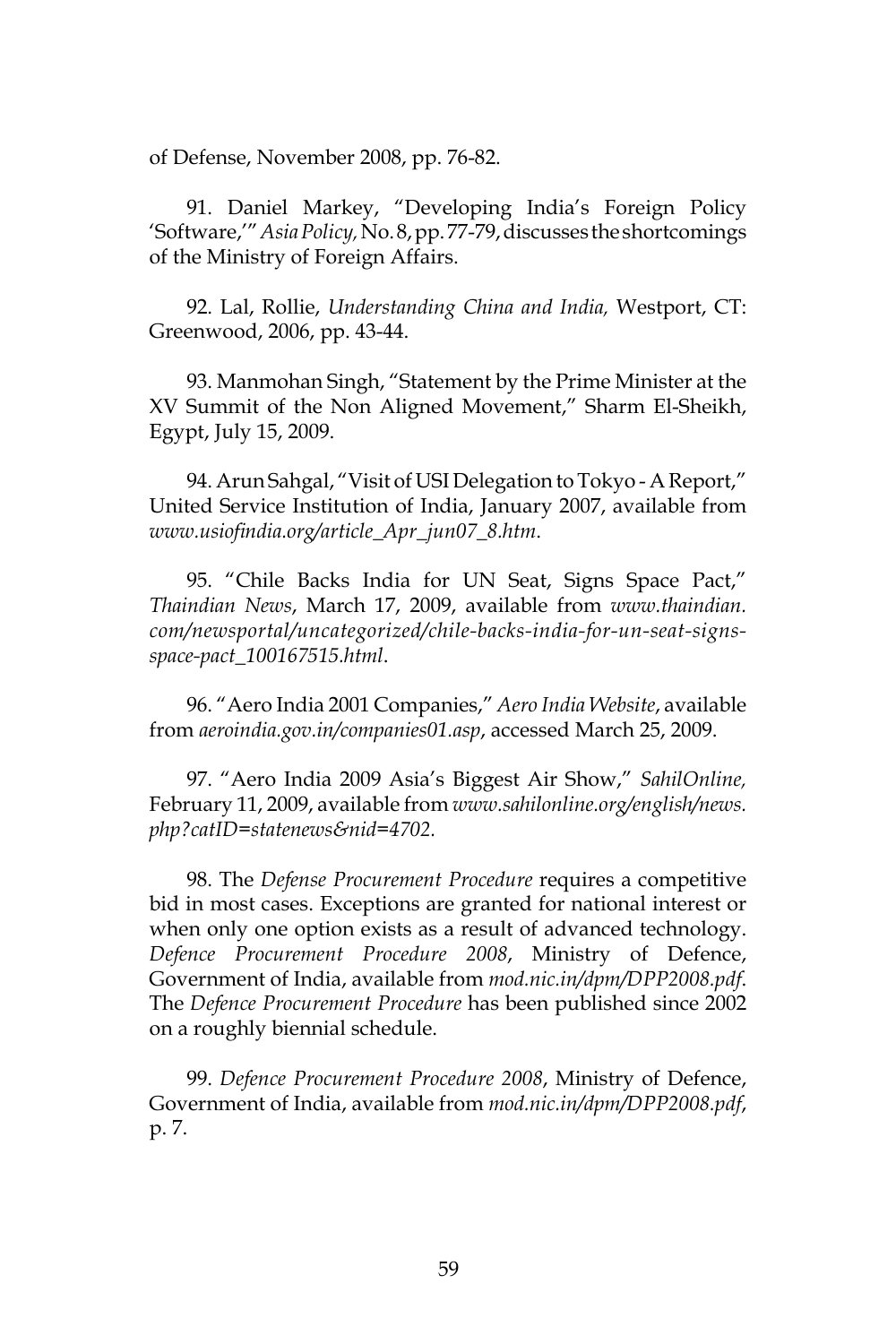of Defense, November 2008, pp. 76-82.

91. Daniel Markey, "Developing India's Foreign Policy 'Software,'" *Asia Policy,* No. 8, pp. 77-79, discusses the shortcomings of the Ministry of Foreign Affairs.

92. Lal, Rollie, *Understanding China and India,* Westport, CT: Greenwood, 2006, pp. 43-44.

93. Manmohan Singh, "Statement by the Prime Minister at the XV Summit of the Non Aligned Movement," Sharm El-Sheikh, Egypt, July 15, 2009.

94. Arun Sahgal, "Visit of USI Delegation to Tokyo - A Report," United Service Institution of India, January 2007, available from *www.usiofindia.org/article_Apr_jun07_8.htm*.

95. "Chile Backs India for UN Seat, Signs Space Pact," *Thaindian News*, March 17, 2009, available from *www.thaindian.com/newsportal/uncategorized/chile-backs-india-for-un-seat-signs-space-pact_100167515.html*.

96. "Aero India 2001 Companies," *Aero India Website*, available from *aeroindia.gov.in/companies01.asp*, accessed March 25, 2009.

97. "Aero India 2009 Asia's Biggest Air Show," *SahilOnline,* February 11, 2009, available from *www.sahilonline.org/english/news.php?catID=statenews&nid=4702.*

98. The *Defense Procurement Procedure* requires a competitive bid in most cases. Exceptions are granted for national interest or when only one option exists as a result of advanced technology. *Defence Procurement Procedure 2008*, Ministry of Defence, Government of India, available from *mod.nic.in/dpm/DPP2008.pdf*. The *Defence Procurement Procedure* has been published since 2002 on a roughly biennial schedule.

99. *Defence Procurement Procedure 2008*, Ministry of Defence, Government of India, available from *mod.nic.in/dpm/DPP2008.pdf*, p. 7.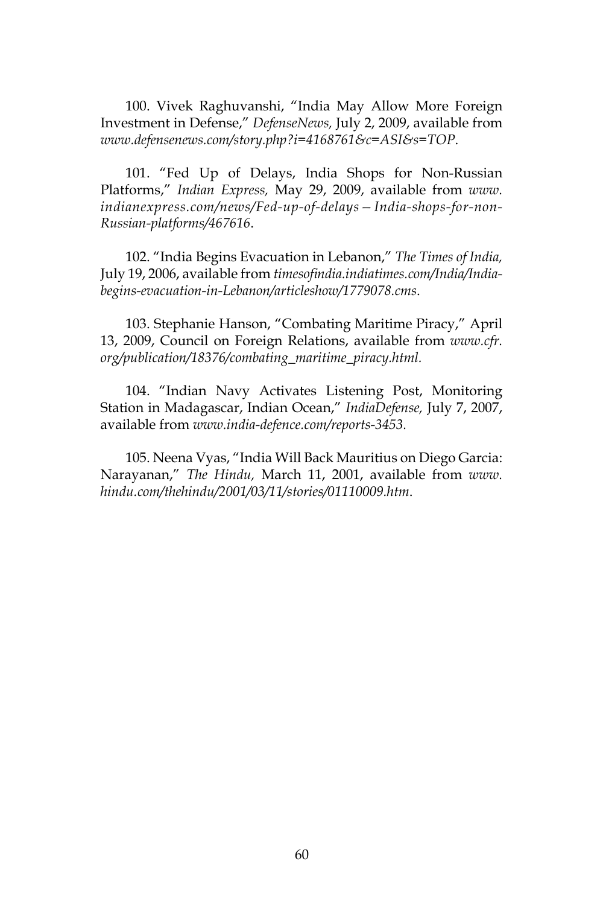100. Vivek Raghuvanshi, "India May Allow More Foreign Investment in Defense," *DefenseNews,* July 2, 2009, available from *www.defensenews.com/story.php?i=4168761&c=ASI&s=TOP*.

101. "Fed Up of Delays, India Shops for Non-Russian Platforms," *Indian Express,* May 29, 2009, available from *www.indianexpress.com/news/Fed-up-of-delays—India-shops-for-non-Russian-platforms/467616*.

102. "India Begins Evacuation in Lebanon," *The Times of India,* July 19, 2006, available from *timesofindia.indiatimes.com/India/India-begins-evacuation-in-Lebanon/articleshow/1779078.cms*.

103. Stephanie Hanson, "Combating Maritime Piracy," April 13, 2009, Council on Foreign Relations, available from *www.cfr.org/publication/18376/combating_maritime_piracy.html*.

104. "Indian Navy Activates Listening Post, Monitoring Station in Madagascar, Indian Ocean," *IndiaDefense,* July 7, 2007, available from *www.india-defence.com/reports-3453*.

105. Neena Vyas, "India Will Back Mauritius on Diego Garcia: Narayanan," *The Hindu,* March 11, 2001, available from *www.hindu.com/thehindu/2001/03/11/stories/01110009.htm*.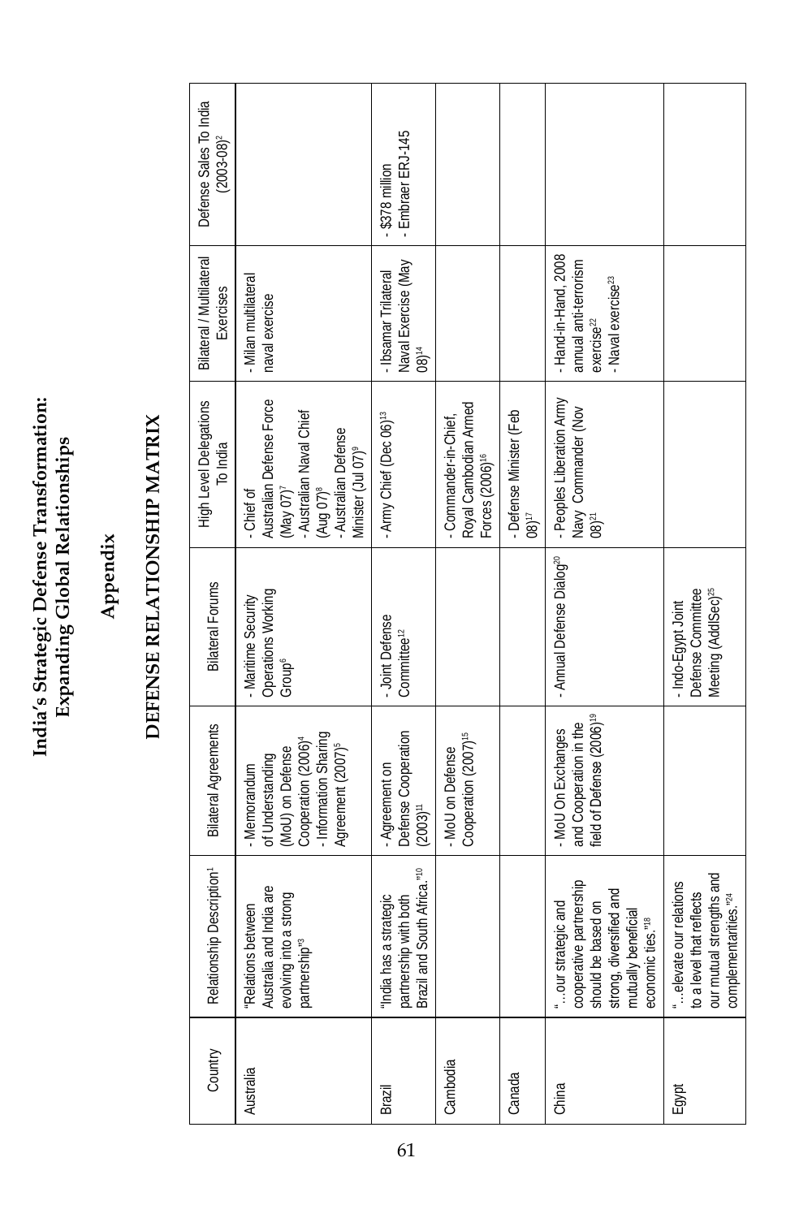# India's Strategic Defense Transformation: Expanding Global Relationships

## Appendix

## DEFENSE RELATIONSHIP MATRIX

| Country | Relationship Description[1] | Bilateral Agreements | Bilateral Forums | High Level Delegations To India | Bilateral / Multilateral Exercises | Defense Sales To India (2003-08)[2] |
|---|---|---|---|---|---|---|
| Australia | "Relations between Australia and India are evolving into a strong partnership"[3] | - Memorandum of Understanding (MoU) on Defense Cooperation (2006)[4]<br>- Information Sharing Agreement (2007)[5] | - Maritime Security Operations Working Group[6] | - Chief of Australian Defense Force (May 07)[7]<br>- Australian Naval Chief (Aug 07)[8]<br>- Australian Defense Minister (Jul 07)[9] | - Milan multilateral naval exercise | |
| Brazil | "India has a strategic partnership with both Brazil and South Africa."[10] | - Agreement on Defense Cooperation (2003)[11] | - Joint Defense Committee[12] | - Army Chief (Dec 06)[13] | - Ibsamar Trilateral Naval Exercise (May 08)[14] | - $378 million<br>- Embraer ERJ-145 |
| Cambodia | | - MoU on Defense Cooperation (2007)[15] | | - Commander-in-Chief, Royal Cambodian Armed Forces (2006)[16] | | |
| Canada | | | | - Defense Minister (Feb 08)[17] | | |
| China | "…our strategic and cooperative partnership should be based on strong, diversified and mutually beneficial economic ties."[18] | - MoU On Exchanges and Cooperation in the field of Defense (2006)[19] | - Annual Defense Dialog[20] | - Peoples Liberation Army Navy Commander (Nov 08)[21] | - Hand-in-Hand, 2008 annual anti-terrorism exercise[22]<br>- Naval exercise[23] | |
| Egypt | "…elevate our relations to a level that reflects our mutual strengths and our complementarities."[24] | | - Indo-Egypt Joint Defense Committee Meeting (AddlSec)[25] | | | |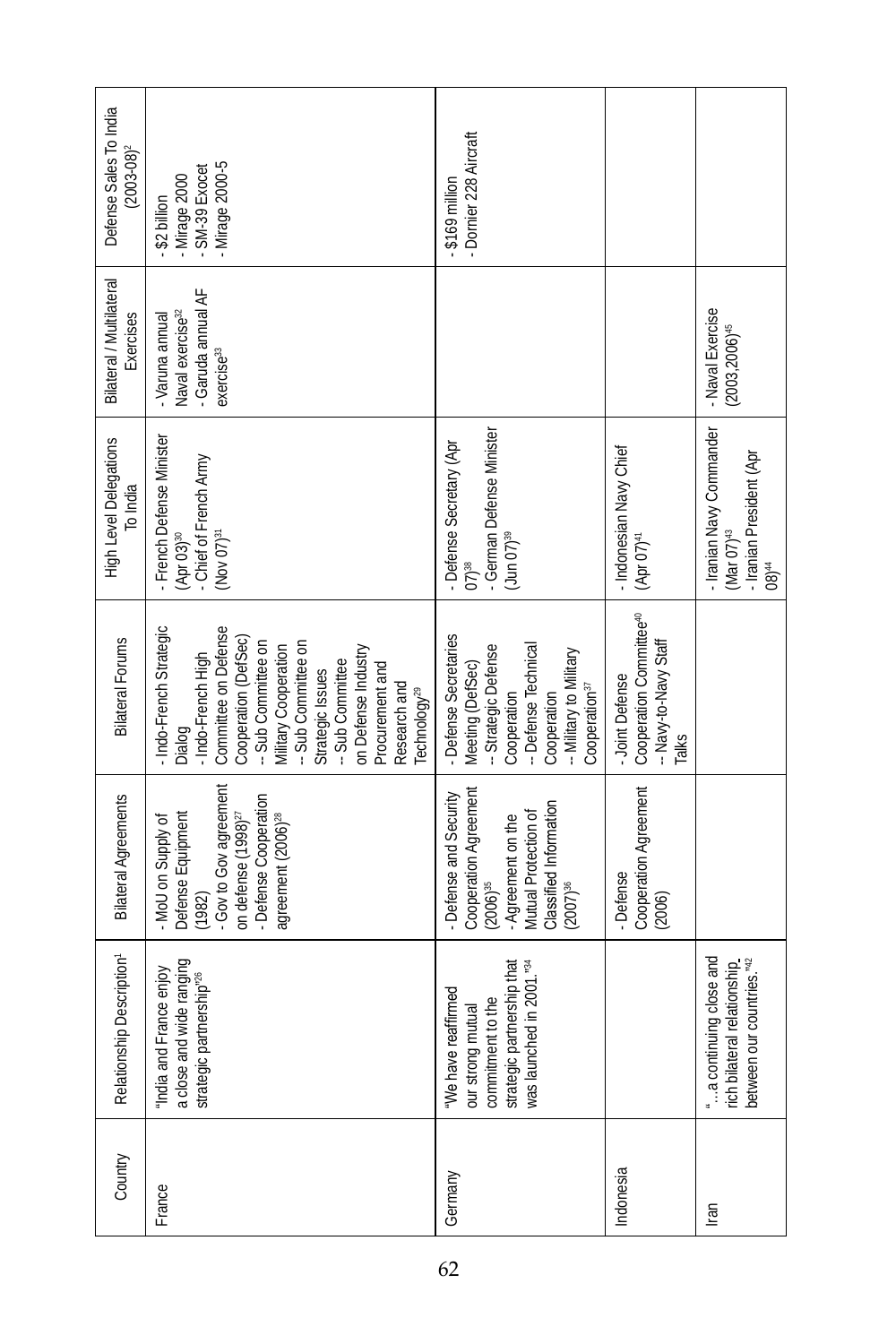| Country | Relationship Description[1] | Bilateral Agreements | Bilateral Forums | High Level Delegations To India | Bilateral / Multilateral Exercises | Defense Sales To India (2003-08)[2] |
|---|---|---|---|---|---|---|
| France | "India and France enjoy a close and wide ranging strategic partnership"[26] | - MoU on Supply of Defense Equipment (1982)<br>- Gov to Gov agreement on defense (1998)[27]<br>- Defense Cooperation agreement (2006)[28] | - Indo-French Strategic Dialog<br>- Indo-French High Committee on Defense Cooperation (DefSec)<br>-- Sub Committee on Military Cooperation<br>-- Sub Committee on Strategic Issues<br>-- Sub Committee on Defense Industry Procurement and Research and Technology[29] | - French Defense Minister (Apr 03)[30]<br>- Chief of French Army (Nov 07)[31] | - Varuna annual Naval exercise[32]<br>- Garuda annual AF exercise[33] | - $2 billion<br>- Mirage 2000<br>- SM-39 Exocet<br>- Mirage 2000-5 |
| Germany | "We have reaffirmed our strong mutual commitment to the strategic partnership that was launched in 2001."[34] | - Defense and Security Cooperation Agreement (2006)[35]<br>- Agreement on the Mutual Protection of Classified Information (2007)[36] | - Defense Secretaries Meeting (DefSec)<br>-- Strategic Defense Cooperation<br>-- Defense Technical Cooperation<br>-- Military to Military Cooperation[37] | - Defense Secretary (Apr 07)[38]<br>- German Defense Minister (Jun 07)[39] | | - $169 million<br>- Dornier 228 Aircraft |
| Indonesia | | - Defense Cooperation Agreement (2006) | - Joint Defense Cooperation Committee[40]<br>-- Navy-to-Navy Staff Talks | - Indonesian Navy Chief (Apr 07)[41] | | |
| Iran | "…a continuing close and rich bilateral relationship between our countries."[42] | | | - Iranian Navy Commander (Mar 07)[43]<br>- Iranian President (Apr 08)[44] | - Naval Exercise (2003,2006)[45] | |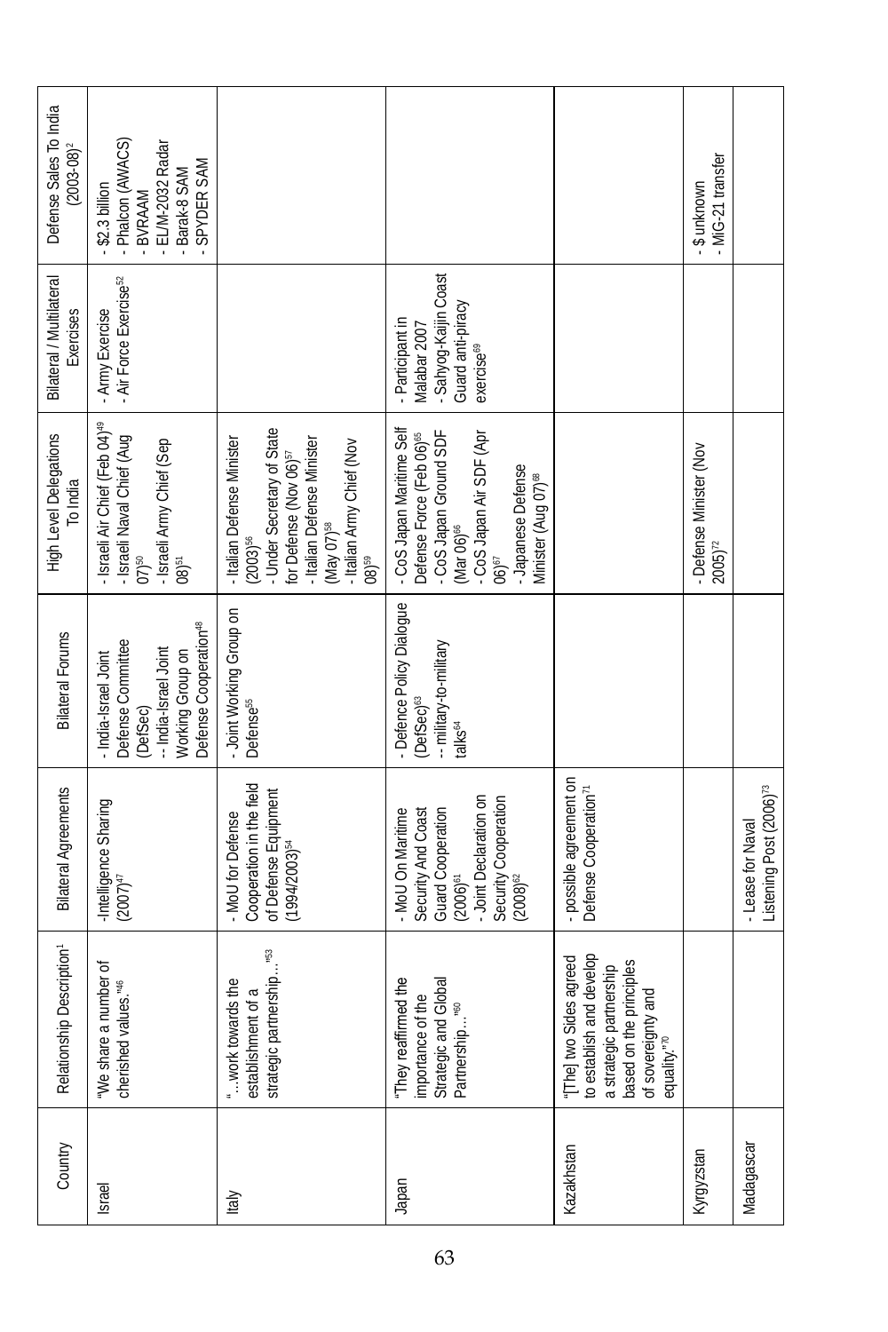| Country | Relationship Description[1] | Bilateral Agreements | Bilateral Forums | High Level Delegations To India | Bilateral / Multilateral Exercises | Defense Sales To India (2003-08)[2] |
|---|---|---|---|---|---|---|
| Israel | "We share a number of cherished values."[46] | -Intelligence Sharing (2007)[47] | - India-Israel Joint Defense Committee (DefSec)<br>-- India-Israel Joint Working Group on Defense Cooperation[48] | - Israeli Air Chief (Feb 04)[49]<br>- Israeli Naval Chief (Aug 07)[50]<br>- Israeli Army Chief (Sep 08)[51] | - Army Exercise<br>- Air Force Exercise[52] | - $2.3 billion<br>- Phalcon (AWACS)<br>- BVRAAM<br>- EL/M-2032 Radar<br>- Barak-8 SAM<br>- SPYDER SAM |
| Italy | "…work towards the establishment of a strategic partnership…"[53] | - MoU for Defense Cooperation in the field of Defense Equipment (1994/2003)[54] | - Joint Working Group on Defense[55] | - Italian Defense Minister (2003)[56]<br>- Under Secretary of State for Defense (Nov 06)[57]<br>- Italian Defense Minister (May 07)[58]<br>- Italian Army Chief (Nov 08)[59] | | |
| Japan | "They reaffirmed the importance of the Strategic and Global Partnership…"[60] | - MoU On Maritime Security And Coast Guard Cooperation (2006)[61]<br>- Joint Declaration on Security Cooperation (2008)[62] | - Defence Policy Dialogue (DefSec)[63]<br>-- military-to-military talks[64] | - CoS Japan Maritime Self Defense Force (Feb 06)[65]<br>- CoS Japan Ground SDF (Mar 06)[66]<br>- CoS Japan Air SDF (Apr 06)[67]<br>- Japanese Defense Minister (Aug 07)[68] | - Participant in Malabar 2007<br>- Sahyog-Kaijin Coast Guard anti-piracy exercise[69] | |
| Kazakhstan | "[The] two Sides agreed to establish and develop a strategic partnership based on the principles of sovereignty and equality."[70] | - possible agreement on Defense Cooperation[71] | | | | |
| Kyrgyzstan | | | | - Defense Minister (Nov 2005)[72] | | - $ unknown<br>- MiG-21 transfer |
| Madagascar | | - Lease for Naval Listening Post (2006)[73] | | | | |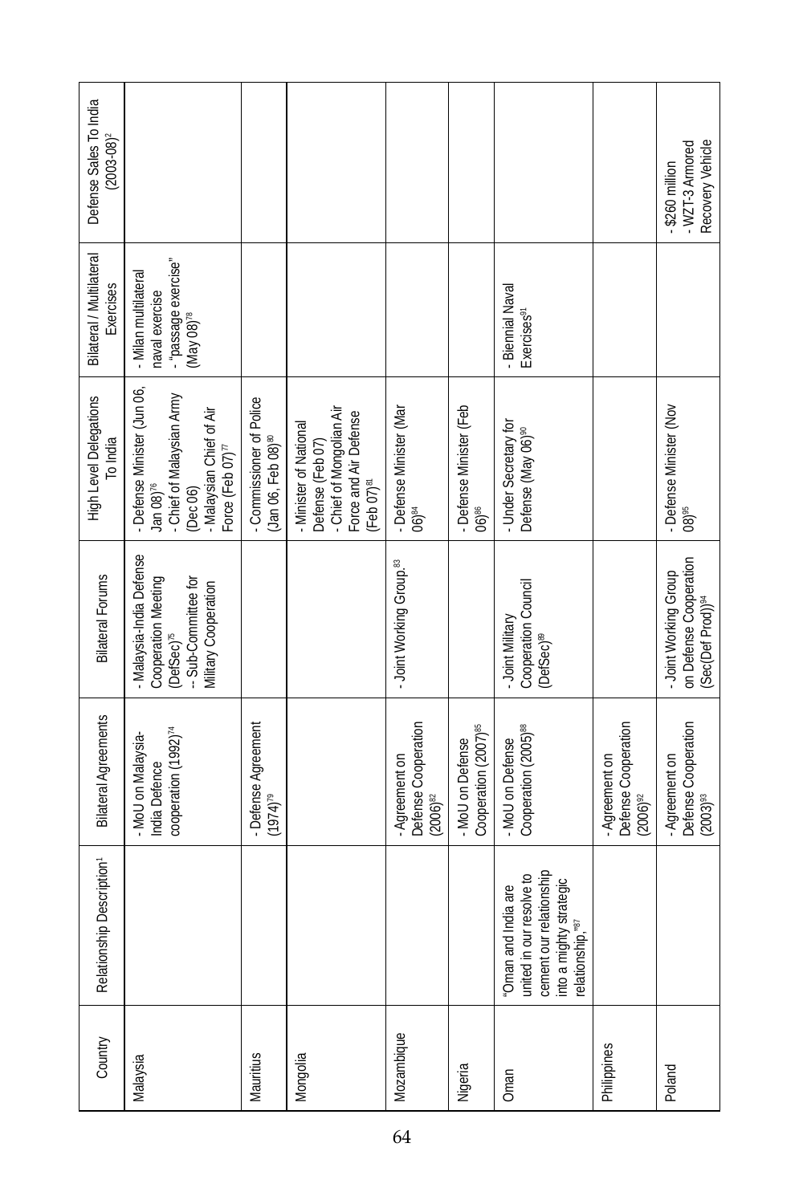| Country | Relationship Description[1] | Bilateral Agreements | Bilateral Forums | High Level Delegations To India | Bilateral / Multilateral Exercises | Defense Sales To India (2003-08)[2] |
|---|---|---|---|---|---|---|
| Malaysia | | - MoU on Malaysia-India Defence cooperation (1992)[74] | - Malaysia-India Defense Cooperation Meeting (DefSec)[75]<br>-- Sub-Committee for Military Cooperation | - Defense Minister (Jun 06, Jan 08)[76]<br>- Chief of Malaysian Army (Dec 06)<br>- Malaysian Chief of Air Force (Feb 07)[77] | - Milan multilateral naval exercise<br>- "passage exercise" (May 08)[78] | |
| Mauritius | | - Defense Agreement (1974)[79] | | - Commissioner of Police (Jan 06, Feb 08)[80] | | |
| Mongolia | | | | - Minister of National Defense (Feb 07)<br>- Chief of Mongolian Air Force and Air Defense (Feb 07)[81] | | |
| Mozambique | | - Agreement on Defense Cooperation (2006)[82] | - Joint Working Group.[83] | - Defense Minister (Mar 06)[84] | | |
| Nigeria | | - MoU on Defense Cooperation (2007)[85] | | - Defense Minister (Feb 06)[86] | | |
| Oman | "Oman and India are united in our resolve to cement our relationship into a mighty strategic relationship."[87] | - MoU on Defense Cooperation (2005)[88] | - Joint Military Cooperation Council (DefSec)[89] | - Under Secretary for Defense (May 06)[90] | - Biennial Naval Exercises[91] | |
| Philippines | | - Agreement on Defense Cooperation (2006)[92] | | | | |
| Poland | | - Agreement on Defense Cooperation (2003)[93] | - Joint Working Group on Defense Cooperation (Sec(Def Prod))[94] | - Defense Minister (Nov 08)[95] | | - $260 million<br>- WZT-3 Armored Recovery Vehicle |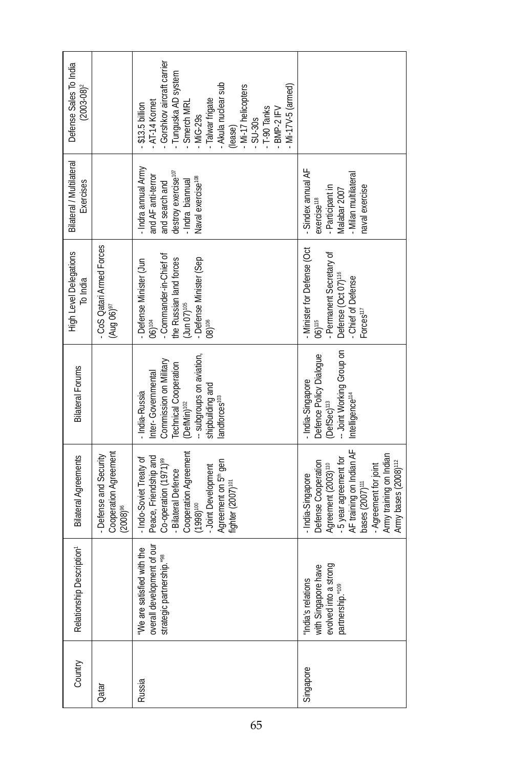| Country | Relationship Description[1] | Bilateral Agreements | Bilateral Forums | High Level Delegations To India | Bilateral / Multilateral Exercises | Defense Sales To India (2003-08)[2] |
|---|---|---|---|---|---|---|
| Qatar | | - Defense and Security Cooperation Agreement (2008)[96] | | - CoS Qatari Armed Forces (Aug 06)[97] | | |
| Russia | "We are satisfied with the overall development of our strategic partnership."[98] | - Indo-Soviet Treaty of Peace, Friendship and Co-operation (1971)[99]<br>- Bilateral Defence Cooperation Agreement (1998)[100]<br>- Joint Development Agreement on 5th gen fighter (2007)[101] | - India-Russia Inter- Governmental Commission on Military Technical Cooperation (DefMin)[102]<br>-- subgroups on aviation, shipbuilding and landforces[103] | - Defense Minister (Jun 06)[104]<br>- Commander-in-Chief of the Russian land forces (Jun 07)[105]<br>- Defense Minister (Sep 08)[106] | - Indra annual Army and AF anti-terror and search and destroy exercise[107]<br>- Indra biannual Naval exercise[108] | - $13.5 billion<br>- AT-14 Kornet<br>- Gorshkov aircraft carrier<br>- Tunguska AD system<br>- Smerch MRL<br>- MiG-29s<br>- Talwar frigate<br>- Akula nuclear sub (lease)<br>- Mi-17 helicopters<br>- SU-30s<br>- T-90 Tanks<br>- BMP-2 IFV<br>- Mi-17V-5 (armed) |
| Singapore | "India's relations with Singapore have evolved into a strong partnership."[109] | - India-Singapore Defense Cooperation Agreement (2003)[110]<br>- 5 year agreement for AF training on Indian AF bases (2007)[111]<br>- Agreement for joint Army training on Indian Army bases (2008)[112] | - India-Singapore Defence Policy Dialogue (DefSec)[113]<br>-- Joint Working Group on Intelligence[114] | - Minister for Defense (Oct 06)[115]<br>- Permanent Secretary of Defense (Oct 07)[116]<br>- Chief of Defense Forces[117] | - Sindex annual AF exercise[118]<br>- Participant in Malabar 2007<br>- Milan multilateral naval exercise | |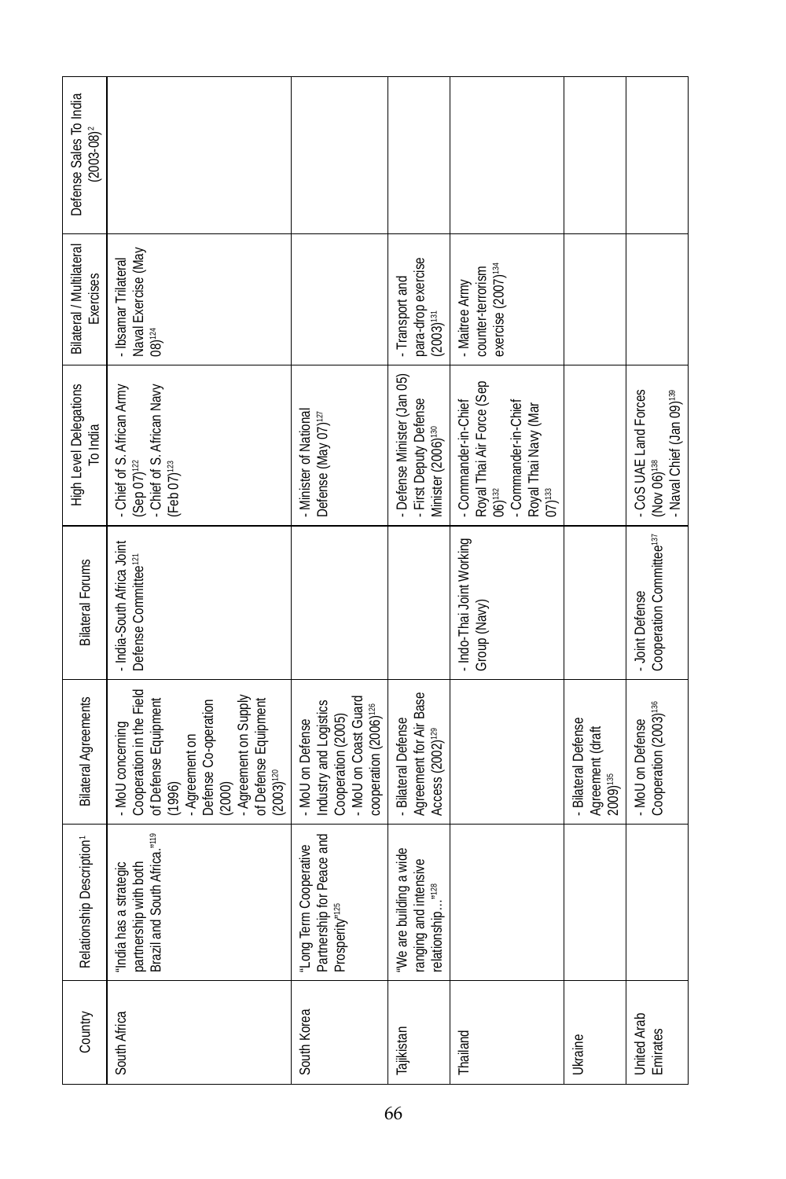| Country | Relationship Description[1] | Bilateral Agreements | Bilateral Forums | High Level Delegations To India | Bilateral / Multilateral Exercises | Defense Sales To India (2003-08)[2] |
|---|---|---|---|---|---|---|
| South Africa | "India has a strategic partnership with both Brazil and South Africa."[119] | - MoU concerning Cooperation in the Field of Defense Equipment (1996)<br>- Agreement on Defense Co-operation (2000)<br>- Agreement on Supply of Defense Equipment (2003)[120] | - India-South Africa Joint Defense Committee[121] | - Chief of S. African Army (Sep 07)[122]<br>- Chief of S. African Navy (Feb 07)[123] | - Ibsamar Trilateral Naval Exercise (May 08)[124] | |
| South Korea | "Long Term Cooperative Partnership for Peace and Prosperity"[125] | - MoU on Defense Industry and Logistics Cooperation (2005)<br>- MoU on Coast Guard cooperation (2006)[126] | | - Minister of National Defense (May 07)[127] | | |
| Tajikistan | "We are building a wide ranging and intensive relationship…"[128] | - Bilateral Defense Agreement for Air Base Access (2002)[129] | | - Defense Minister (Jan 05)<br>- First Deputy Defense Minister (2006)[130] | - Transport and para-drop exercise (2003)[131] | |
| Thailand | | | - Indo-Thai Joint Working Group (Navy) | - Commander-in-Chief Royal Thai Air Force (Sep 06)[132]<br>- Commander-in-Chief Royal Thai Navy (Mar 07)[133] | - Maitree Army counter-terrorism exercise (2007)[134] | |
| Ukraine | | - Bilateral Defense Agreement (draft 2009)[135] | | | | |
| United Arab Emirates | | - MoU on Defense Cooperation (2003)[136] | - Joint Defense Cooperation Committee[137] | - CoS UAE Land Forces (Nov 06)[138]<br>- Naval Chief (Jan 09)[139] | | |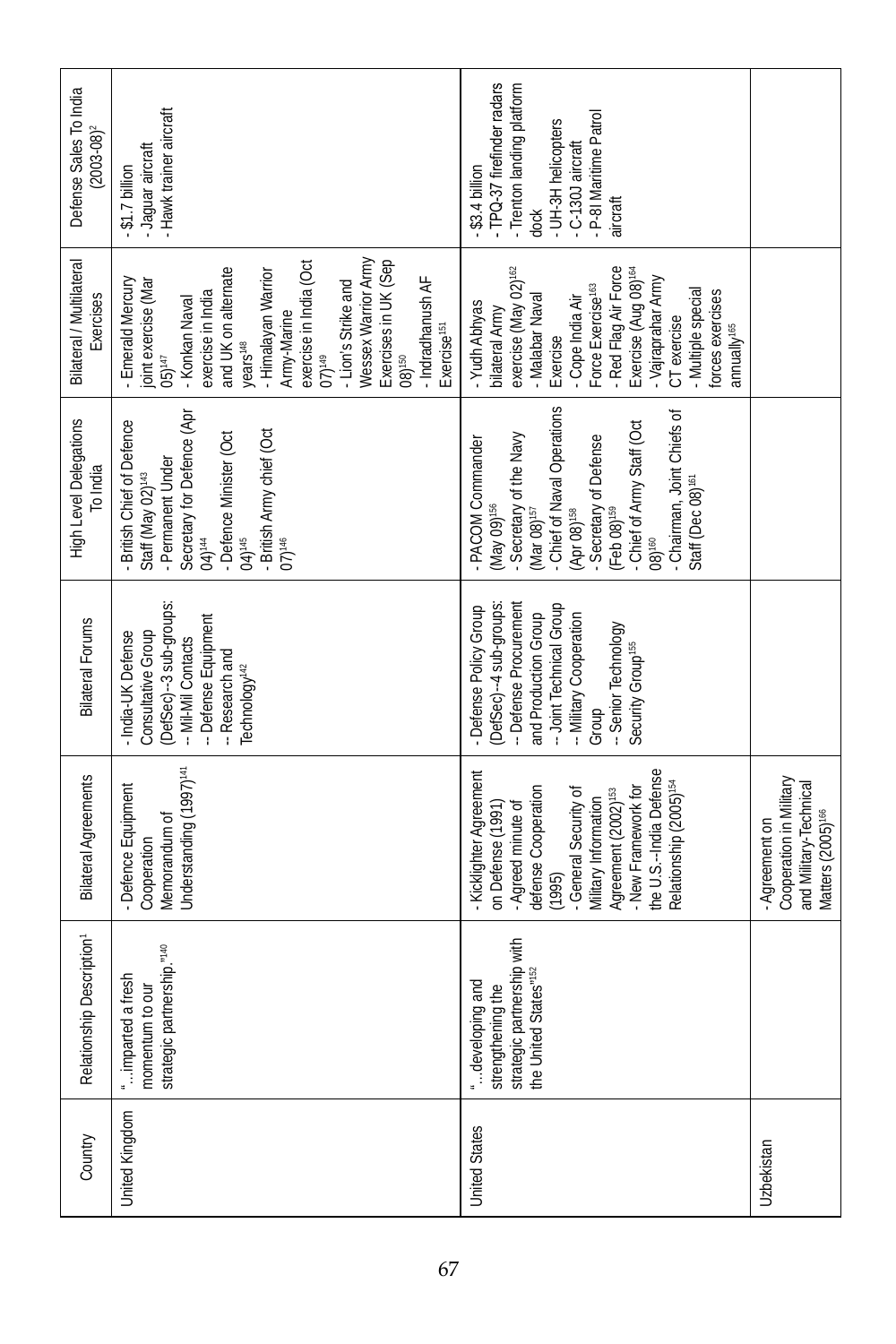| Country | Relationship Description[1] | Bilateral Agreements | Bilateral Forums | High Level Delegations To India | Bilateral / Multilateral Exercises | Defense Sales To India (2003-08)[2] |
|---|---|---|---|---|---|---|
| United Kingdom | "…imparted a fresh momentum to our strategic partnership."[140] | - Defence Equipment Cooperation Memorandum of Understanding (1997)[141] | - India-UK Defense Consultative Group (DefSec)--3 sub-groups:<br>-- Mil-Mil Contacts<br>-- Defense Equipment<br>-- Research and Technology[142] | - British Chief of Defence Staff (May 02)[143]<br>- Permanent Under Secretary for Defence (Apr 04)[144]<br>- Defence Minister (Oct 04)[145]<br>- British Army chief (Oct 07)[146] | - Emerald Mercury joint exercise (Mar 05)[147]<br>- Konkan Naval exercise in India and UK on alternate years[148]<br>- Himalayan Warrior Army-Marine exercise in India (Oct 07)[149]<br>- Lion's Strike and Wessex Warrior Army Exercises in UK (Sep 08)[150]<br>- Indradhanush AF Exercise[151] | - $1.7 billion<br>- Jaguar aircraft<br>- Hawk trainer aircraft |
| United States | "…developing and strengthening the strategic partnership with the United States"[152] | - Kicklighter Agreement on Defense (1991)<br>- Agreed minute of defense Cooperation (1995)<br>- General Security of Military Information Agreement (2002)[153]<br>- New Framework for the U.S.-India Defense Relationship (2005)[154] | - Defense Policy Group (DefSec)--4 sub-groups:<br>-- Defense Procurement and Production Group<br>-- Joint Technical Group<br>-- Military Cooperation Group<br>-- Senior Technology Security Group[155] | - PACOM Commander (May 09)[156]<br>- Secretary of the Navy (Mar 08)[157]<br>- Chief of Naval Operations (Apr 08)[158]<br>- Secretary of Defense (Feb 08)[159]<br>- Chief of Army Staff (Oct 08)[160]<br>- Chairman, Joint Chiefs of Staff (Dec 08)[161] | - Yudh Abhyas bilateral Army exercise (May 02)[162]<br>- Malabar Naval Exercise<br>- Cope India Air Force Exercise[163]<br>- Red Flag Air Force Exercise (Aug 08)[164]<br>- Vajraprahar Army CT exercise<br>- Multiple special forces exercises annually[165] | - $3.4 billion<br>- TPQ-37 firefinder radars<br>- Trenton landing platform dock<br>- UH-3H helicopters<br>- C-130J aircraft<br>- P-8I Maritime Patrol aircraft |
| Uzbekistan | | - Agreement on Cooperation in Military and Military-Technical Matters (2005)[166] | | | | |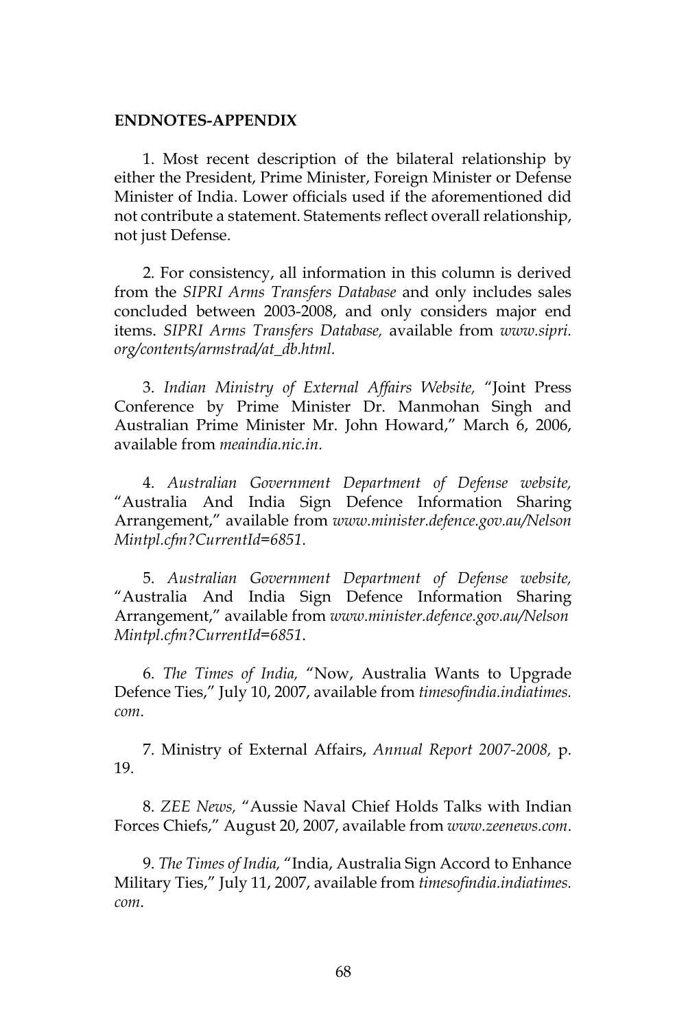**ENDNOTES-APPENDIX**

1. Most recent description of the bilateral relationship by either the President, Prime Minister, Foreign Minister or Defense Minister of India. Lower officials used if the aforementioned did not contribute a statement. Statements reflect overall relationship, not just Defense.

2. For consistency, all information in this column is derived from the *SIPRI Arms Transfers Database* and only includes sales concluded between 2003-2008, and only considers major end items. *SIPRI Arms Transfers Database,* available from *www.sipri.org/contents/armstrad/at_db.html.*

3. *Indian Ministry of External Affairs Website,* "Joint Press Conference by Prime Minister Dr. Manmohan Singh and Australian Prime Minister Mr. John Howard," March 6, 2006, available from *meaindia.nic.in.*

4. *Australian Government Department of Defense website,* "Australia And India Sign Defence Information Sharing Arrangement," available from *www.minister.defence.gov.au/Nelson Mintpl.cfm?CurrentId=6851*.

5. *Australian Government Department of Defense website,* "Australia And India Sign Defence Information Sharing Arrangement," available from *www.minister.defence.gov.au/Nelson Mintpl.cfm?CurrentId=6851*.

6. *The Times of India,* "Now, Australia Wants to Upgrade Defence Ties," July 10, 2007, available from *timesofindia.indiatimes.com*.

7. Ministry of External Affairs, *Annual Report 2007-2008,* p. 19.

8. *ZEE News,* "Aussie Naval Chief Holds Talks with Indian Forces Chiefs," August 20, 2007, available from *www.zeenews.com*.

9. *The Times of India,* "India, Australia Sign Accord to Enhance Military Ties," July 11, 2007, available from *timesofindia.indiatimes.com*.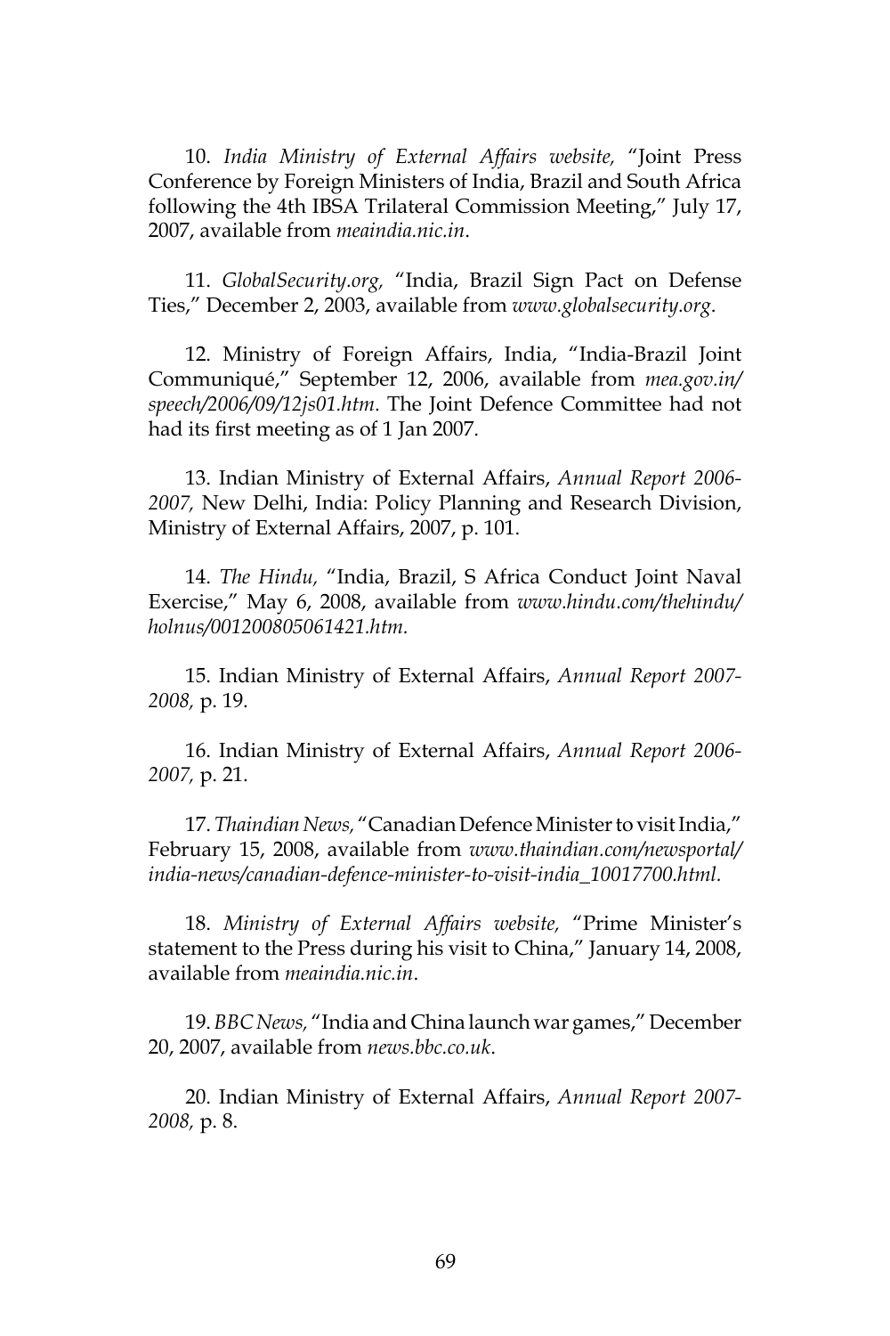10. *India Ministry of External Affairs website,* "Joint Press Conference by Foreign Ministers of India, Brazil and South Africa following the 4th IBSA Trilateral Commission Meeting," July 17, 2007, available from *meaindia.nic.in*.

11. *GlobalSecurity.org,* "India, Brazil Sign Pact on Defense Ties," December 2, 2003, available from *www.globalsecurity.org*.

12. Ministry of Foreign Affairs, India, "India-Brazil Joint Communiqué," September 12, 2006, available from *mea.gov.in/speech/2006/09/12js01.htm*. The Joint Defence Committee had not had its first meeting as of 1 Jan 2007.

13. Indian Ministry of External Affairs, *Annual Report 2006-2007,* New Delhi, India: Policy Planning and Research Division, Ministry of External Affairs, 2007, p. 101.

14. *The Hindu,* "India, Brazil, S Africa Conduct Joint Naval Exercise," May 6, 2008, available from *www.hindu.com/thehindu/holnus/001200805061421.htm.*

15. Indian Ministry of External Affairs, *Annual Report 2007-2008,* p. 19.

16. Indian Ministry of External Affairs, *Annual Report 2006-2007,* p. 21.

17. *Thaindian News,* "Canadian Defence Minister to visit India," February 15, 2008, available from *www.thaindian.com/newsportal/india-news/canadian-defence-minister-to-visit-india_10017700.html.*

18. *Ministry of External Affairs website,* "Prime Minister's statement to the Press during his visit to China," January 14, 2008, available from *meaindia.nic.in*.

19. *BBC News,* "India and China launch war games," December 20, 2007, available from *news.bbc.co.uk*.

20. Indian Ministry of External Affairs, *Annual Report 2007-2008,* p. 8.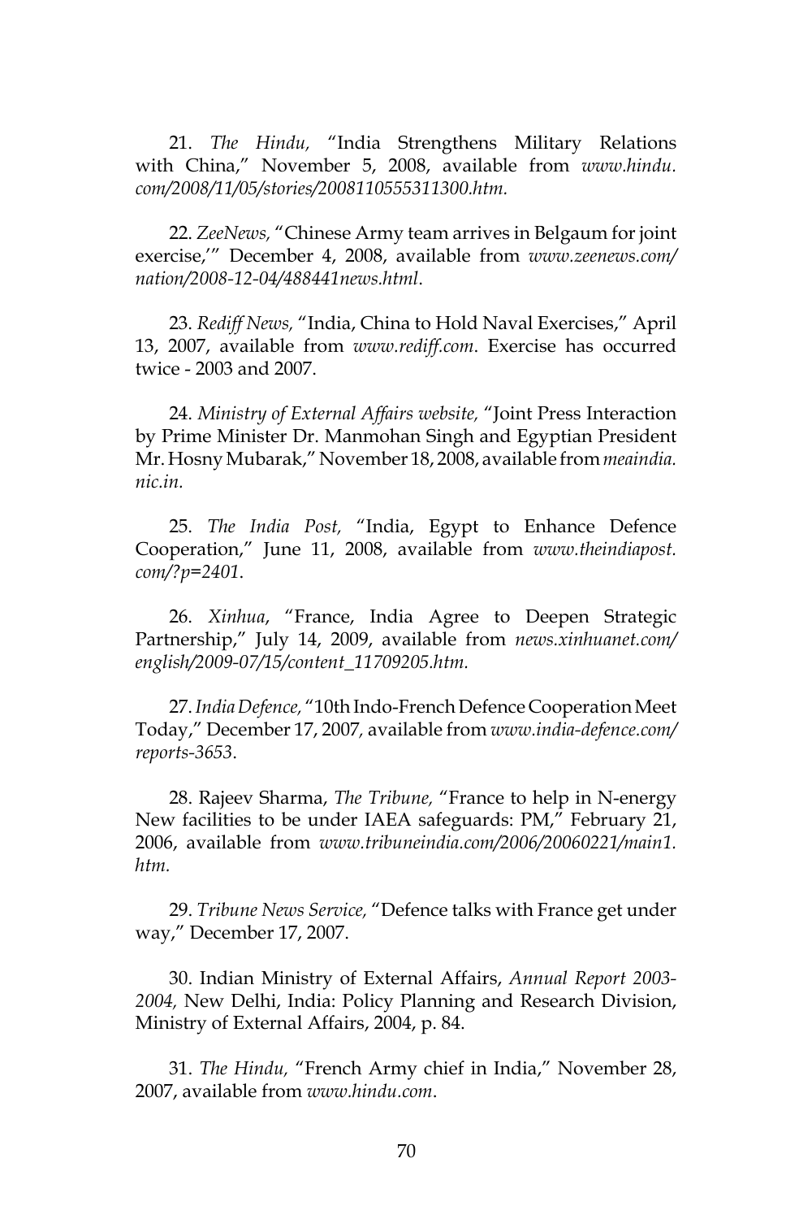21. *The Hindu,* "India Strengthens Military Relations with China," November 5, 2008, available from *www.hindu.com/2008/11/05/stories/2008110555311300.htm.*

22. *ZeeNews,* "Chinese Army team arrives in Belgaum for joint exercise,'" December 4, 2008, available from *www.zeenews.com/nation/2008-12-04/488441news.html*.

23. *Rediff News,* "India, China to Hold Naval Exercises," April 13, 2007, available from *www.rediff.com*. Exercise has occurred twice - 2003 and 2007.

24. *Ministry of External Affairs website,* "Joint Press Interaction by Prime Minister Dr. Manmohan Singh and Egyptian President Mr. Hosny Mubarak," November 18, 2008, available from *meaindia.nic.in.*

25. *The India Post,* "India, Egypt to Enhance Defence Cooperation," June 11, 2008, available from *www.theindiapost.com/?p=2401*.

26. *Xinhua*, "France, India Agree to Deepen Strategic Partnership," July 14, 2009, available from *news.xinhuanet.com/english/2009-07/15/content_11709205.htm.*

27. *India Defence,* "10th Indo-French Defence Cooperation Meet Today," December 17, 2007, available from *www.india-defence.com/reports-3653*.

28. Rajeev Sharma, *The Tribune,* "France to help in N-energy New facilities to be under IAEA safeguards: PM," February 21, 2006, available from *www.tribuneindia.com/2006/20060221/main1.htm.*

29. *Tribune News Service,* "Defence talks with France get under way," December 17, 2007.

30. Indian Ministry of External Affairs, *Annual Report 2003-2004,* New Delhi, India: Policy Planning and Research Division, Ministry of External Affairs, 2004, p. 84.

31. *The Hindu,* "French Army chief in India," November 28, 2007, available from *www.hindu.com*.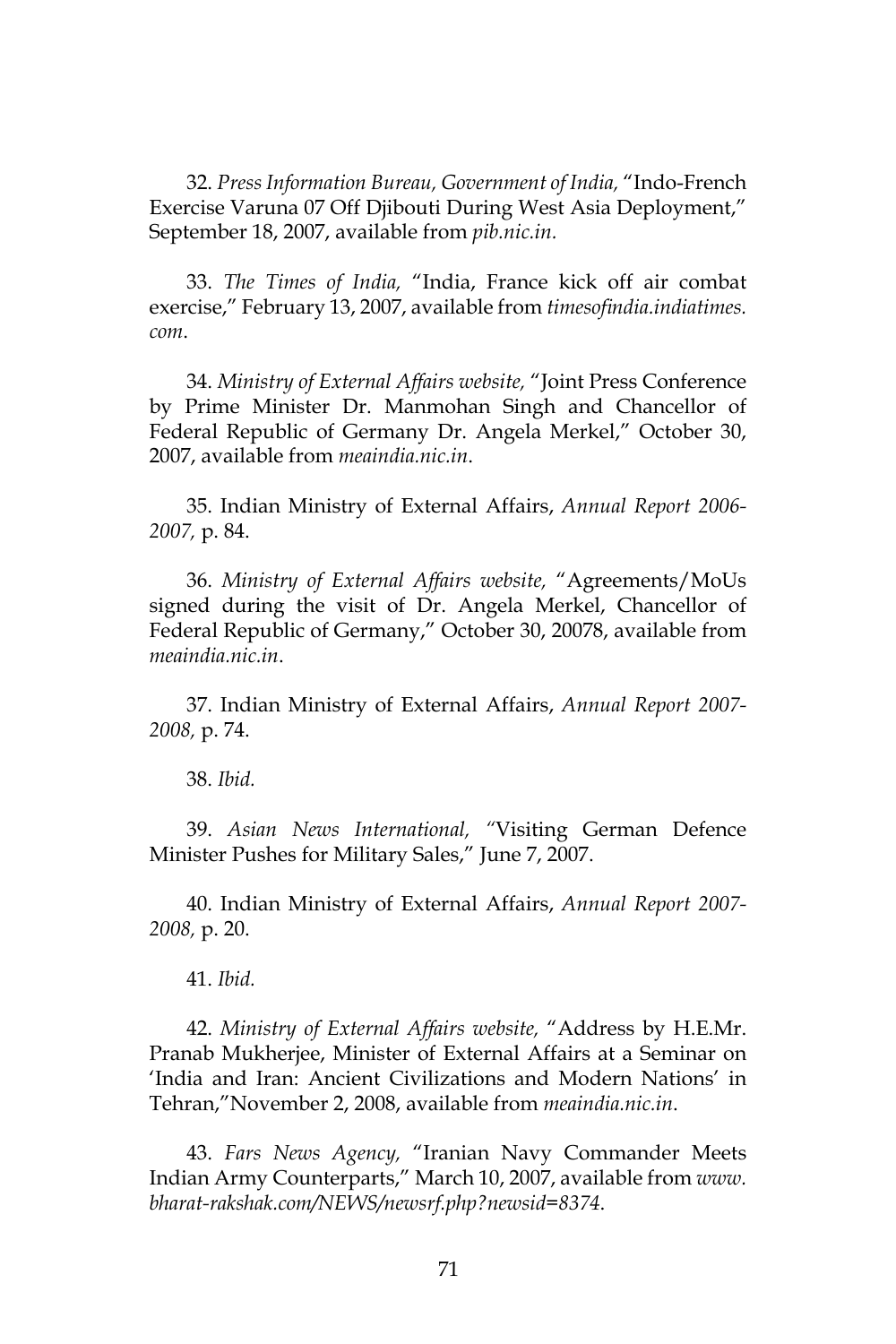32. *Press Information Bureau, Government of India,* "Indo-French Exercise Varuna 07 Off Djibouti During West Asia Deployment," September 18, 2007, available from *pib.nic.in.*

33. *The Times of India,* "India, France kick off air combat exercise," February 13, 2007, available from *timesofindia.indiatimes.com*.

34. *Ministry of External Affairs website,* "Joint Press Conference by Prime Minister Dr. Manmohan Singh and Chancellor of Federal Republic of Germany Dr. Angela Merkel," October 30, 2007, available from *meaindia.nic.in*.

35. Indian Ministry of External Affairs, *Annual Report 2006-2007,* p. 84.

36. *Ministry of External Affairs website,* "Agreements/MoUs signed during the visit of Dr. Angela Merkel, Chancellor of Federal Republic of Germany," October 30, 20078, available from *meaindia.nic.in*.

37. Indian Ministry of External Affairs, *Annual Report 2007-2008,* p. 74.

38. *Ibid.*

39. *Asian News International,* "Visiting German Defence Minister Pushes for Military Sales," June 7, 2007.

40. Indian Ministry of External Affairs, *Annual Report 2007-2008,* p. 20.

41. *Ibid.*

42. *Ministry of External Affairs website,* "Address by H.E.Mr. Pranab Mukherjee, Minister of External Affairs at a Seminar on 'India and Iran: Ancient Civilizations and Modern Nations' in Tehran,"November 2, 2008, available from *meaindia.nic.in*.

43. *Fars News Agency,* "Iranian Navy Commander Meets Indian Army Counterparts," March 10, 2007, available from *www.bharat-rakshak.com/NEWS/newsrf.php?newsid=8374*.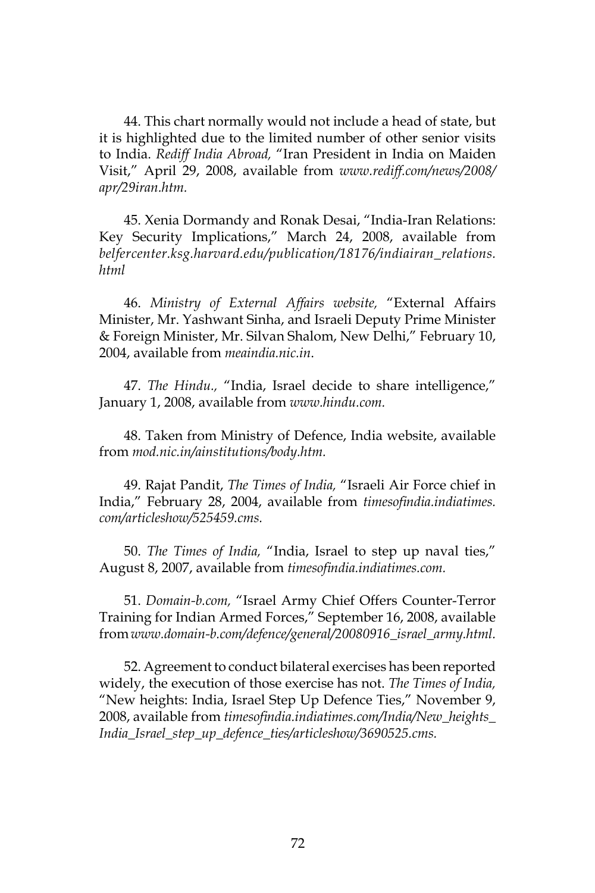44. This chart normally would not include a head of state, but it is highlighted due to the limited number of other senior visits to India. *Rediff India Abroad,* "Iran President in India on Maiden Visit," April 29, 2008, available from *www.rediff.com/news/2008/apr/29iran.htm.*

45. Xenia Dormandy and Ronak Desai, "India-Iran Relations: Key Security Implications," March 24, 2008, available from *belfercenter.ksg.harvard.edu/publication/18176/indiairan_relations.html*

46. *Ministry of External Affairs website,* "External Affairs Minister, Mr. Yashwant Sinha, and Israeli Deputy Prime Minister & Foreign Minister, Mr. Silvan Shalom, New Delhi," February 10, 2004, available from *meaindia.nic.in*.

47. *The Hindu.,* "India, Israel decide to share intelligence," January 1, 2008, available from *www.hindu.com.*

48. Taken from Ministry of Defence, India website, available from *mod.nic.in/ainstitutions/body.htm.*

49. Rajat Pandit, *The Times of India,* "Israeli Air Force chief in India," February 28, 2004, available from *timesofindia.indiatimes.com/articleshow/525459.cms.*

50. *The Times of India,* "India, Israel to step up naval ties," August 8, 2007, available from *timesofindia.indiatimes.com.*

51. *Domain-b.com,* "Israel Army Chief Offers Counter-Terror Training for Indian Armed Forces," September 16, 2008, available from *www.domain-b.com/defence/general/20080916_israel_army.html.*

52. Agreement to conduct bilateral exercises has been reported widely, the execution of those exercise has not. *The Times of India,* "New heights: India, Israel Step Up Defence Ties," November 9, 2008, available from *timesofindia.indiatimes.com/India/New_heights_India_Israel_step_up_defence_ties/articleshow/3690525.cms.*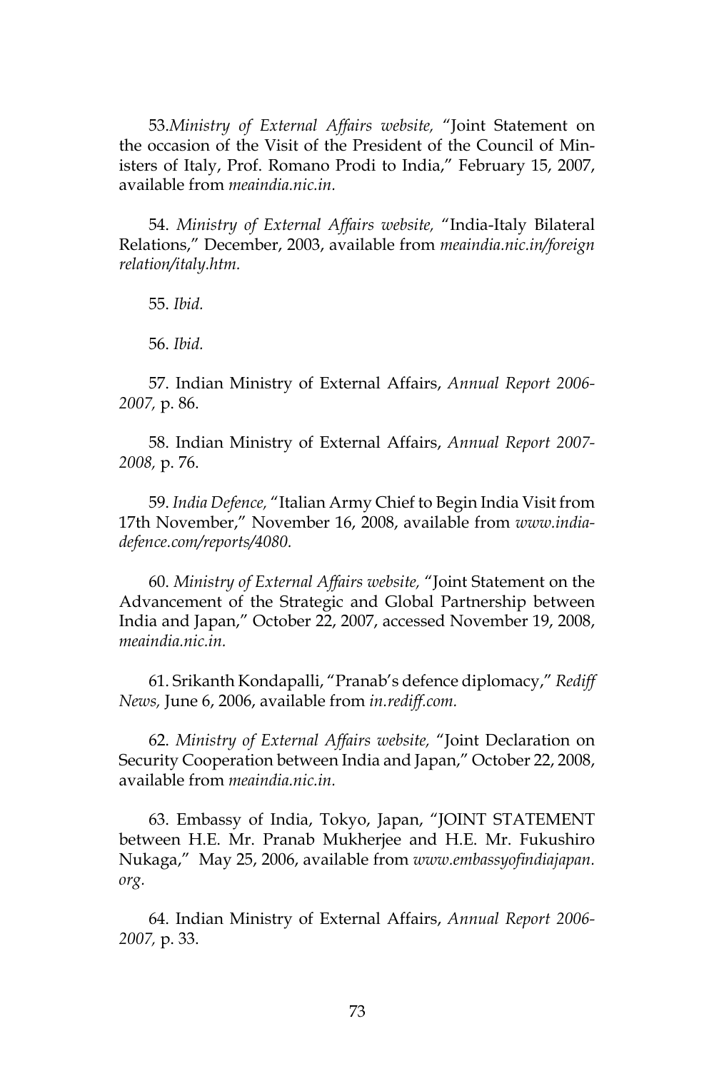53.*Ministry of External Affairs website,* "Joint Statement on the occasion of the Visit of the President of the Council of Ministers of Italy, Prof. Romano Prodi to India," February 15, 2007, available from *meaindia.nic.in.*

54. *Ministry of External Affairs website,* "India-Italy Bilateral Relations," December, 2003, available from *meaindia.nic.in/foreign relation/italy.htm.*

55. *Ibid.*

56. *Ibid.*

57. Indian Ministry of External Affairs, *Annual Report 2006-2007,* p. 86.

58. Indian Ministry of External Affairs, *Annual Report 2007-2008,* p. 76.

59. *India Defence,* "Italian Army Chief to Begin India Visit from 17th November," November 16, 2008, available from *www.india-defence.com/reports/4080.*

60. *Ministry of External Affairs website,* "Joint Statement on the Advancement of the Strategic and Global Partnership between India and Japan," October 22, 2007, accessed November 19, 2008, *meaindia.nic.in.*

61. Srikanth Kondapalli, "Pranab's defence diplomacy," *Rediff News,* June 6, 2006, available from *in.rediff.com.*

62. *Ministry of External Affairs website,* "Joint Declaration on Security Cooperation between India and Japan," October 22, 2008, available from *meaindia.nic.in.*

63. Embassy of India, Tokyo, Japan, "JOINT STATEMENT between H.E. Mr. Pranab Mukherjee and H.E. Mr. Fukushiro Nukaga," May 25, 2006, available from *www.embassyofindiajapan.org.*

64. Indian Ministry of External Affairs, *Annual Report 2006-2007,* p. 33.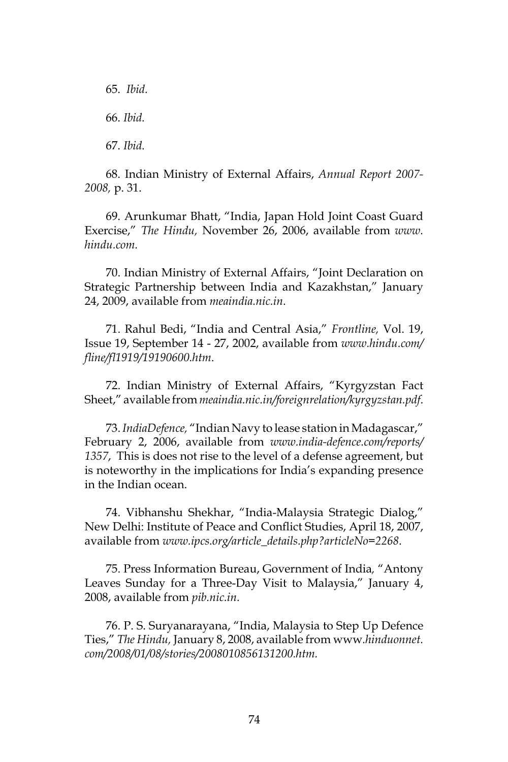65. *Ibid.*

66. *Ibid.*

67. *Ibid.*

68. Indian Ministry of External Affairs, *Annual Report 2007-2008,* p. 31.

69. Arunkumar Bhatt, "India, Japan Hold Joint Coast Guard Exercise," *The Hindu,* November 26, 2006, available from *www.hindu.com.*

70. Indian Ministry of External Affairs, "Joint Declaration on Strategic Partnership between India and Kazakhstan," January 24, 2009, available from *meaindia.nic.in*.

71. Rahul Bedi, "India and Central Asia," *Frontline,* Vol. 19, Issue 19, September 14 - 27, 2002, available from *www.hindu.com/fline/fl1919/19190600.htm*.

72. Indian Ministry of External Affairs, "Kyrgyzstan Fact Sheet," available from *meaindia.nic.in/foreignrelation/kyrgyzstan.pdf*.

73. *IndiaDefence,* "Indian Navy to lease station in Madagascar," February 2, 2006, available from *www.india-defence.com/reports/1357*, This is does not rise to the level of a defense agreement, but is noteworthy in the implications for India's expanding presence in the Indian ocean.

74. Vibhanshu Shekhar, "India-Malaysia Strategic Dialog," New Delhi: Institute of Peace and Conflict Studies, April 18, 2007, available from *www.ipcs.org/article_details.php?articleNo=2268*.

75. Press Information Bureau, Government of India*,* "Antony Leaves Sunday for a Three-Day Visit to Malaysia," January 4, 2008, available from *pib.nic.in.*

76. P. S. Suryanarayana, "India, Malaysia to Step Up Defence Ties," *The Hindu,* January 8, 2008, available from www.*hinduonnet.com/2008/01/08/stories/2008010856131200.htm.*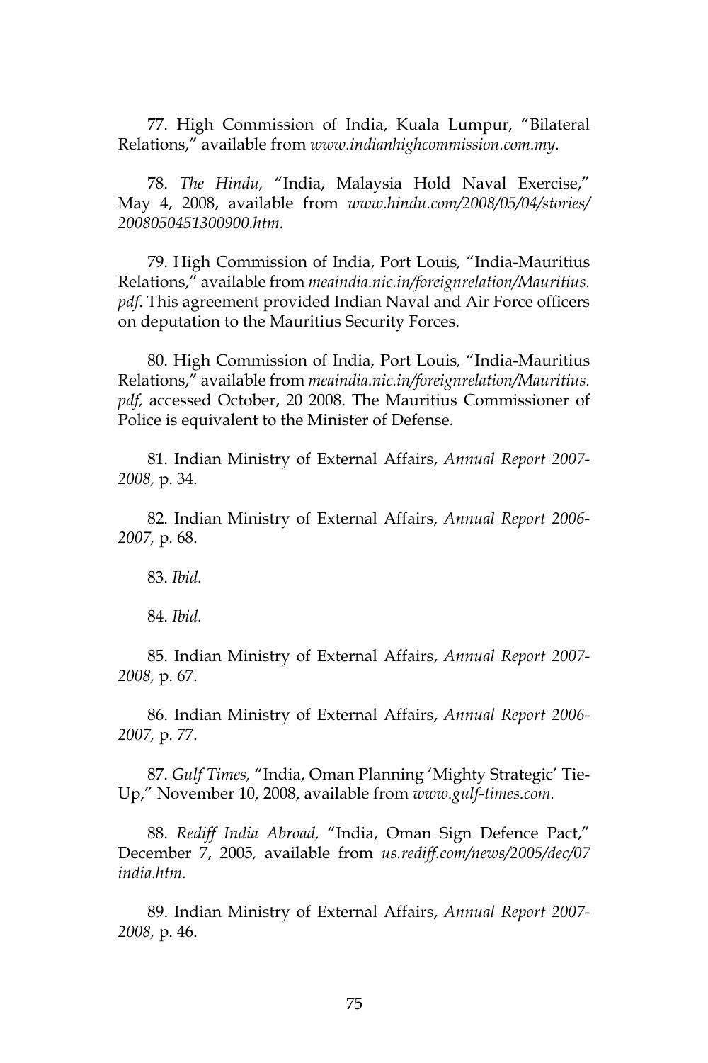77. High Commission of India, Kuala Lumpur, "Bilateral Relations," available from *www.indianhighcommission.com.my.*

78. *The Hindu,* "India, Malaysia Hold Naval Exercise," May 4, 2008, available from *www.hindu.com/2008/05/04/stories/2008050451300900.htm.*

79. High Commission of India, Port Louis, "India-Mauritius Relations," available from *meaindia.nic.in/foreignrelation/Mauritius.pdf*. This agreement provided Indian Naval and Air Force officers on deputation to the Mauritius Security Forces.

80. High Commission of India, Port Louis, "India-Mauritius Relations," available from *meaindia.nic.in/foreignrelation/Mauritius.pdf,* accessed October, 20 2008. The Mauritius Commissioner of Police is equivalent to the Minister of Defense.

81. Indian Ministry of External Affairs, *Annual Report 2007-2008,* p. 34.

82. Indian Ministry of External Affairs, *Annual Report 2006-2007,* p. 68.

83. *Ibid.*

84. *Ibid.*

85. Indian Ministry of External Affairs, *Annual Report 2007-2008,* p. 67.

86. Indian Ministry of External Affairs, *Annual Report 2006-2007,* p. 77.

87. *Gulf Times,* "India, Oman Planning 'Mighty Strategic' Tie-Up," November 10, 2008, available from *www.gulf-times.com.*

88. *Rediff India Abroad,* "India, Oman Sign Defence Pact," December 7, 2005, available from *us.rediff.com/news/2005/dec/07india.htm.*

89. Indian Ministry of External Affairs, *Annual Report 2007-2008,* p. 46.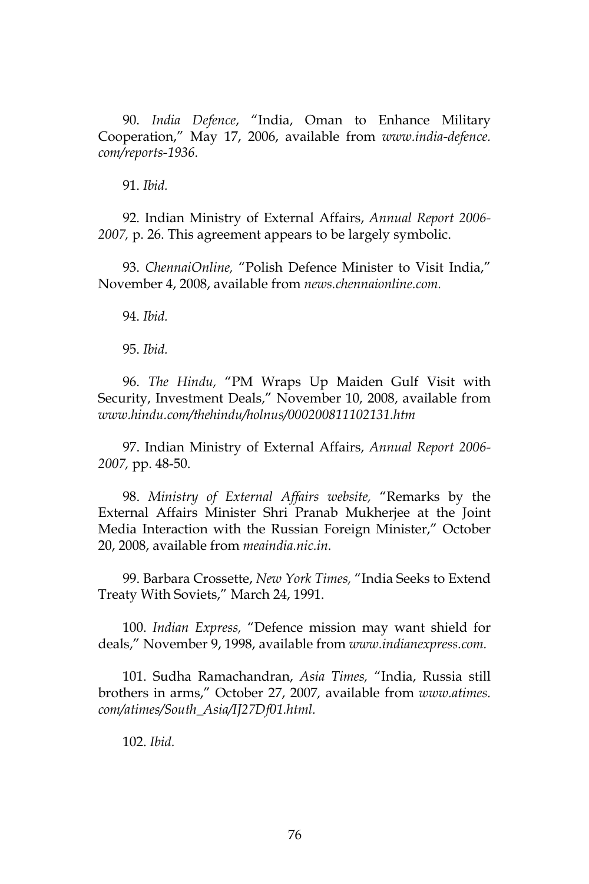90. *India Defence*, "India, Oman to Enhance Military Cooperation," May 17, 2006, available from *www.india-defence.com/reports-1936*.

91. *Ibid.*

92. Indian Ministry of External Affairs, *Annual Report 2006-2007,* p. 26. This agreement appears to be largely symbolic.

93. *ChennaiOnline,* "Polish Defence Minister to Visit India," November 4, 2008, available from *news.chennaionline.com.*

94. *Ibid.*

95. *Ibid.*

96. *The Hindu,* "PM Wraps Up Maiden Gulf Visit with Security, Investment Deals," November 10, 2008, available from *www.hindu.com/thehindu/holnus/000200811102131.htm*

97. Indian Ministry of External Affairs, *Annual Report 2006-2007,* pp. 48-50.

98. *Ministry of External Affairs website,* "Remarks by the External Affairs Minister Shri Pranab Mukherjee at the Joint Media Interaction with the Russian Foreign Minister," October 20, 2008, available from *meaindia.nic.in.*

99. Barbara Crossette, *New York Times,* "India Seeks to Extend Treaty With Soviets," March 24, 1991.

100. *Indian Express,* "Defence mission may want shield for deals," November 9, 1998, available from *www.indianexpress.com.*

101. Sudha Ramachandran, *Asia Times,* "India, Russia still brothers in arms," October 27, 2007*,* available from *www.atimes.com/atimes/South_Asia/IJ27Df01.html.*

102. *Ibid.*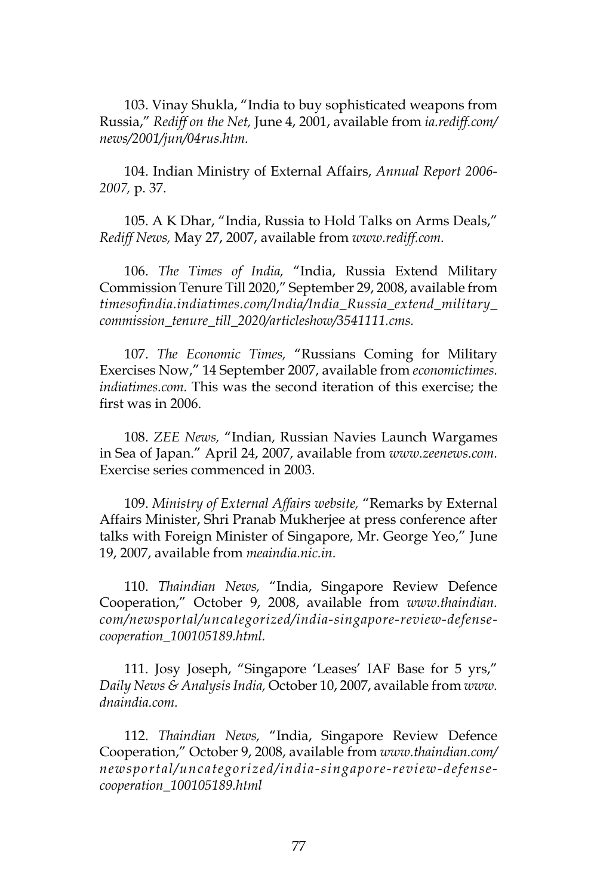103. Vinay Shukla, "India to buy sophisticated weapons from Russia," *Rediff on the Net,* June 4, 2001, available from *ia.rediff.com/news/2001/jun/04rus.htm.*

104. Indian Ministry of External Affairs, *Annual Report 2006-2007,* p. 37.

105. A K Dhar, "India, Russia to Hold Talks on Arms Deals," *Rediff News,* May 27, 2007, available from *www.rediff.com.*

106. *The Times of India,* "India, Russia Extend Military Commission Tenure Till 2020," September 29, 2008, available from *timesofindia.indiatimes.com/India/India_Russia_extend_military_commission_tenure_till_2020/articleshow/3541111.cms.*

107. *The Economic Times,* "Russians Coming for Military Exercises Now," 14 September 2007, available from *economictimes.indiatimes.com.* This was the second iteration of this exercise; the first was in 2006.

108. *ZEE News,* "Indian, Russian Navies Launch Wargames in Sea of Japan." April 24, 2007, available from *www.zeenews.com.* Exercise series commenced in 2003.

109. *Ministry of External Affairs website,* "Remarks by External Affairs Minister, Shri Pranab Mukherjee at press conference after talks with Foreign Minister of Singapore, Mr. George Yeo," June 19, 2007, available from *meaindia.nic.in.*

110. *Thaindian News,* "India, Singapore Review Defence Cooperation," October 9, 2008, available from *www.thaindian.com/newsportal/uncategorized/india-singapore-review-defense-cooperation_100105189.html.*

111. Josy Joseph, "Singapore 'Leases' IAF Base for 5 yrs," *Daily News & Analysis India,* October 10, 2007, available from *www.dnaindia.com.*

112. *Thaindian News,* "India, Singapore Review Defence Cooperation," October 9, 2008, available from *www.thaindian.com/newsportal/uncategorized/india-singapore-review-defense-cooperation_100105189.html*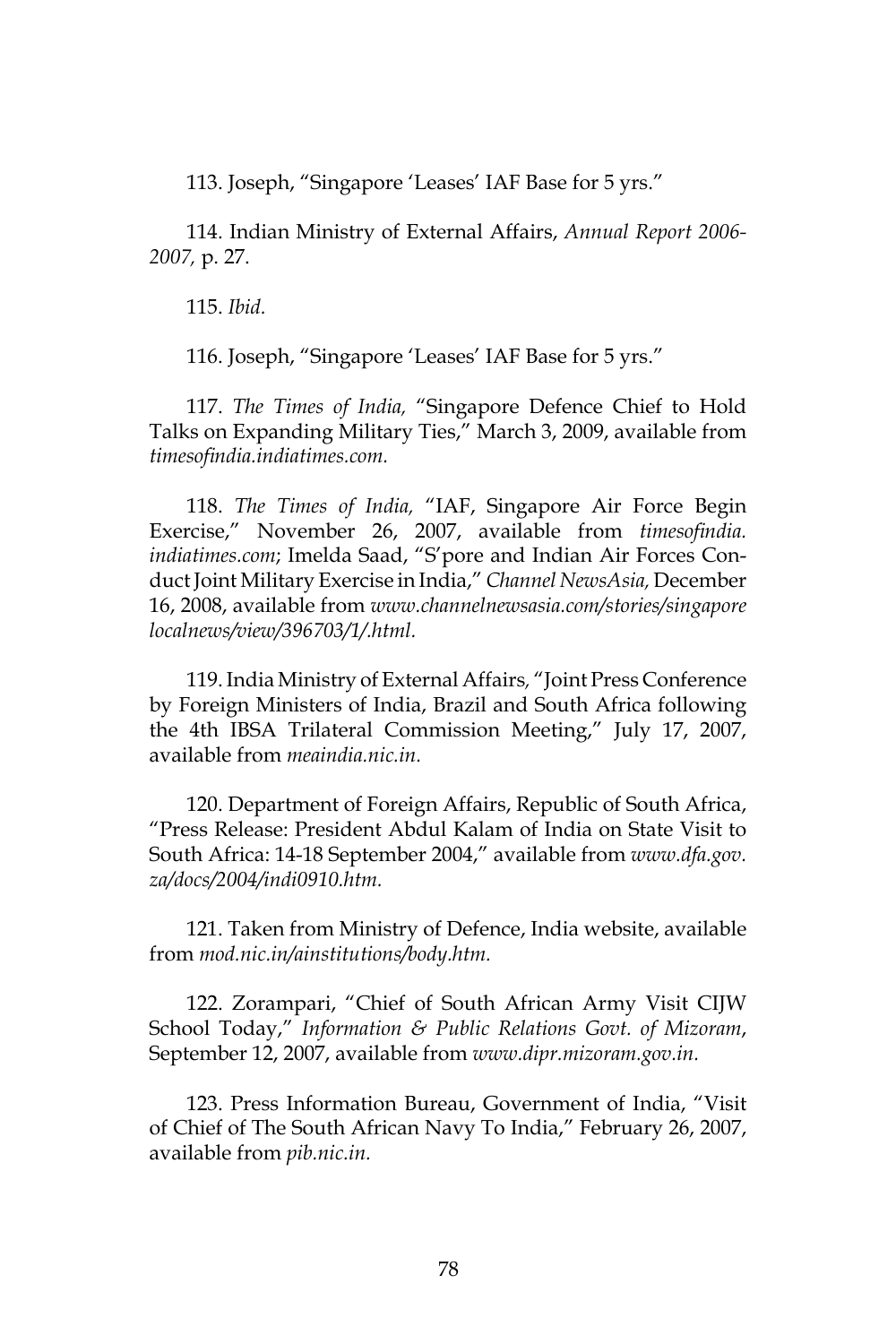113. Joseph, "Singapore 'Leases' IAF Base for 5 yrs."

114. Indian Ministry of External Affairs, *Annual Report 2006-2007,* p. 27.

115. *Ibid.*

116. Joseph, "Singapore 'Leases' IAF Base for 5 yrs."

117. *The Times of India,* "Singapore Defence Chief to Hold Talks on Expanding Military Ties," March 3, 2009, available from *timesofindia.indiatimes.com.*

118. *The Times of India,* "IAF, Singapore Air Force Begin Exercise," November 26, 2007, available from *timesofindia.indiatimes.com*; Imelda Saad, "S'pore and Indian Air Forces Conduct Joint Military Exercise in India," *Channel NewsAsia,* December 16, 2008, available from *www.channelnewsasia.com/stories/singaporelocalnews/view/396703/1/.html.*

119. India Ministry of External Affairs, "Joint Press Conference by Foreign Ministers of India, Brazil and South Africa following the 4th IBSA Trilateral Commission Meeting," July 17, 2007, available from *meaindia.nic.in.*

120. Department of Foreign Affairs, Republic of South Africa, "Press Release: President Abdul Kalam of India on State Visit to South Africa: 14-18 September 2004," available from *www.dfa.gov.za/docs/2004/indi0910.htm.*

121. Taken from Ministry of Defence, India website, available from *mod.nic.in/ainstitutions/body.htm.*

122. Zorampari, "Chief of South African Army Visit CIJW School Today," *Information & Public Relations Govt. of Mizoram*, September 12, 2007, available from *www.dipr.mizoram.gov.in.*

123. Press Information Bureau, Government of India, "Visit of Chief of The South African Navy To India," February 26, 2007, available from *pib.nic.in.*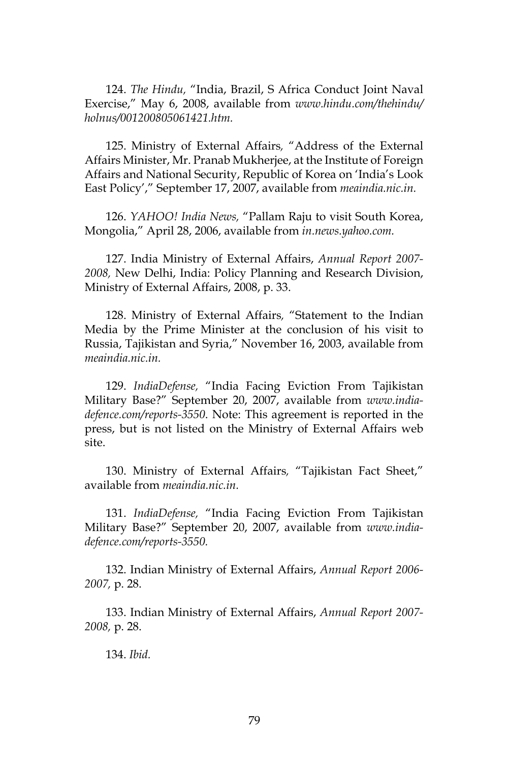124. *The Hindu,* "India, Brazil, S Africa Conduct Joint Naval Exercise," May 6, 2008, available from *www.hindu.com/thehindu/holnus/001200805061421.htm.*

125. Ministry of External Affairs, "Address of the External Affairs Minister, Mr. Pranab Mukherjee, at the Institute of Foreign Affairs and National Security, Republic of Korea on 'India's Look East Policy'," September 17, 2007, available from *meaindia.nic.in.*

126. *YAHOO! India News,* "Pallam Raju to visit South Korea, Mongolia," April 28, 2006, available from *in.news.yahoo.com.*

127. India Ministry of External Affairs, *Annual Report 2007-2008,* New Delhi, India: Policy Planning and Research Division, Ministry of External Affairs, 2008, p. 33.

128. Ministry of External Affairs, "Statement to the Indian Media by the Prime Minister at the conclusion of his visit to Russia, Tajikistan and Syria," November 16, 2003, available from *meaindia.nic.in.*

129. *IndiaDefense,* "India Facing Eviction From Tajikistan Military Base?" September 20, 2007, available from *www.india-defence.com/reports-3550.* Note: This agreement is reported in the press, but is not listed on the Ministry of External Affairs web site.

130. Ministry of External Affairs, "Tajikistan Fact Sheet," available from *meaindia.nic.in.*

131. *IndiaDefense,* "India Facing Eviction From Tajikistan Military Base?" September 20, 2007, available from *www.india-defence.com/reports-3550.*

132. Indian Ministry of External Affairs, *Annual Report 2006-2007,* p. 28.

133. Indian Ministry of External Affairs, *Annual Report 2007-2008,* p. 28.

134. *Ibid.*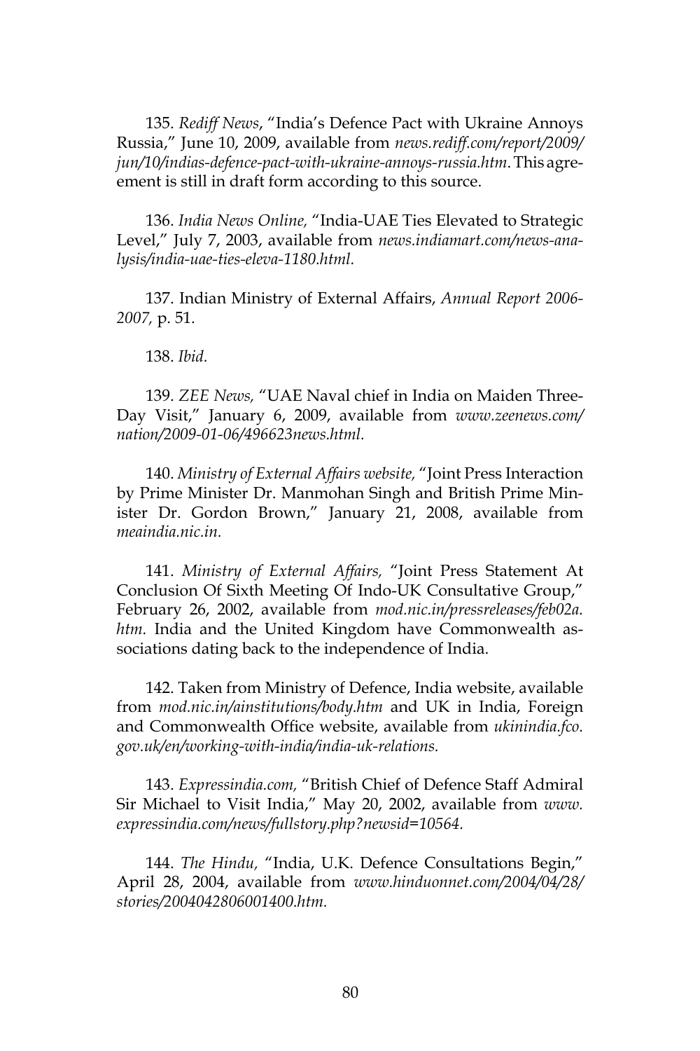135. *Rediff News*, "India's Defence Pact with Ukraine Annoys Russia," June 10, 2009, available from *news.rediff.com/report/2009/jun/10/indias-defence-pact-with-ukraine-annoys-russia.htm*. This agreement is still in draft form according to this source.

136. *India News Online,* "India-UAE Ties Elevated to Strategic Level," July 7, 2003, available from *news.indiamart.com/news-analysis/india-uae-ties-eleva-1180.html.*

137. Indian Ministry of External Affairs, *Annual Report 2006-2007,* p. 51.

138. *Ibid.*

139. *ZEE News,* "UAE Naval chief in India on Maiden Three-Day Visit," January 6, 2009, available from *www.zeenews.com/nation/2009-01-06/496623news.html.*

140. *Ministry of External Affairs website,* "Joint Press Interaction by Prime Minister Dr. Manmohan Singh and British Prime Minister Dr. Gordon Brown," January 21, 2008, available from *meaindia.nic.in.*

141. *Ministry of External Affairs,* "Joint Press Statement At Conclusion Of Sixth Meeting Of Indo-UK Consultative Group," February 26, 2002, available from *mod.nic.in/pressreleases/feb02a.htm.* India and the United Kingdom have Commonwealth associations dating back to the independence of India.

142. Taken from Ministry of Defence, India website, available from *mod.nic.in/ainstitutions/body.htm* and UK in India, Foreign and Commonwealth Office website, available from *ukinindia.fco.gov.uk/en/working-with-india/india-uk-relations.*

143. *Expressindia.com,* "British Chief of Defence Staff Admiral Sir Michael to Visit India," May 20, 2002, available from *www.expressindia.com/news/fullstory.php?newsid=10564.*

144. *The Hindu,* "India, U.K. Defence Consultations Begin," April 28, 2004, available from *www.hinduonnet.com/2004/04/28/stories/2004042806001400.htm.*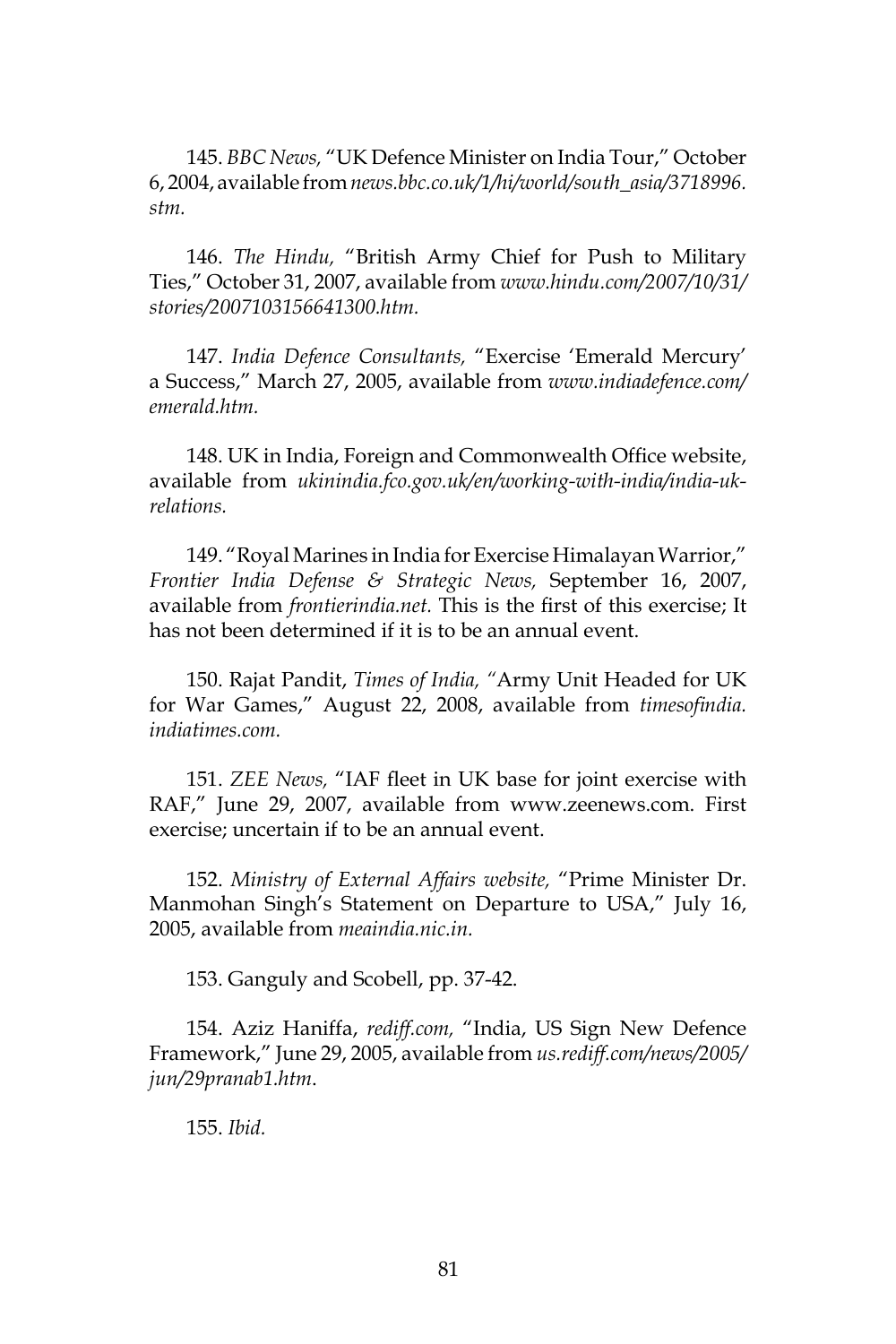145. *BBC News,* "UK Defence Minister on India Tour," October 6, 2004, available from *news.bbc.co.uk/1/hi/world/south_asia/3718996.stm.*

146. *The Hindu,* "British Army Chief for Push to Military Ties," October 31, 2007, available from *www.hindu.com/2007/10/31/stories/2007103156641300.htm.*

147. *India Defence Consultants,* "Exercise 'Emerald Mercury' a Success," March 27, 2005, available from *www.indiadefence.com/emerald.htm.*

148. UK in India, Foreign and Commonwealth Office website, available from *ukinindia.fco.gov.uk/en/working-with-india/india-uk-relations.*

149. "Royal Marines in India for Exercise Himalayan Warrior," *Frontier India Defense & Strategic News,* September 16, 2007, available from *frontierindia.net.* This is the first of this exercise; It has not been determined if it is to be an annual event.

150. Rajat Pandit, *Times of India,* "Army Unit Headed for UK for War Games," August 22, 2008, available from *timesofindia.indiatimes.com.*

151. *ZEE News,* "IAF fleet in UK base for joint exercise with RAF," June 29, 2007, available from www.zeenews.com. First exercise; uncertain if to be an annual event.

152. *Ministry of External Affairs website,* "Prime Minister Dr. Manmohan Singh's Statement on Departure to USA," July 16, 2005, available from *meaindia.nic.in.*

153. Ganguly and Scobell, pp. 37-42.

154. Aziz Haniffa, *rediff.com,* "India, US Sign New Defence Framework," June 29, 2005, available from *us.rediff.com/news/2005/jun/29pranab1.htm*.

155. *Ibid.*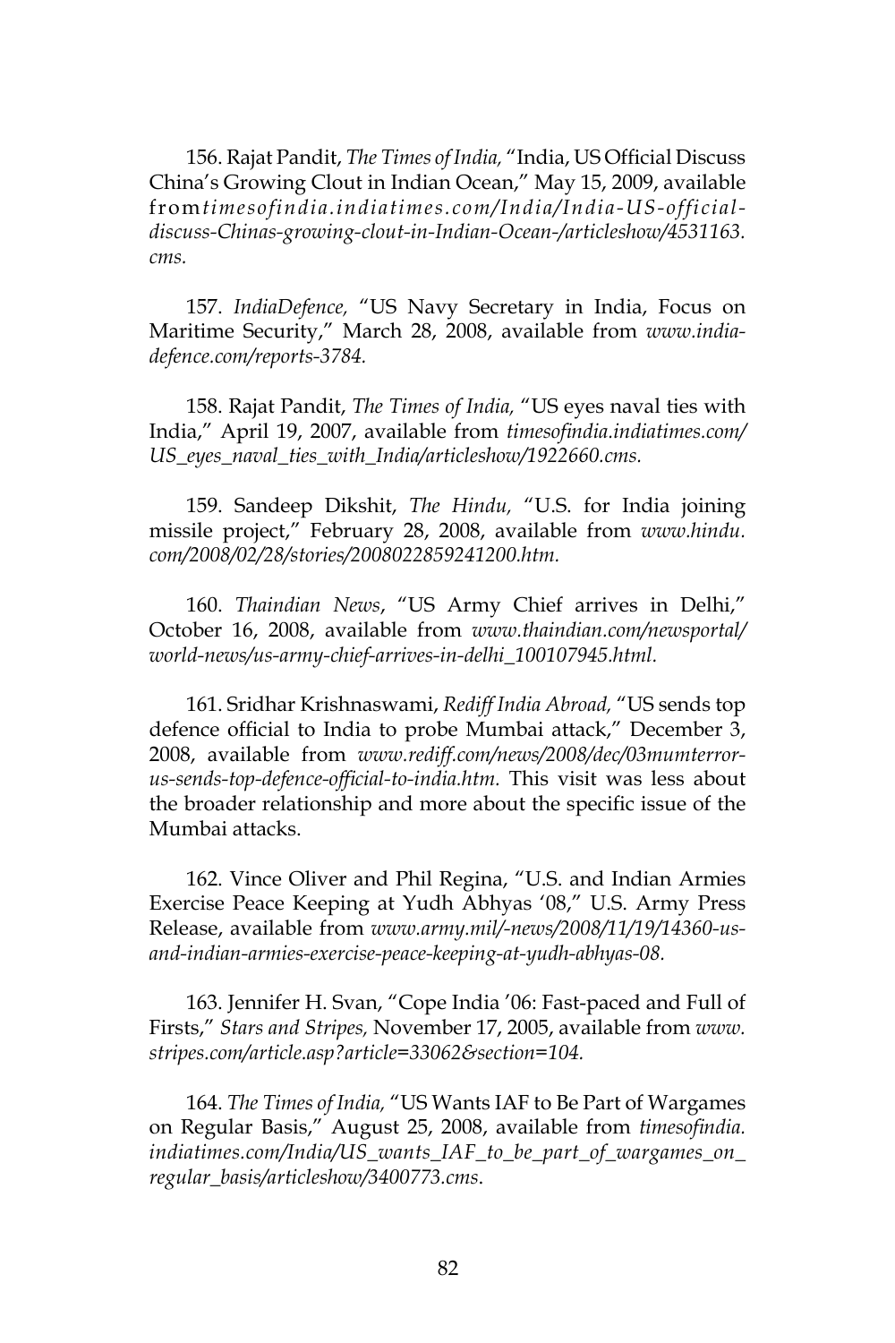156. Rajat Pandit, *The Times of India,* "India, US Official Discuss China's Growing Clout in Indian Ocean," May 15, 2009, available from *timesofindia.indiatimes.com/India/India-US-official-discuss-Chinas-growing-clout-in-Indian-Ocean-/articleshow/4531163.cms.*

157. *IndiaDefence,* "US Navy Secretary in India, Focus on Maritime Security," March 28, 2008, available from *www.india-defence.com/reports-3784.*

158. Rajat Pandit, *The Times of India,* "US eyes naval ties with India," April 19, 2007, available from *timesofindia.indiatimes.com/US_eyes_naval_ties_with_India/articleshow/1922660.cms.*

159. Sandeep Dikshit, *The Hindu,* "U.S. for India joining missile project," February 28, 2008, available from *www.hindu.com/2008/02/28/stories/2008022859241200.htm.*

160. *Thaindian News*, "US Army Chief arrives in Delhi," October 16, 2008, available from *www.thaindian.com/newsportal/world-news/us-army-chief-arrives-in-delhi_100107945.html.*

161. Sridhar Krishnaswami, *Rediff India Abroad,* "US sends top defence official to India to probe Mumbai attack," December 3, 2008, available from *www.rediff.com/news/2008/dec/03mumterror-us-sends-top-defence-official-to-india.htm.* This visit was less about the broader relationship and more about the specific issue of the Mumbai attacks.

162. Vince Oliver and Phil Regina, "U.S. and Indian Armies Exercise Peace Keeping at Yudh Abhyas '08," U.S. Army Press Release, available from *www.army.mil/-news/2008/11/19/14360-us-and-indian-armies-exercise-peace-keeping-at-yudh-abhyas-08.*

163. Jennifer H. Svan, "Cope India '06: Fast-paced and Full of Firsts," *Stars and Stripes,* November 17, 2005, available from *www.stripes.com/article.asp?article=33062&section=104.*

164. *The Times of India,* "US Wants IAF to Be Part of Wargames on Regular Basis," August 25, 2008, available from *timesofindia.indiatimes.com/India/US_wants_IAF_to_be_part_of_wargames_on_regular_basis/articleshow/3400773.cms*.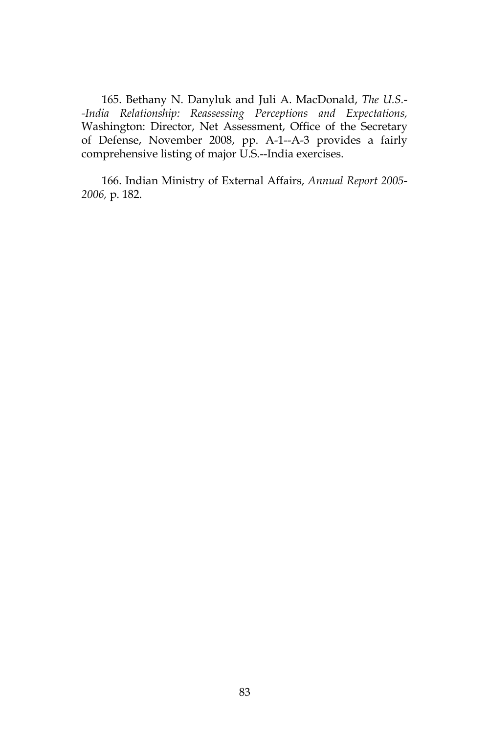165. Bethany N. Danyluk and Juli A. MacDonald, *The U.S.--India Relationship: Reassessing Perceptions and Expectations,* Washington: Director, Net Assessment, Office of the Secretary of Defense, November 2008, pp. A-1--A-3 provides a fairly comprehensive listing of major U.S.--India exercises.

166. Indian Ministry of External Affairs, *Annual Report 2005-2006,* p. 182.